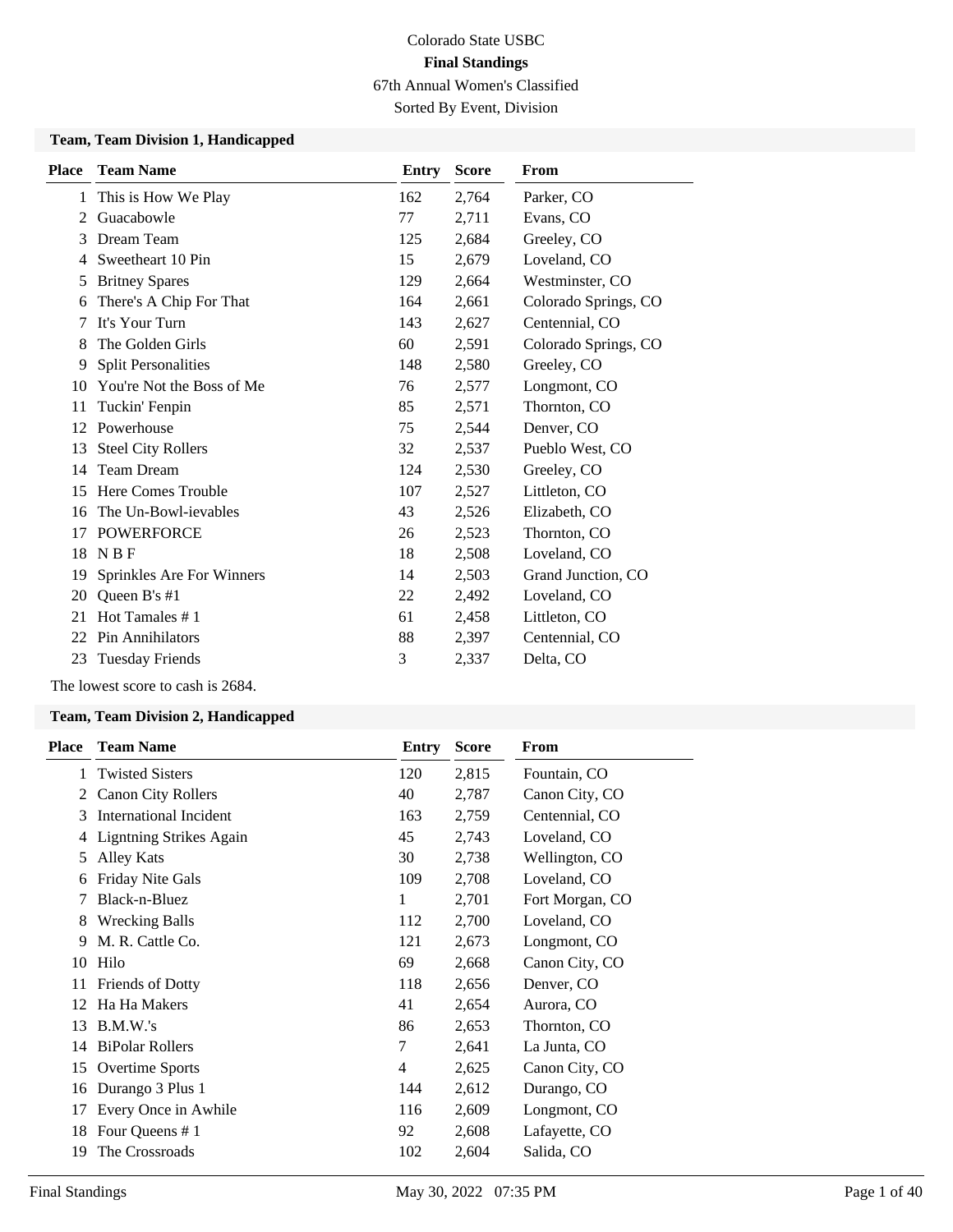Colorado State USBC

**Final Standings**

67th Annual Women's Classified

Sorted By Event, Division

### Team, Team Division 1, Handicapped

| Place | Team Name | Entry | Score | From |
|---|---|---|---|---|
| 1 | This is How We Play | 162 | 2,764 | Parker, CO |
| 2 | Guacabowle | 77 | 2,711 | Evans, CO |
| 3 | Dream Team | 125 | 2,684 | Greeley, CO |
| 4 | Sweetheart 10 Pin | 15 | 2,679 | Loveland, CO |
| 5 | Britney Spares | 129 | 2,664 | Westminster, CO |
| 6 | There's A Chip For That | 164 | 2,661 | Colorado Springs, CO |
| 7 | It's Your Turn | 143 | 2,627 | Centennial, CO |
| 8 | The Golden Girls | 60 | 2,591 | Colorado Springs, CO |
| 9 | Split Personalities | 148 | 2,580 | Greeley, CO |
| 10 | You're Not the Boss of Me | 76 | 2,577 | Longmont, CO |
| 11 | Tuckin' Fenpin | 85 | 2,571 | Thornton, CO |
| 12 | Powerhouse | 75 | 2,544 | Denver, CO |
| 13 | Steel City Rollers | 32 | 2,537 | Pueblo West, CO |
| 14 | Team Dream | 124 | 2,530 | Greeley, CO |
| 15 | Here Comes Trouble | 107 | 2,527 | Littleton, CO |
| 16 | The Un-Bowl-ievables | 43 | 2,526 | Elizabeth, CO |
| 17 | POWERFORCE | 26 | 2,523 | Thornton, CO |
| 18 | N B F | 18 | 2,508 | Loveland, CO |
| 19 | Sprinkles Are For Winners | 14 | 2,503 | Grand Junction, CO |
| 20 | Queen B's #1 | 22 | 2,492 | Loveland, CO |
| 21 | Hot Tamales # 1 | 61 | 2,458 | Littleton, CO |
| 22 | Pin Annihilators | 88 | 2,397 | Centennial, CO |
| 23 | Tuesday Friends | 3 | 2,337 | Delta, CO |

The lowest score to cash is 2684.

### Team, Team Division 2, Handicapped

| Place | Team Name | Entry | Score | From |
|---|---|---|---|---|
| 1 | Twisted Sisters | 120 | 2,815 | Fountain, CO |
| 2 | Canon City Rollers | 40 | 2,787 | Canon City, CO |
| 3 | International Incident | 163 | 2,759 | Centennial, CO |
| 4 | Ligntning Strikes Again | 45 | 2,743 | Loveland, CO |
| 5 | Alley Kats | 30 | 2,738 | Wellington, CO |
| 6 | Friday Nite Gals | 109 | 2,708 | Loveland, CO |
| 7 | Black-n-Bluez | 1 | 2,701 | Fort Morgan, CO |
| 8 | Wrecking Balls | 112 | 2,700 | Loveland, CO |
| 9 | M. R. Cattle Co. | 121 | 2,673 | Longmont, CO |
| 10 | Hilo | 69 | 2,668 | Canon City, CO |
| 11 | Friends of Dotty | 118 | 2,656 | Denver, CO |
| 12 | Ha Ha Makers | 41 | 2,654 | Aurora, CO |
| 13 | B.M.W.'s | 86 | 2,653 | Thornton, CO |
| 14 | BiPolar Rollers | 7 | 2,641 | La Junta, CO |
| 15 | Overtime Sports | 4 | 2,625 | Canon City, CO |
| 16 | Durango 3 Plus 1 | 144 | 2,612 | Durango, CO |
| 17 | Every Once in Awhile | 116 | 2,609 | Longmont, CO |
| 18 | Four Queens # 1 | 92 | 2,608 | Lafayette, CO |
| 19 | The Crossroads | 102 | 2,604 | Salida, CO |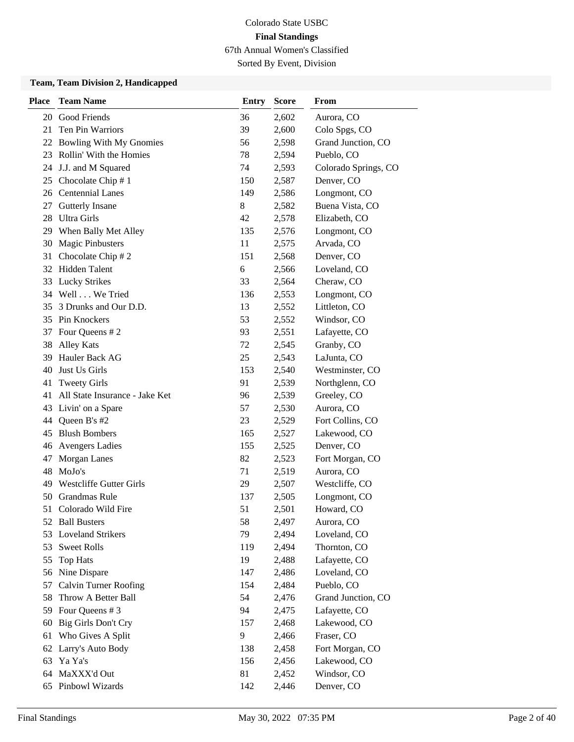Colorado State USBC

**Final Standings**

67th Annual Women's Classified

Sorted By Event, Division

### Team, Team Division 2, Handicapped

| Place | Team Name | Entry | Score | From |
|---|---|---|---|---|
| 20 | Good Friends | 36 | 2,602 | Aurora, CO |
| 21 | Ten Pin Warriors | 39 | 2,600 | Colo Spgs, CO |
| 22 | Bowling With My Gnomies | 56 | 2,598 | Grand Junction, CO |
| 23 | Rollin' With the Homies | 78 | 2,594 | Pueblo, CO |
| 24 | J.J. and M Squared | 74 | 2,593 | Colorado Springs, CO |
| 25 | Chocolate Chip # 1 | 150 | 2,587 | Denver, CO |
| 26 | Centennial Lanes | 149 | 2,586 | Longmont, CO |
| 27 | Gutterly Insane | 8 | 2,582 | Buena Vista, CO |
| 28 | Ultra Girls | 42 | 2,578 | Elizabeth, CO |
| 29 | When Bally Met Alley | 135 | 2,576 | Longmont, CO |
| 30 | Magic Pinbusters | 11 | 2,575 | Arvada, CO |
| 31 | Chocolate Chip # 2 | 151 | 2,568 | Denver, CO |
| 32 | Hidden Talent | 6 | 2,566 | Loveland, CO |
| 33 | Lucky Strikes | 33 | 2,564 | Cheraw, CO |
| 34 | Well . . . We Tried | 136 | 2,553 | Longmont, CO |
| 35 | 3 Drunks and Our D.D. | 13 | 2,552 | Littleton, CO |
| 35 | Pin Knockers | 53 | 2,552 | Windsor, CO |
| 37 | Four Queens # 2 | 93 | 2,551 | Lafayette, CO |
| 38 | Alley Kats | 72 | 2,545 | Granby, CO |
| 39 | Hauler Back AG | 25 | 2,543 | LaJunta, CO |
| 40 | Just Us Girls | 153 | 2,540 | Westminster, CO |
| 41 | Tweety Girls | 91 | 2,539 | Northglenn, CO |
| 41 | All State Insurance - Jake Ket | 96 | 2,539 | Greeley, CO |
| 43 | Livin' on a Spare | 57 | 2,530 | Aurora, CO |
| 44 | Queen B's #2 | 23 | 2,529 | Fort Collins, CO |
| 45 | Blush Bombers | 165 | 2,527 | Lakewood, CO |
| 46 | Avengers Ladies | 155 | 2,525 | Denver, CO |
| 47 | Morgan Lanes | 82 | 2,523 | Fort Morgan, CO |
| 48 | MoJo's | 71 | 2,519 | Aurora, CO |
| 49 | Westcliffe Gutter Girls | 29 | 2,507 | Westcliffe, CO |
| 50 | Grandmas Rule | 137 | 2,505 | Longmont, CO |
| 51 | Colorado Wild Fire | 51 | 2,501 | Howard, CO |
| 52 | Ball Busters | 58 | 2,497 | Aurora, CO |
| 53 | Loveland Strikers | 79 | 2,494 | Loveland, CO |
| 53 | Sweet Rolls | 119 | 2,494 | Thornton, CO |
| 55 | Top Hats | 19 | 2,488 | Lafayette, CO |
| 56 | Nine Dispare | 147 | 2,486 | Loveland, CO |
| 57 | Calvin Turner Roofing | 154 | 2,484 | Pueblo, CO |
| 58 | Throw A Better Ball | 54 | 2,476 | Grand Junction, CO |
| 59 | Four Queens # 3 | 94 | 2,475 | Lafayette, CO |
| 60 | Big Girls Don't Cry | 157 | 2,468 | Lakewood, CO |
| 61 | Who Gives A Split | 9 | 2,466 | Fraser, CO |
| 62 | Larry's Auto Body | 138 | 2,458 | Fort Morgan, CO |
| 63 | Ya Ya's | 156 | 2,456 | Lakewood, CO |
| 64 | MaXXX'd Out | 81 | 2,452 | Windsor, CO |
| 65 | Pinbowl Wizards | 142 | 2,446 | Denver, CO |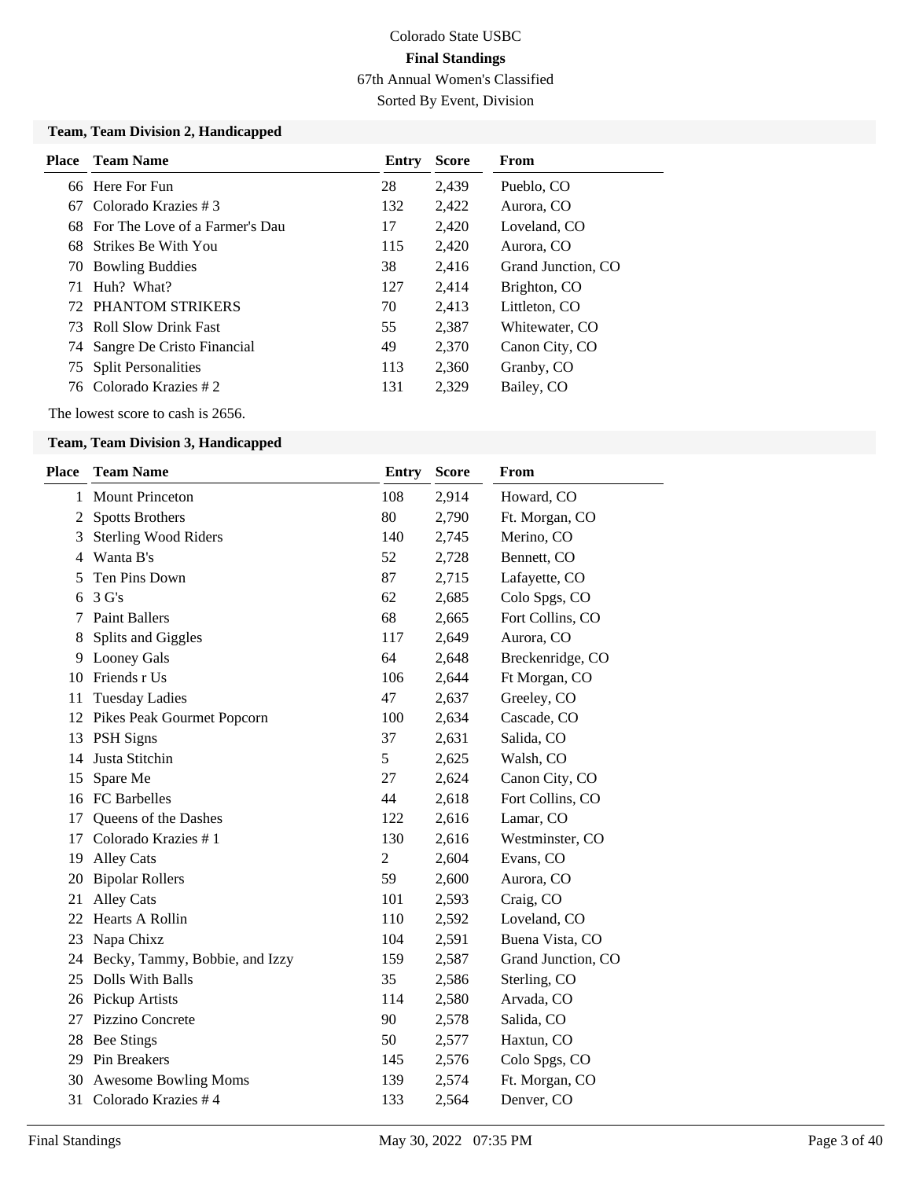Colorado State USBC

**Final Standings**

67th Annual Women's Classified

Sorted By Event, Division

### Team, Team Division 2, Handicapped

| Place | Team Name | Entry | Score | From |
|---|---|---|---|---|
| 66 | Here For Fun | 28 | 2,439 | Pueblo, CO |
| 67 | Colorado Krazies # 3 | 132 | 2,422 | Aurora, CO |
| 68 | For The Love of a Farmer's Dau | 17 | 2,420 | Loveland, CO |
| 68 | Strikes Be With You | 115 | 2,420 | Aurora, CO |
| 70 | Bowling Buddies | 38 | 2,416 | Grand Junction, CO |
| 71 | Huh? What? | 127 | 2,414 | Brighton, CO |
| 72 | PHANTOM STRIKERS | 70 | 2,413 | Littleton, CO |
| 73 | Roll Slow Drink Fast | 55 | 2,387 | Whitewater, CO |
| 74 | Sangre De Cristo Financial | 49 | 2,370 | Canon City, CO |
| 75 | Split Personalities | 113 | 2,360 | Granby, CO |
| 76 | Colorado Krazies # 2 | 131 | 2,329 | Bailey, CO |

The lowest score to cash is 2656.

### Team, Team Division 3, Handicapped

| Place | Team Name | Entry | Score | From |
|---|---|---|---|---|
| 1 | Mount Princeton | 108 | 2,914 | Howard, CO |
| 2 | Spotts Brothers | 80 | 2,790 | Ft. Morgan, CO |
| 3 | Sterling Wood Riders | 140 | 2,745 | Merino, CO |
| 4 | Wanta B's | 52 | 2,728 | Bennett, CO |
| 5 | Ten Pins Down | 87 | 2,715 | Lafayette, CO |
| 6 | 3 G's | 62 | 2,685 | Colo Spgs, CO |
| 7 | Paint Ballers | 68 | 2,665 | Fort Collins, CO |
| 8 | Splits and Giggles | 117 | 2,649 | Aurora, CO |
| 9 | Looney Gals | 64 | 2,648 | Breckenridge, CO |
| 10 | Friends r Us | 106 | 2,644 | Ft Morgan, CO |
| 11 | Tuesday Ladies | 47 | 2,637 | Greeley, CO |
| 12 | Pikes Peak Gourmet Popcorn | 100 | 2,634 | Cascade, CO |
| 13 | PSH Signs | 37 | 2,631 | Salida, CO |
| 14 | Justa Stitchin | 5 | 2,625 | Walsh, CO |
| 15 | Spare Me | 27 | 2,624 | Canon City, CO |
| 16 | FC Barbelles | 44 | 2,618 | Fort Collins, CO |
| 17 | Queens of the Dashes | 122 | 2,616 | Lamar, CO |
| 17 | Colorado Krazies # 1 | 130 | 2,616 | Westminster, CO |
| 19 | Alley Cats | 2 | 2,604 | Evans, CO |
| 20 | Bipolar Rollers | 59 | 2,600 | Aurora, CO |
| 21 | Alley Cats | 101 | 2,593 | Craig, CO |
| 22 | Hearts A Rollin | 110 | 2,592 | Loveland, CO |
| 23 | Napa Chixz | 104 | 2,591 | Buena Vista, CO |
| 24 | Becky, Tammy, Bobbie, and Izzy | 159 | 2,587 | Grand Junction, CO |
| 25 | Dolls With Balls | 35 | 2,586 | Sterling, CO |
| 26 | Pickup Artists | 114 | 2,580 | Arvada, CO |
| 27 | Pizzino Concrete | 90 | 2,578 | Salida, CO |
| 28 | Bee Stings | 50 | 2,577 | Haxtun, CO |
| 29 | Pin Breakers | 145 | 2,576 | Colo Spgs, CO |
| 30 | Awesome Bowling Moms | 139 | 2,574 | Ft. Morgan, CO |
| 31 | Colorado Krazies # 4 | 133 | 2,564 | Denver, CO |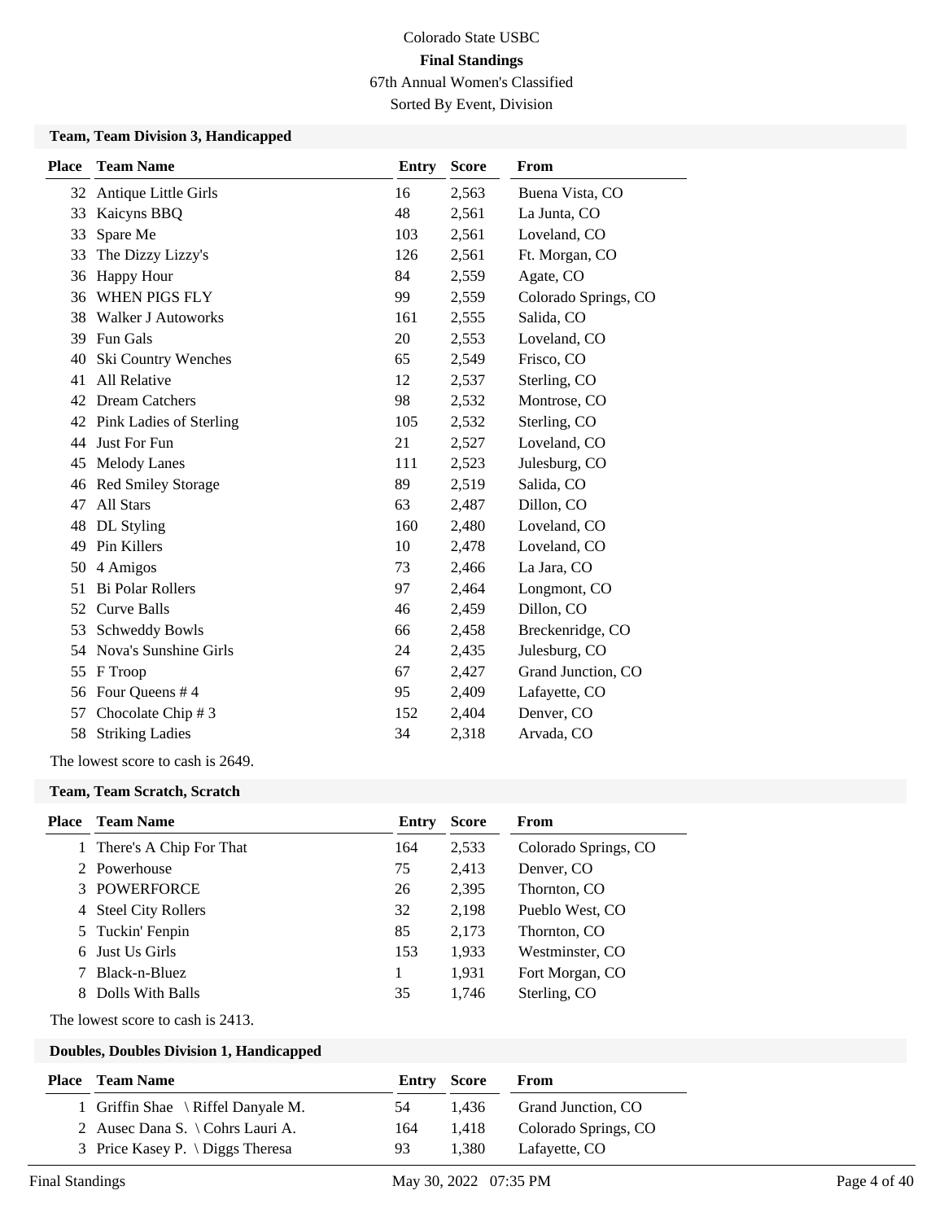Colorado State USBC

**Final Standings**

67th Annual Women's Classified

Sorted By Event, Division

### Team, Team Division 3, Handicapped

| Place | Team Name | Entry | Score | From |
|---|---|---|---|---|
| 32 | Antique Little Girls | 16 | 2,563 | Buena Vista, CO |
| 33 | Kaicyns BBQ | 48 | 2,561 | La Junta, CO |
| 33 | Spare Me | 103 | 2,561 | Loveland, CO |
| 33 | The Dizzy Lizzy's | 126 | 2,561 | Ft. Morgan, CO |
| 36 | Happy Hour | 84 | 2,559 | Agate, CO |
| 36 | WHEN PIGS FLY | 99 | 2,559 | Colorado Springs, CO |
| 38 | Walker J Autoworks | 161 | 2,555 | Salida, CO |
| 39 | Fun Gals | 20 | 2,553 | Loveland, CO |
| 40 | Ski Country Wenches | 65 | 2,549 | Frisco, CO |
| 41 | All Relative | 12 | 2,537 | Sterling, CO |
| 42 | Dream Catchers | 98 | 2,532 | Montrose, CO |
| 42 | Pink Ladies of Sterling | 105 | 2,532 | Sterling, CO |
| 44 | Just For Fun | 21 | 2,527 | Loveland, CO |
| 45 | Melody Lanes | 111 | 2,523 | Julesburg, CO |
| 46 | Red Smiley Storage | 89 | 2,519 | Salida, CO |
| 47 | All Stars | 63 | 2,487 | Dillon, CO |
| 48 | DL Styling | 160 | 2,480 | Loveland, CO |
| 49 | Pin Killers | 10 | 2,478 | Loveland, CO |
| 50 | 4 Amigos | 73 | 2,466 | La Jara, CO |
| 51 | Bi Polar Rollers | 97 | 2,464 | Longmont, CO |
| 52 | Curve Balls | 46 | 2,459 | Dillon, CO |
| 53 | Schweddy Bowls | 66 | 2,458 | Breckenridge, CO |
| 54 | Nova's Sunshine Girls | 24 | 2,435 | Julesburg, CO |
| 55 | F Troop | 67 | 2,427 | Grand Junction, CO |
| 56 | Four Queens # 4 | 95 | 2,409 | Lafayette, CO |
| 57 | Chocolate Chip # 3 | 152 | 2,404 | Denver, CO |
| 58 | Striking Ladies | 34 | 2,318 | Arvada, CO |

The lowest score to cash is 2649.

### Team, Team Scratch, Scratch

| Place | Team Name | Entry | Score | From |
|---|---|---|---|---|
| 1 | There's A Chip For That | 164 | 2,533 | Colorado Springs, CO |
| 2 | Powerhouse | 75 | 2,413 | Denver, CO |
| 3 | POWERFORCE | 26 | 2,395 | Thornton, CO |
| 4 | Steel City Rollers | 32 | 2,198 | Pueblo West, CO |
| 5 | Tuckin' Fenpin | 85 | 2,173 | Thornton, CO |
| 6 | Just Us Girls | 153 | 1,933 | Westminster, CO |
| 7 | Black-n-Bluez | 1 | 1,931 | Fort Morgan, CO |
| 8 | Dolls With Balls | 35 | 1,746 | Sterling, CO |

The lowest score to cash is 2413.

### Doubles, Doubles Division 1, Handicapped

| Place | Team Name | Entry | Score | From |
|---|---|---|---|---|
| 1 | Griffin Shae \ Riffel Danyale M. | 54 | 1,436 | Grand Junction, CO |
| 2 | Ausec Dana S. \ Cohrs Lauri A. | 164 | 1,418 | Colorado Springs, CO |
| 3 | Price Kasey P. \ Diggs Theresa | 93 | 1,380 | Lafayette, CO |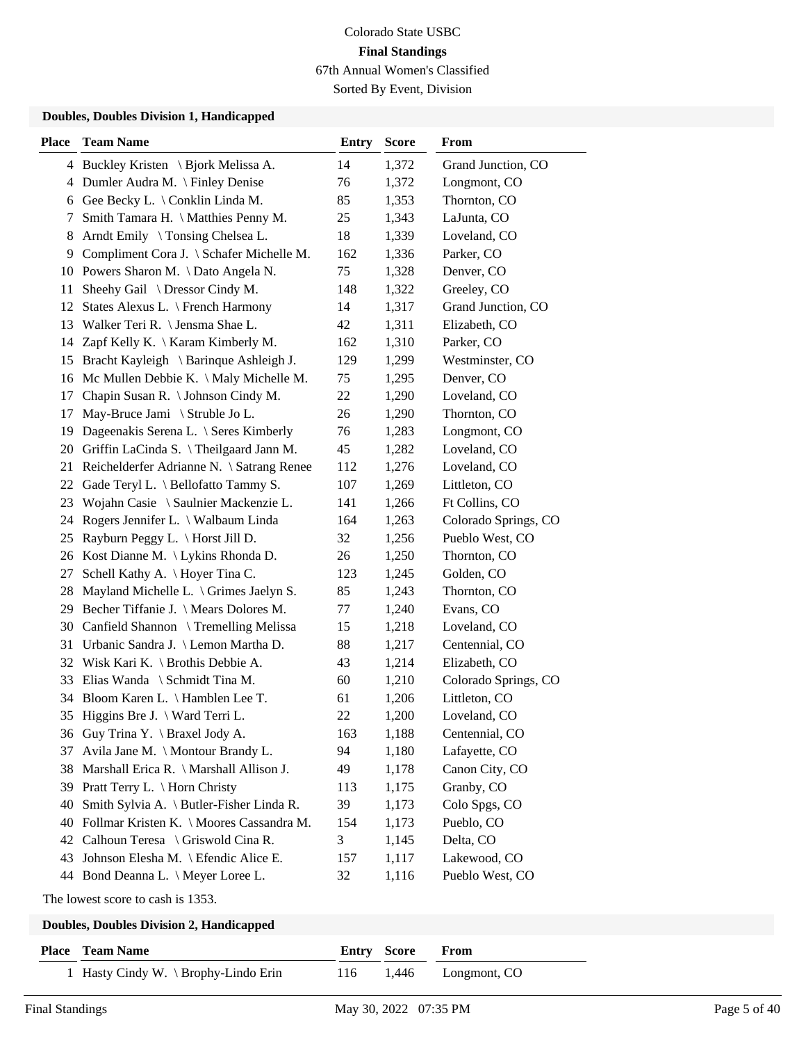Colorado State USBC

**Final Standings**

67th Annual Women's Classified

Sorted By Event, Division

### Doubles, Doubles Division 1, Handicapped

| Place | Team Name | Entry | Score | From |
|---|---|---|---|---|
| 4 | Buckley Kristen \ Bjork Melissa A. | 14 | 1,372 | Grand Junction, CO |
| 4 | Dumler Audra M. \ Finley Denise | 76 | 1,372 | Longmont, CO |
| 6 | Gee Becky L. \ Conklin Linda M. | 85 | 1,353 | Thornton, CO |
| 7 | Smith Tamara H. \ Matthies Penny M. | 25 | 1,343 | LaJunta, CO |
| 8 | Arndt Emily \ Tonsing Chelsea L. | 18 | 1,339 | Loveland, CO |
| 9 | Compliment Cora J. \ Schafer Michelle M. | 162 | 1,336 | Parker, CO |
| 10 | Powers Sharon M. \ Dato Angela N. | 75 | 1,328 | Denver, CO |
| 11 | Sheehy Gail \ Dressor Cindy M. | 148 | 1,322 | Greeley, CO |
| 12 | States Alexus L. \ French Harmony | 14 | 1,317 | Grand Junction, CO |
| 13 | Walker Teri R. \ Jensma Shae L. | 42 | 1,311 | Elizabeth, CO |
| 14 | Zapf Kelly K. \ Karam Kimberly M. | 162 | 1,310 | Parker, CO |
| 15 | Bracht Kayleigh \ Barinque Ashleigh J. | 129 | 1,299 | Westminster, CO |
| 16 | Mc Mullen Debbie K. \ Maly Michelle M. | 75 | 1,295 | Denver, CO |
| 17 | Chapin Susan R. \ Johnson Cindy M. | 22 | 1,290 | Loveland, CO |
| 17 | May-Bruce Jami \ Struble Jo L. | 26 | 1,290 | Thornton, CO |
| 19 | Dageenakis Serena L. \ Seres Kimberly | 76 | 1,283 | Longmont, CO |
| 20 | Griffin LaCinda S. \ Theilgaard Jann M. | 45 | 1,282 | Loveland, CO |
| 21 | Reichelderfer Adrianne N. \ Satrang Renee | 112 | 1,276 | Loveland, CO |
| 22 | Gade Teryl L. \ Bellofatto Tammy S. | 107 | 1,269 | Littleton, CO |
| 23 | Wojahn Casie \ Saulnier Mackenzie L. | 141 | 1,266 | Ft Collins, CO |
| 24 | Rogers Jennifer L. \ Walbaum Linda | 164 | 1,263 | Colorado Springs, CO |
| 25 | Rayburn Peggy L. \ Horst Jill D. | 32 | 1,256 | Pueblo West, CO |
| 26 | Kost Dianne M. \ Lykins Rhonda D. | 26 | 1,250 | Thornton, CO |
| 27 | Schell Kathy A. \ Hoyer Tina C. | 123 | 1,245 | Golden, CO |
| 28 | Mayland Michelle L. \ Grimes Jaelyn S. | 85 | 1,243 | Thornton, CO |
| 29 | Becher Tiffanie J. \ Mears Dolores M. | 77 | 1,240 | Evans, CO |
| 30 | Canfield Shannon \ Tremelling Melissa | 15 | 1,218 | Loveland, CO |
| 31 | Urbanic Sandra J. \ Lemon Martha D. | 88 | 1,217 | Centennial, CO |
| 32 | Wisk Kari K. \ Brothis Debbie A. | 43 | 1,214 | Elizabeth, CO |
| 33 | Elias Wanda \ Schmidt Tina M. | 60 | 1,210 | Colorado Springs, CO |
| 34 | Bloom Karen L. \ Hamblen Lee T. | 61 | 1,206 | Littleton, CO |
| 35 | Higgins Bre J. \ Ward Terri L. | 22 | 1,200 | Loveland, CO |
| 36 | Guy Trina Y. \ Braxel Jody A. | 163 | 1,188 | Centennial, CO |
| 37 | Avila Jane M. \ Montour Brandy L. | 94 | 1,180 | Lafayette, CO |
| 38 | Marshall Erica R. \ Marshall Allison J. | 49 | 1,178 | Canon City, CO |
| 39 | Pratt Terry L. \ Horn Christy | 113 | 1,175 | Granby, CO |
| 40 | Smith Sylvia A. \ Butler-Fisher Linda R. | 39 | 1,173 | Colo Spgs, CO |
| 40 | Follmar Kristen K. \ Moores Cassandra M. | 154 | 1,173 | Pueblo, CO |
| 42 | Calhoun Teresa \ Griswold Cina R. | 3 | 1,145 | Delta, CO |
| 43 | Johnson Elesha M. \ Efendic Alice E. | 157 | 1,117 | Lakewood, CO |
| 44 | Bond Deanna L. \ Meyer Loree L. | 32 | 1,116 | Pueblo West, CO |

The lowest score to cash is 1353.

### Doubles, Doubles Division 2, Handicapped

| Place | Team Name | Entry | Score | From |
|---|---|---|---|---|
| 1 | Hasty Cindy W. \ Brophy-Lindo Erin | 116 | 1,446 | Longmont, CO |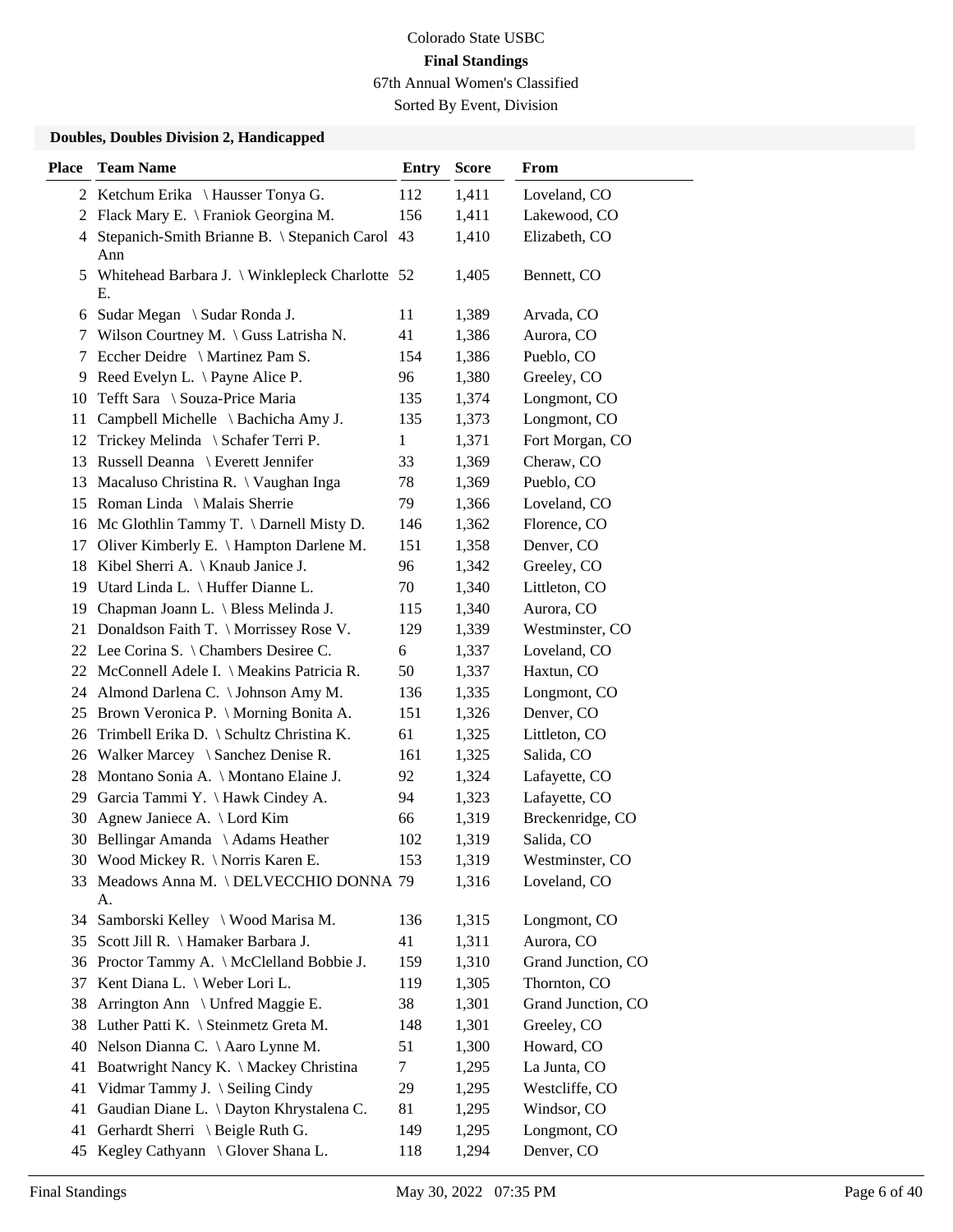Colorado State USBC

**Final Standings**

67th Annual Women's Classified

Sorted By Event, Division

### Doubles, Doubles Division 2, Handicapped

| Place | Team Name | Entry | Score | From |
|---|---|---|---|---|
| 2 | Ketchum Erika \ Hausser Tonya G. | 112 | 1,411 | Loveland, CO |
| 2 | Flack Mary E. \ Franiok Georgina M. | 156 | 1,411 | Lakewood, CO |
| 4 | Stepanich-Smith Brianne B. \ Stepanich Carol Ann | 43 | 1,410 | Elizabeth, CO |
| 5 | Whitehead Barbara J. \ Winklepleck Charlotte E. | 52 | 1,405 | Bennett, CO |
| 6 | Sudar Megan \ Sudar Ronda J. | 11 | 1,389 | Arvada, CO |
| 7 | Wilson Courtney M. \ Guss Latrisha N. | 41 | 1,386 | Aurora, CO |
| 7 | Eccher Deidre \ Martinez Pam S. | 154 | 1,386 | Pueblo, CO |
| 9 | Reed Evelyn L. \ Payne Alice P. | 96 | 1,380 | Greeley, CO |
| 10 | Tefft Sara \ Souza-Price Maria | 135 | 1,374 | Longmont, CO |
| 11 | Campbell Michelle \ Bachicha Amy J. | 135 | 1,373 | Longmont, CO |
| 12 | Trickey Melinda \ Schafer Terri P. | 1 | 1,371 | Fort Morgan, CO |
| 13 | Russell Deanna \ Everett Jennifer | 33 | 1,369 | Cheraw, CO |
| 13 | Macaluso Christina R. \ Vaughan Inga | 78 | 1,369 | Pueblo, CO |
| 15 | Roman Linda \ Malais Sherrie | 79 | 1,366 | Loveland, CO |
| 16 | Mc Glothlin Tammy T. \ Darnell Misty D. | 146 | 1,362 | Florence, CO |
| 17 | Oliver Kimberly E. \ Hampton Darlene M. | 151 | 1,358 | Denver, CO |
| 18 | Kibel Sherri A. \ Knaub Janice J. | 96 | 1,342 | Greeley, CO |
| 19 | Utard Linda L. \ Huffer Dianne L. | 70 | 1,340 | Littleton, CO |
| 19 | Chapman Joann L. \ Bless Melinda J. | 115 | 1,340 | Aurora, CO |
| 21 | Donaldson Faith T. \ Morrissey Rose V. | 129 | 1,339 | Westminster, CO |
| 22 | Lee Corina S. \ Chambers Desiree C. | 6 | 1,337 | Loveland, CO |
| 22 | McConnell Adele I. \ Meakins Patricia R. | 50 | 1,337 | Haxtun, CO |
| 24 | Almond Darlena C. \ Johnson Amy M. | 136 | 1,335 | Longmont, CO |
| 25 | Brown Veronica P. \ Morning Bonita A. | 151 | 1,326 | Denver, CO |
| 26 | Trimbell Erika D. \ Schultz Christina K. | 61 | 1,325 | Littleton, CO |
| 26 | Walker Marcey \ Sanchez Denise R. | 161 | 1,325 | Salida, CO |
| 28 | Montano Sonia A. \ Montano Elaine J. | 92 | 1,324 | Lafayette, CO |
| 29 | Garcia Tammi Y. \ Hawk Cindey A. | 94 | 1,323 | Lafayette, CO |
| 30 | Agnew Janiece A. \ Lord Kim | 66 | 1,319 | Breckenridge, CO |
| 30 | Bellingar Amanda \ Adams Heather | 102 | 1,319 | Salida, CO |
| 30 | Wood Mickey R. \ Norris Karen E. | 153 | 1,319 | Westminster, CO |
| 33 | Meadows Anna M. \ DELVECCHIO DONNA A. | 79 | 1,316 | Loveland, CO |
| 34 | Samborski Kelley \ Wood Marisa M. | 136 | 1,315 | Longmont, CO |
| 35 | Scott Jill R. \ Hamaker Barbara J. | 41 | 1,311 | Aurora, CO |
| 36 | Proctor Tammy A. \ McClelland Bobbie J. | 159 | 1,310 | Grand Junction, CO |
| 37 | Kent Diana L. \ Weber Lori L. | 119 | 1,305 | Thornton, CO |
| 38 | Arrington Ann \ Unfred Maggie E. | 38 | 1,301 | Grand Junction, CO |
| 38 | Luther Patti K. \ Steinmetz Greta M. | 148 | 1,301 | Greeley, CO |
| 40 | Nelson Dianna C. \ Aaro Lynne M. | 51 | 1,300 | Howard, CO |
| 41 | Boatwright Nancy K. \ Mackey Christina | 7 | 1,295 | La Junta, CO |
| 41 | Vidmar Tammy J. \ Seiling Cindy | 29 | 1,295 | Westcliffe, CO |
| 41 | Gaudian Diane L. \ Dayton Khrystalena C. | 81 | 1,295 | Windsor, CO |
| 41 | Gerhardt Sherri \ Beigle Ruth G. | 149 | 1,295 | Longmont, CO |
| 45 | Kegley Cathyann \ Glover Shana L. | 118 | 1,294 | Denver, CO |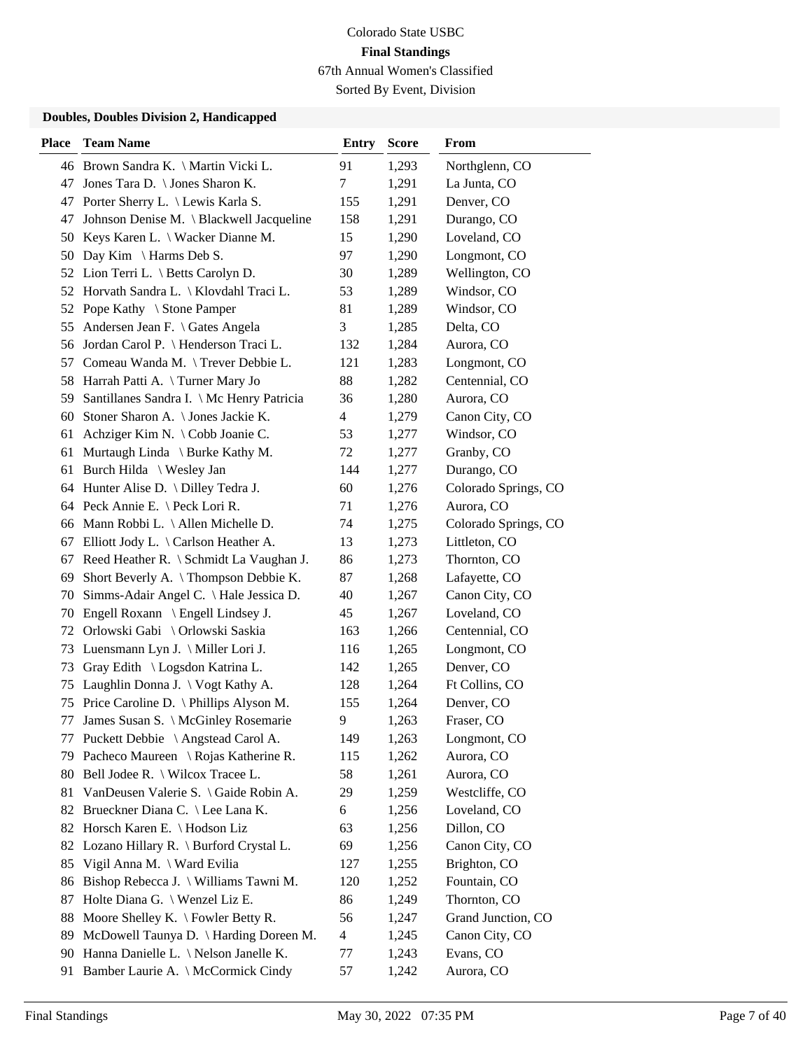Colorado State USBC

**Final Standings**

67th Annual Women's Classified

Sorted By Event, Division

### Doubles, Doubles Division 2, Handicapped

| Place | Team Name | Entry | Score | From |
|---|---|---|---|---|
| 46 | Brown Sandra K. \ Martin Vicki L. | 91 | 1,293 | Northglenn, CO |
| 47 | Jones Tara D. \ Jones Sharon K. | 7 | 1,291 | La Junta, CO |
| 47 | Porter Sherry L. \ Lewis Karla S. | 155 | 1,291 | Denver, CO |
| 47 | Johnson Denise M. \ Blackwell Jacqueline | 158 | 1,291 | Durango, CO |
| 50 | Keys Karen L. \ Wacker Dianne M. | 15 | 1,290 | Loveland, CO |
| 50 | Day Kim \ Harms Deb S. | 97 | 1,290 | Longmont, CO |
| 52 | Lion Terri L. \ Betts Carolyn D. | 30 | 1,289 | Wellington, CO |
| 52 | Horvath Sandra L. \ Klovdahl Traci L. | 53 | 1,289 | Windsor, CO |
| 52 | Pope Kathy \ Stone Pamper | 81 | 1,289 | Windsor, CO |
| 55 | Andersen Jean F. \ Gates Angela | 3 | 1,285 | Delta, CO |
| 56 | Jordan Carol P. \ Henderson Traci L. | 132 | 1,284 | Aurora, CO |
| 57 | Comeau Wanda M. \ Trever Debbie L. | 121 | 1,283 | Longmont, CO |
| 58 | Harrah Patti A. \ Turner Mary Jo | 88 | 1,282 | Centennial, CO |
| 59 | Santillanes Sandra I. \ Mc Henry Patricia | 36 | 1,280 | Aurora, CO |
| 60 | Stoner Sharon A. \ Jones Jackie K. | 4 | 1,279 | Canon City, CO |
| 61 | Achziger Kim N. \ Cobb Joanie C. | 53 | 1,277 | Windsor, CO |
| 61 | Murtaugh Linda \ Burke Kathy M. | 72 | 1,277 | Granby, CO |
| 61 | Burch Hilda \ Wesley Jan | 144 | 1,277 | Durango, CO |
| 64 | Hunter Alise D. \ Dilley Tedra J. | 60 | 1,276 | Colorado Springs, CO |
| 64 | Peck Annie E. \ Peck Lori R. | 71 | 1,276 | Aurora, CO |
| 66 | Mann Robbi L. \ Allen Michelle D. | 74 | 1,275 | Colorado Springs, CO |
| 67 | Elliott Jody L. \ Carlson Heather A. | 13 | 1,273 | Littleton, CO |
| 67 | Reed Heather R. \ Schmidt La Vaughan J. | 86 | 1,273 | Thornton, CO |
| 69 | Short Beverly A. \ Thompson Debbie K. | 87 | 1,268 | Lafayette, CO |
| 70 | Simms-Adair Angel C. \ Hale Jessica D. | 40 | 1,267 | Canon City, CO |
| 70 | Engell Roxann \ Engell Lindsey J. | 45 | 1,267 | Loveland, CO |
| 72 | Orlowski Gabi \ Orlowski Saskia | 163 | 1,266 | Centennial, CO |
| 73 | Luensmann Lyn J. \ Miller Lori J. | 116 | 1,265 | Longmont, CO |
| 73 | Gray Edith \ Logsdon Katrina L. | 142 | 1,265 | Denver, CO |
| 75 | Laughlin Donna J. \ Vogt Kathy A. | 128 | 1,264 | Ft Collins, CO |
| 75 | Price Caroline D. \ Phillips Alyson M. | 155 | 1,264 | Denver, CO |
| 77 | James Susan S. \ McGinley Rosemarie | 9 | 1,263 | Fraser, CO |
| 77 | Puckett Debbie \ Angstead Carol A. | 149 | 1,263 | Longmont, CO |
| 79 | Pacheco Maureen \ Rojas Katherine R. | 115 | 1,262 | Aurora, CO |
| 80 | Bell Jodee R. \ Wilcox Tracee L. | 58 | 1,261 | Aurora, CO |
| 81 | VanDeusen Valerie S. \ Gaide Robin A. | 29 | 1,259 | Westcliffe, CO |
| 82 | Brueckner Diana C. \ Lee Lana K. | 6 | 1,256 | Loveland, CO |
| 82 | Horsch Karen E. \ Hodson Liz | 63 | 1,256 | Dillon, CO |
| 82 | Lozano Hillary R. \ Burford Crystal L. | 69 | 1,256 | Canon City, CO |
| 85 | Vigil Anna M. \ Ward Evilia | 127 | 1,255 | Brighton, CO |
| 86 | Bishop Rebecca J. \ Williams Tawni M. | 120 | 1,252 | Fountain, CO |
| 87 | Holte Diana G. \ Wenzel Liz E. | 86 | 1,249 | Thornton, CO |
| 88 | Moore Shelley K. \ Fowler Betty R. | 56 | 1,247 | Grand Junction, CO |
| 89 | McDowell Taunya D. \ Harding Doreen M. | 4 | 1,245 | Canon City, CO |
| 90 | Hanna Danielle L. \ Nelson Janelle K. | 77 | 1,243 | Evans, CO |
| 91 | Bamber Laurie A. \ McCormick Cindy | 57 | 1,242 | Aurora, CO |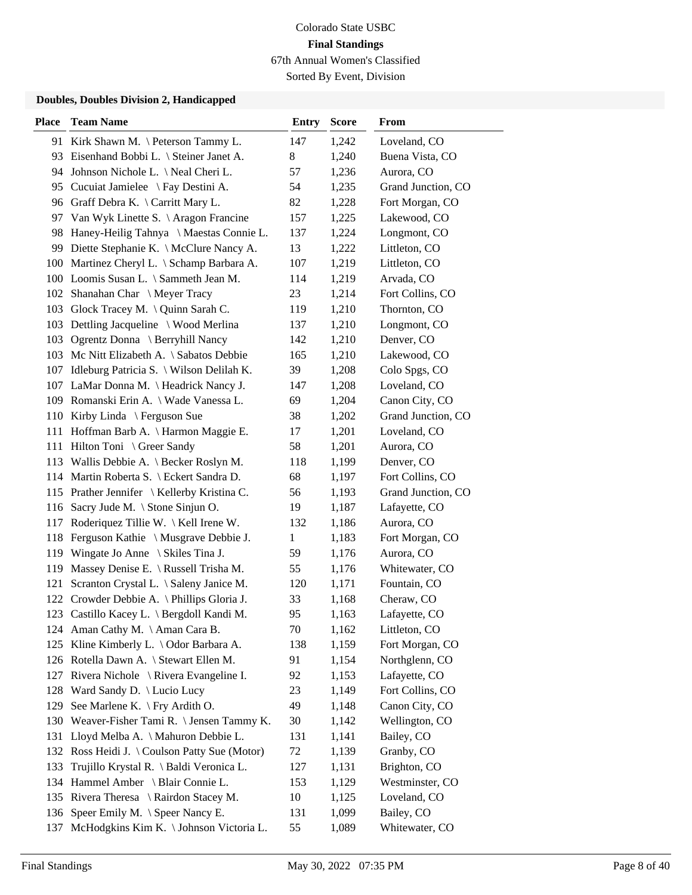Colorado State USBC

**Final Standings**

67th Annual Women's Classified

Sorted By Event, Division

### Doubles, Doubles Division 2, Handicapped

| Place | Team Name | Entry | Score | From |
|---|---|---|---|---|
| 91 | Kirk Shawn M. \ Peterson Tammy L. | 147 | 1,242 | Loveland, CO |
| 93 | Eisenhand Bobbi L. \ Steiner Janet A. | 8 | 1,240 | Buena Vista, CO |
| 94 | Johnson Nichole L. \ Neal Cheri L. | 57 | 1,236 | Aurora, CO |
| 95 | Cucuiat Jamielee \ Fay Destini A. | 54 | 1,235 | Grand Junction, CO |
| 96 | Graff Debra K. \ Carritt Mary L. | 82 | 1,228 | Fort Morgan, CO |
| 97 | Van Wyk Linette S. \ Aragon Francine | 157 | 1,225 | Lakewood, CO |
| 98 | Haney-Heilig Tahnya \ Maestas Connie L. | 137 | 1,224 | Longmont, CO |
| 99 | Diette Stephanie K. \ McClure Nancy A. | 13 | 1,222 | Littleton, CO |
| 100 | Martinez Cheryl L. \ Schamp Barbara A. | 107 | 1,219 | Littleton, CO |
| 100 | Loomis Susan L. \ Sammeth Jean M. | 114 | 1,219 | Arvada, CO |
| 102 | Shanahan Char \ Meyer Tracy | 23 | 1,214 | Fort Collins, CO |
| 103 | Glock Tracey M. \ Quinn Sarah C. | 119 | 1,210 | Thornton, CO |
| 103 | Dettling Jacqueline \ Wood Merlina | 137 | 1,210 | Longmont, CO |
| 103 | Ogrentz Donna \ Berryhill Nancy | 142 | 1,210 | Denver, CO |
| 103 | Mc Nitt Elizabeth A. \ Sabatos Debbie | 165 | 1,210 | Lakewood, CO |
| 107 | Idleburg Patricia S. \ Wilson Delilah K. | 39 | 1,208 | Colo Spgs, CO |
| 107 | LaMar Donna M. \ Headrick Nancy J. | 147 | 1,208 | Loveland, CO |
| 109 | Romanski Erin A. \ Wade Vanessa L. | 69 | 1,204 | Canon City, CO |
| 110 | Kirby Linda \ Ferguson Sue | 38 | 1,202 | Grand Junction, CO |
| 111 | Hoffman Barb A. \ Harmon Maggie E. | 17 | 1,201 | Loveland, CO |
| 111 | Hilton Toni \ Greer Sandy | 58 | 1,201 | Aurora, CO |
| 113 | Wallis Debbie A. \ Becker Roslyn M. | 118 | 1,199 | Denver, CO |
| 114 | Martin Roberta S. \ Eckert Sandra D. | 68 | 1,197 | Fort Collins, CO |
| 115 | Prather Jennifer \ Kellerby Kristina C. | 56 | 1,193 | Grand Junction, CO |
| 116 | Sacry Jude M. \ Stone Sinjun O. | 19 | 1,187 | Lafayette, CO |
| 117 | Roderiquez Tillie W. \ Kell Irene W. | 132 | 1,186 | Aurora, CO |
| 118 | Ferguson Kathie \ Musgrave Debbie J. | 1 | 1,183 | Fort Morgan, CO |
| 119 | Wingate Jo Anne \ Skiles Tina J. | 59 | 1,176 | Aurora, CO |
| 119 | Massey Denise E. \ Russell Trisha M. | 55 | 1,176 | Whitewater, CO |
| 121 | Scranton Crystal L. \ Saleny Janice M. | 120 | 1,171 | Fountain, CO |
| 122 | Crowder Debbie A. \ Phillips Gloria J. | 33 | 1,168 | Cheraw, CO |
| 123 | Castillo Kacey L. \ Bergdoll Kandi M. | 95 | 1,163 | Lafayette, CO |
| 124 | Aman Cathy M. \ Aman Cara B. | 70 | 1,162 | Littleton, CO |
| 125 | Kline Kimberly L. \ Odor Barbara A. | 138 | 1,159 | Fort Morgan, CO |
| 126 | Rotella Dawn A. \ Stewart Ellen M. | 91 | 1,154 | Northglenn, CO |
| 127 | Rivera Nichole \ Rivera Evangeline I. | 92 | 1,153 | Lafayette, CO |
| 128 | Ward Sandy D. \ Lucio Lucy | 23 | 1,149 | Fort Collins, CO |
| 129 | See Marlene K. \ Fry Ardith O. | 49 | 1,148 | Canon City, CO |
| 130 | Weaver-Fisher Tami R. \ Jensen Tammy K. | 30 | 1,142 | Wellington, CO |
| 131 | Lloyd Melba A. \ Mahuron Debbie L. | 131 | 1,141 | Bailey, CO |
| 132 | Ross Heidi J. \ Coulson Patty Sue (Motor) | 72 | 1,139 | Granby, CO |
| 133 | Trujillo Krystal R. \ Baldi Veronica L. | 127 | 1,131 | Brighton, CO |
| 134 | Hammel Amber \ Blair Connie L. | 153 | 1,129 | Westminster, CO |
| 135 | Rivera Theresa \ Rairdon Stacey M. | 10 | 1,125 | Loveland, CO |
| 136 | Speer Emily M. \ Speer Nancy E. | 131 | 1,099 | Bailey, CO |
| 137 | McHodgkins Kim K. \ Johnson Victoria L. | 55 | 1,089 | Whitewater, CO |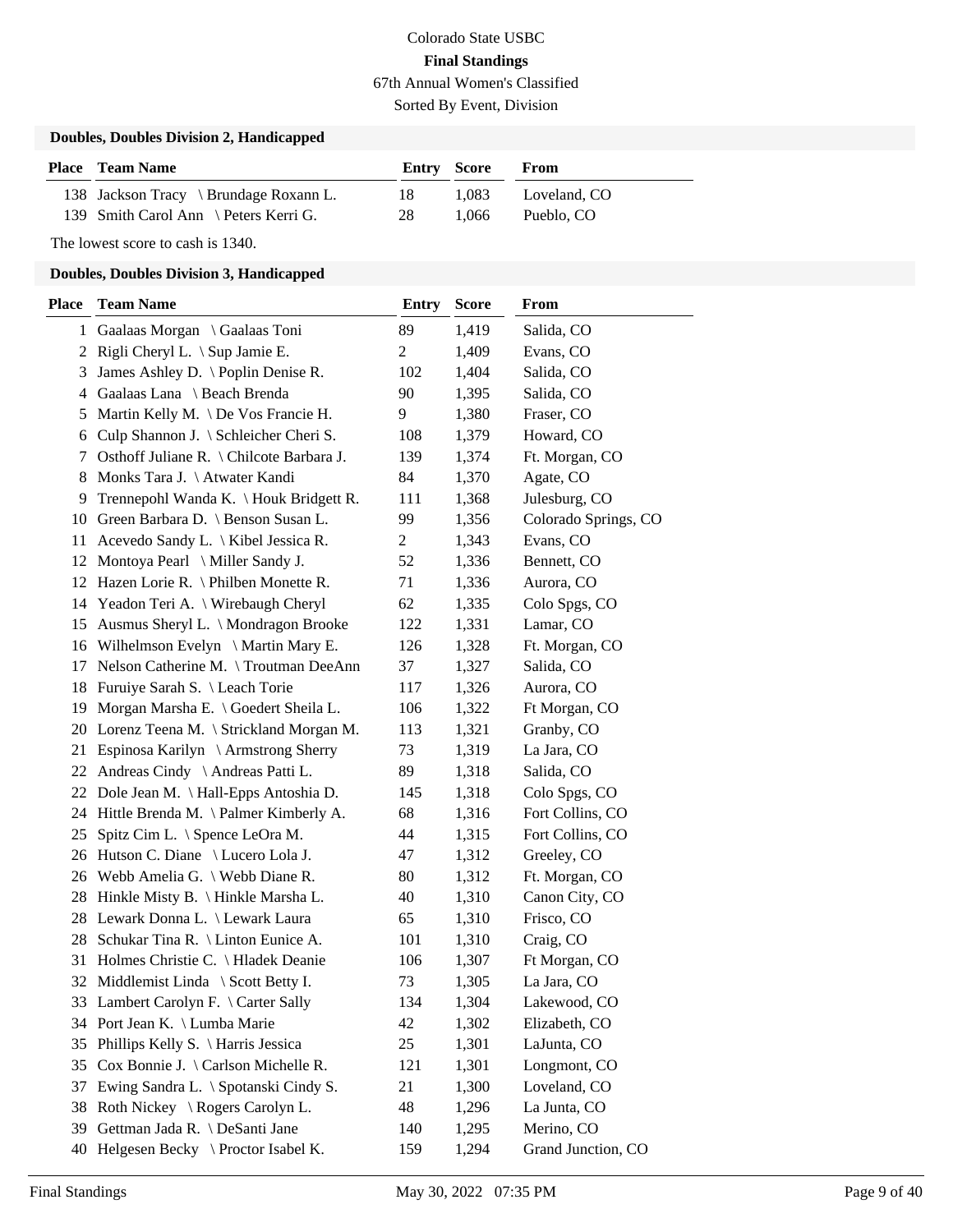Colorado State USBC

**Final Standings**

67th Annual Women's Classified

Sorted By Event, Division

### Doubles, Doubles Division 2, Handicapped

| Place | Team Name | Entry | Score | From |
|---|---|---|---|---|
| 138 | Jackson Tracy \ Brundage Roxann L. | 18 | 1,083 | Loveland, CO |
| 139 | Smith Carol Ann \ Peters Kerri G. | 28 | 1,066 | Pueblo, CO |

The lowest score to cash is 1340.

### Doubles, Doubles Division 3, Handicapped

| Place | Team Name | Entry | Score | From |
|---|---|---|---|---|
| 1 | Gaalaas Morgan \ Gaalaas Toni | 89 | 1,419 | Salida, CO |
| 2 | Rigli Cheryl L. \ Sup Jamie E. | 2 | 1,409 | Evans, CO |
| 3 | James Ashley D. \ Poplin Denise R. | 102 | 1,404 | Salida, CO |
| 4 | Gaalaas Lana \ Beach Brenda | 90 | 1,395 | Salida, CO |
| 5 | Martin Kelly M. \ De Vos Francie H. | 9 | 1,380 | Fraser, CO |
| 6 | Culp Shannon J. \ Schleicher Cheri S. | 108 | 1,379 | Howard, CO |
| 7 | Osthoff Juliane R. \ Chilcote Barbara J. | 139 | 1,374 | Ft. Morgan, CO |
| 8 | Monks Tara J. \ Atwater Kandi | 84 | 1,370 | Agate, CO |
| 9 | Trennepohl Wanda K. \ Houk Bridgett R. | 111 | 1,368 | Julesburg, CO |
| 10 | Green Barbara D. \ Benson Susan L. | 99 | 1,356 | Colorado Springs, CO |
| 11 | Acevedo Sandy L. \ Kibel Jessica R. | 2 | 1,343 | Evans, CO |
| 12 | Montoya Pearl \ Miller Sandy J. | 52 | 1,336 | Bennett, CO |
| 12 | Hazen Lorie R. \ Philben Monette R. | 71 | 1,336 | Aurora, CO |
| 14 | Yeadon Teri A. \ Wirebaugh Cheryl | 62 | 1,335 | Colo Spgs, CO |
| 15 | Ausmus Sheryl L. \ Mondragon Brooke | 122 | 1,331 | Lamar, CO |
| 16 | Wilhelmson Evelyn \ Martin Mary E. | 126 | 1,328 | Ft. Morgan, CO |
| 17 | Nelson Catherine M. \ Troutman DeeAnn | 37 | 1,327 | Salida, CO |
| 18 | Furuiye Sarah S. \ Leach Torie | 117 | 1,326 | Aurora, CO |
| 19 | Morgan Marsha E. \ Goedert Sheila L. | 106 | 1,322 | Ft Morgan, CO |
| 20 | Lorenz Teena M. \ Strickland Morgan M. | 113 | 1,321 | Granby, CO |
| 21 | Espinosa Karilyn \ Armstrong Sherry | 73 | 1,319 | La Jara, CO |
| 22 | Andreas Cindy \ Andreas Patti L. | 89 | 1,318 | Salida, CO |
| 22 | Dole Jean M. \ Hall-Epps Antoshia D. | 145 | 1,318 | Colo Spgs, CO |
| 24 | Hittle Brenda M. \ Palmer Kimberly A. | 68 | 1,316 | Fort Collins, CO |
| 25 | Spitz Cim L. \ Spence LeOra M. | 44 | 1,315 | Fort Collins, CO |
| 26 | Hutson C. Diane \ Lucero Lola J. | 47 | 1,312 | Greeley, CO |
| 26 | Webb Amelia G. \ Webb Diane R. | 80 | 1,312 | Ft. Morgan, CO |
| 28 | Hinkle Misty B. \ Hinkle Marsha L. | 40 | 1,310 | Canon City, CO |
| 28 | Lewark Donna L. \ Lewark Laura | 65 | 1,310 | Frisco, CO |
| 28 | Schukar Tina R. \ Linton Eunice A. | 101 | 1,310 | Craig, CO |
| 31 | Holmes Christie C. \ Hladek Deanie | 106 | 1,307 | Ft Morgan, CO |
| 32 | Middlemist Linda \ Scott Betty I. | 73 | 1,305 | La Jara, CO |
| 33 | Lambert Carolyn F. \ Carter Sally | 134 | 1,304 | Lakewood, CO |
| 34 | Port Jean K. \ Lumba Marie | 42 | 1,302 | Elizabeth, CO |
| 35 | Phillips Kelly S. \ Harris Jessica | 25 | 1,301 | LaJunta, CO |
| 35 | Cox Bonnie J. \ Carlson Michelle R. | 121 | 1,301 | Longmont, CO |
| 37 | Ewing Sandra L. \ Spotanski Cindy S. | 21 | 1,300 | Loveland, CO |
| 38 | Roth Nickey \ Rogers Carolyn L. | 48 | 1,296 | La Junta, CO |
| 39 | Gettman Jada R. \ DeSanti Jane | 140 | 1,295 | Merino, CO |
| 40 | Helgesen Becky \ Proctor Isabel K. | 159 | 1,294 | Grand Junction, CO |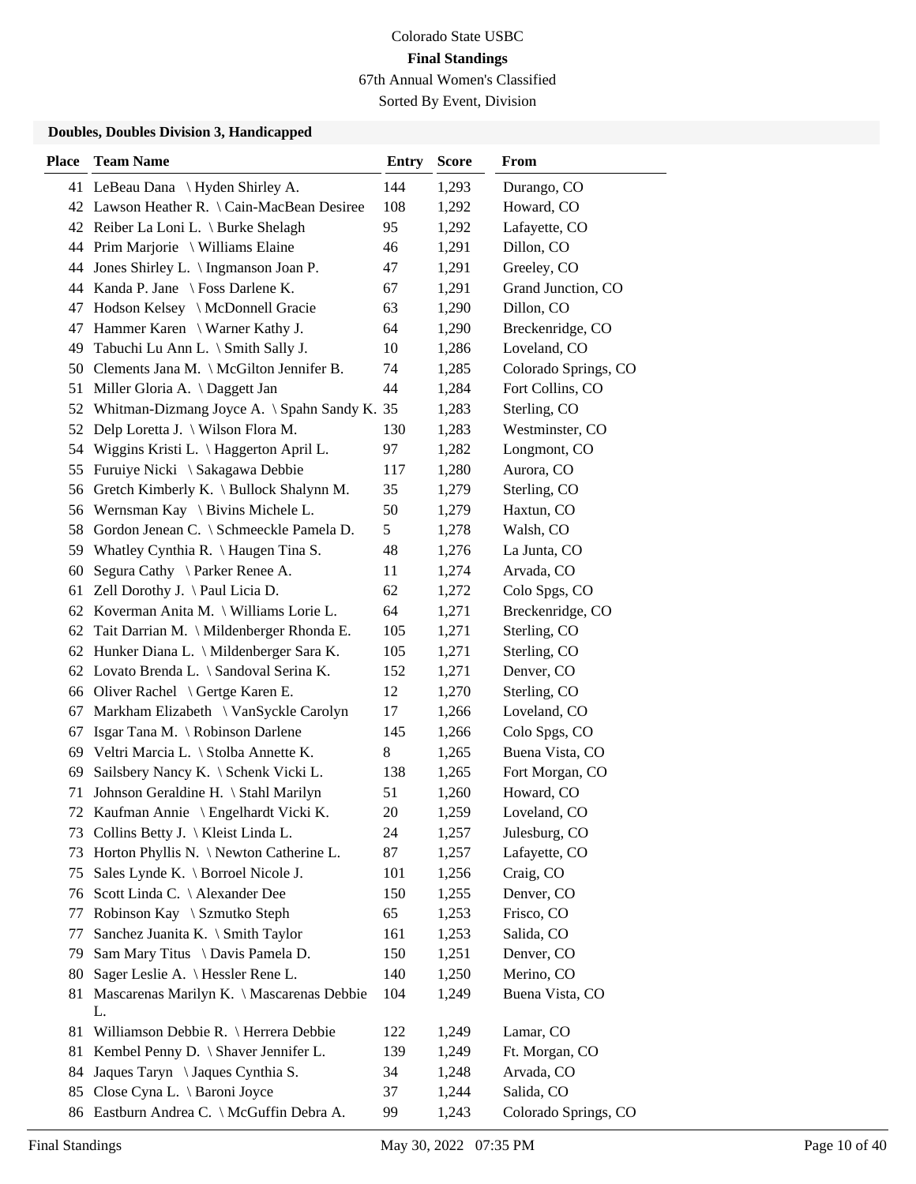Colorado State USBC

**Final Standings**

67th Annual Women's Classified

Sorted By Event, Division

### Doubles, Doubles Division 3, Handicapped

| Place | Team Name | Entry | Score | From |
|---|---|---|---|---|
| 41 | LeBeau Dana \ Hyden Shirley A. | 144 | 1,293 | Durango, CO |
| 42 | Lawson Heather R. \ Cain-MacBean Desiree | 108 | 1,292 | Howard, CO |
| 42 | Reiber La Loni L. \ Burke Shelagh | 95 | 1,292 | Lafayette, CO |
| 44 | Prim Marjorie \ Williams Elaine | 46 | 1,291 | Dillon, CO |
| 44 | Jones Shirley L. \ Ingmanson Joan P. | 47 | 1,291 | Greeley, CO |
| 44 | Kanda P. Jane \ Foss Darlene K. | 67 | 1,291 | Grand Junction, CO |
| 47 | Hodson Kelsey \ McDonnell Gracie | 63 | 1,290 | Dillon, CO |
| 47 | Hammer Karen \ Warner Kathy J. | 64 | 1,290 | Breckenridge, CO |
| 49 | Tabuchi Lu Ann L. \ Smith Sally J. | 10 | 1,286 | Loveland, CO |
| 50 | Clements Jana M. \ McGilton Jennifer B. | 74 | 1,285 | Colorado Springs, CO |
| 51 | Miller Gloria A. \ Daggett Jan | 44 | 1,284 | Fort Collins, CO |
| 52 | Whitman-Dizmang Joyce A. \ Spahn Sandy K. | 35 | 1,283 | Sterling, CO |
| 52 | Delp Loretta J. \ Wilson Flora M. | 130 | 1,283 | Westminster, CO |
| 54 | Wiggins Kristi L. \ Haggerton April L. | 97 | 1,282 | Longmont, CO |
| 55 | Furuiye Nicki \ Sakagawa Debbie | 117 | 1,280 | Aurora, CO |
| 56 | Gretch Kimberly K. \ Bullock Shalynn M. | 35 | 1,279 | Sterling, CO |
| 56 | Wernsman Kay \ Bivins Michele L. | 50 | 1,279 | Haxtun, CO |
| 58 | Gordon Jenean C. \ Schmeeckle Pamela D. | 5 | 1,278 | Walsh, CO |
| 59 | Whatley Cynthia R. \ Haugen Tina S. | 48 | 1,276 | La Junta, CO |
| 60 | Segura Cathy \ Parker Renee A. | 11 | 1,274 | Arvada, CO |
| 61 | Zell Dorothy J. \ Paul Licia D. | 62 | 1,272 | Colo Spgs, CO |
| 62 | Koverman Anita M. \ Williams Lorie L. | 64 | 1,271 | Breckenridge, CO |
| 62 | Tait Darrian M. \ Mildenberger Rhonda E. | 105 | 1,271 | Sterling, CO |
| 62 | Hunker Diana L. \ Mildenberger Sara K. | 105 | 1,271 | Sterling, CO |
| 62 | Lovato Brenda L. \ Sandoval Serina K. | 152 | 1,271 | Denver, CO |
| 66 | Oliver Rachel \ Gertge Karen E. | 12 | 1,270 | Sterling, CO |
| 67 | Markham Elizabeth \ VanSyckle Carolyn | 17 | 1,266 | Loveland, CO |
| 67 | Isgar Tana M. \ Robinson Darlene | 145 | 1,266 | Colo Spgs, CO |
| 69 | Veltri Marcia L. \ Stolba Annette K. | 8 | 1,265 | Buena Vista, CO |
| 69 | Sailsbery Nancy K. \ Schenk Vicki L. | 138 | 1,265 | Fort Morgan, CO |
| 71 | Johnson Geraldine H. \ Stahl Marilyn | 51 | 1,260 | Howard, CO |
| 72 | Kaufman Annie \ Engelhardt Vicki K. | 20 | 1,259 | Loveland, CO |
| 73 | Collins Betty J. \ Kleist Linda L. | 24 | 1,257 | Julesburg, CO |
| 73 | Horton Phyllis N. \ Newton Catherine L. | 87 | 1,257 | Lafayette, CO |
| 75 | Sales Lynde K. \ Borroel Nicole J. | 101 | 1,256 | Craig, CO |
| 76 | Scott Linda C. \ Alexander Dee | 150 | 1,255 | Denver, CO |
| 77 | Robinson Kay \ Szmutko Steph | 65 | 1,253 | Frisco, CO |
| 77 | Sanchez Juanita K. \ Smith Taylor | 161 | 1,253 | Salida, CO |
| 79 | Sam Mary Titus \ Davis Pamela D. | 150 | 1,251 | Denver, CO |
| 80 | Sager Leslie A. \ Hessler Rene L. | 140 | 1,250 | Merino, CO |
| 81 | Mascarenas Marilyn K. \ Mascarenas Debbie L. | 104 | 1,249 | Buena Vista, CO |
| 81 | Williamson Debbie R. \ Herrera Debbie | 122 | 1,249 | Lamar, CO |
| 81 | Kembel Penny D. \ Shaver Jennifer L. | 139 | 1,249 | Ft. Morgan, CO |
| 84 | Jaques Taryn \ Jaques Cynthia S. | 34 | 1,248 | Arvada, CO |
| 85 | Close Cyna L. \ Baroni Joyce | 37 | 1,244 | Salida, CO |
| 86 | Eastburn Andrea C. \ McGuffin Debra A. | 99 | 1,243 | Colorado Springs, CO |

Final Standings May 30, 2022 07:35 PM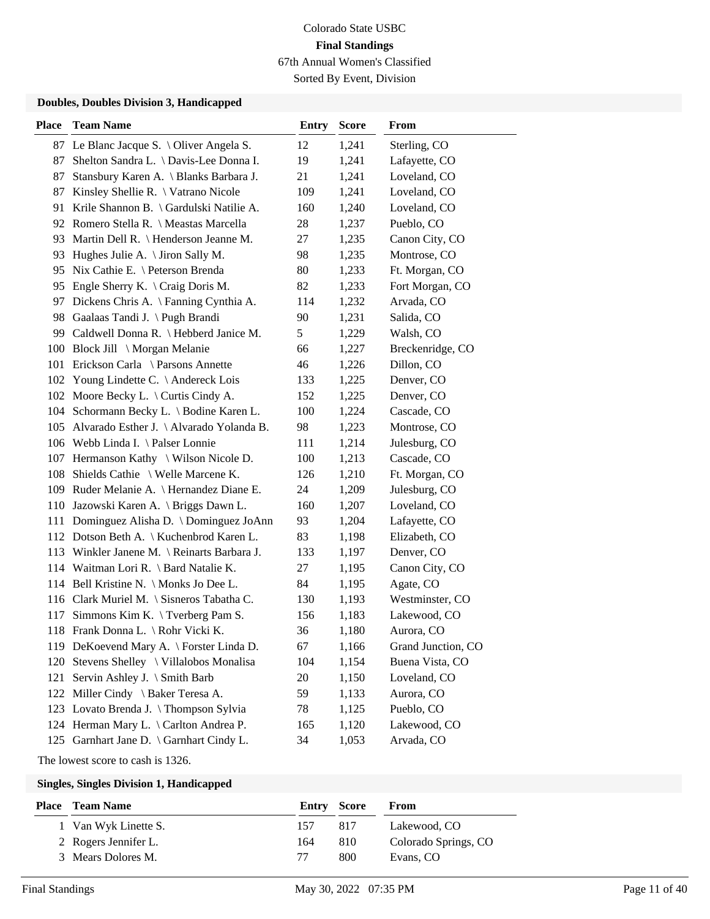Colorado State USBC

**Final Standings**

67th Annual Women's Classified

Sorted By Event, Division

### Doubles, Doubles Division 3, Handicapped

| Place | Team Name | Entry | Score | From |
|---|---|---|---|---|
| 87 | Le Blanc Jacque S. \ Oliver Angela S. | 12 | 1,241 | Sterling, CO |
| 87 | Shelton Sandra L. \ Davis-Lee Donna I. | 19 | 1,241 | Lafayette, CO |
| 87 | Stansbury Karen A. \ Blanks Barbara J. | 21 | 1,241 | Loveland, CO |
| 87 | Kinsley Shellie R. \ Vatrano Nicole | 109 | 1,241 | Loveland, CO |
| 91 | Krile Shannon B. \ Gardulski Natilie A. | 160 | 1,240 | Loveland, CO |
| 92 | Romero Stella R. \ Meastas Marcella | 28 | 1,237 | Pueblo, CO |
| 93 | Martin Dell R. \ Henderson Jeanne M. | 27 | 1,235 | Canon City, CO |
| 93 | Hughes Julie A. \ Jiron Sally M. | 98 | 1,235 | Montrose, CO |
| 95 | Nix Cathie E. \ Peterson Brenda | 80 | 1,233 | Ft. Morgan, CO |
| 95 | Engle Sherry K. \ Craig Doris M. | 82 | 1,233 | Fort Morgan, CO |
| 97 | Dickens Chris A. \ Fanning Cynthia A. | 114 | 1,232 | Arvada, CO |
| 98 | Gaalaas Tandi J. \ Pugh Brandi | 90 | 1,231 | Salida, CO |
| 99 | Caldwell Donna R. \ Hebberd Janice M. | 5 | 1,229 | Walsh, CO |
| 100 | Block Jill \ Morgan Melanie | 66 | 1,227 | Breckenridge, CO |
| 101 | Erickson Carla \ Parsons Annette | 46 | 1,226 | Dillon, CO |
| 102 | Young Lindette C. \ Andereck Lois | 133 | 1,225 | Denver, CO |
| 102 | Moore Becky L. \ Curtis Cindy A. | 152 | 1,225 | Denver, CO |
| 104 | Schormann Becky L. \ Bodine Karen L. | 100 | 1,224 | Cascade, CO |
| 105 | Alvarado Esther J. \ Alvarado Yolanda B. | 98 | 1,223 | Montrose, CO |
| 106 | Webb Linda I. \ Palser Lonnie | 111 | 1,214 | Julesburg, CO |
| 107 | Hermanson Kathy \ Wilson Nicole D. | 100 | 1,213 | Cascade, CO |
| 108 | Shields Cathie \ Welle Marcene K. | 126 | 1,210 | Ft. Morgan, CO |
| 109 | Ruder Melanie A. \ Hernandez Diane E. | 24 | 1,209 | Julesburg, CO |
| 110 | Jazowski Karen A. \ Briggs Dawn L. | 160 | 1,207 | Loveland, CO |
| 111 | Dominguez Alisha D. \ Dominguez JoAnn | 93 | 1,204 | Lafayette, CO |
| 112 | Dotson Beth A. \ Kuchenbrod Karen L. | 83 | 1,198 | Elizabeth, CO |
| 113 | Winkler Janene M. \ Reinarts Barbara J. | 133 | 1,197 | Denver, CO |
| 114 | Waitman Lori R. \ Bard Natalie K. | 27 | 1,195 | Canon City, CO |
| 114 | Bell Kristine N. \ Monks Jo Dee L. | 84 | 1,195 | Agate, CO |
| 116 | Clark Muriel M. \ Sisneros Tabatha C. | 130 | 1,193 | Westminster, CO |
| 117 | Simmons Kim K. \ Tverberg Pam S. | 156 | 1,183 | Lakewood, CO |
| 118 | Frank Donna L. \ Rohr Vicki K. | 36 | 1,180 | Aurora, CO |
| 119 | DeKoevend Mary A. \ Forster Linda D. | 67 | 1,166 | Grand Junction, CO |
| 120 | Stevens Shelley \ Villalobos Monalisa | 104 | 1,154 | Buena Vista, CO |
| 121 | Servin Ashley J. \ Smith Barb | 20 | 1,150 | Loveland, CO |
| 122 | Miller Cindy \ Baker Teresa A. | 59 | 1,133 | Aurora, CO |
| 123 | Lovato Brenda J. \ Thompson Sylvia | 78 | 1,125 | Pueblo, CO |
| 124 | Herman Mary L. \ Carlton Andrea P. | 165 | 1,120 | Lakewood, CO |
| 125 | Garnhart Jane D. \ Garnhart Cindy L. | 34 | 1,053 | Arvada, CO |

The lowest score to cash is 1326.

### Singles, Singles Division 1, Handicapped

| Place | Team Name | Entry | Score | From |
|---|---|---|---|---|
| 1 | Van Wyk Linette S. | 157 | 817 | Lakewood, CO |
| 2 | Rogers Jennifer L. | 164 | 810 | Colorado Springs, CO |
| 3 | Mears Dolores M. | 77 | 800 | Evans, CO |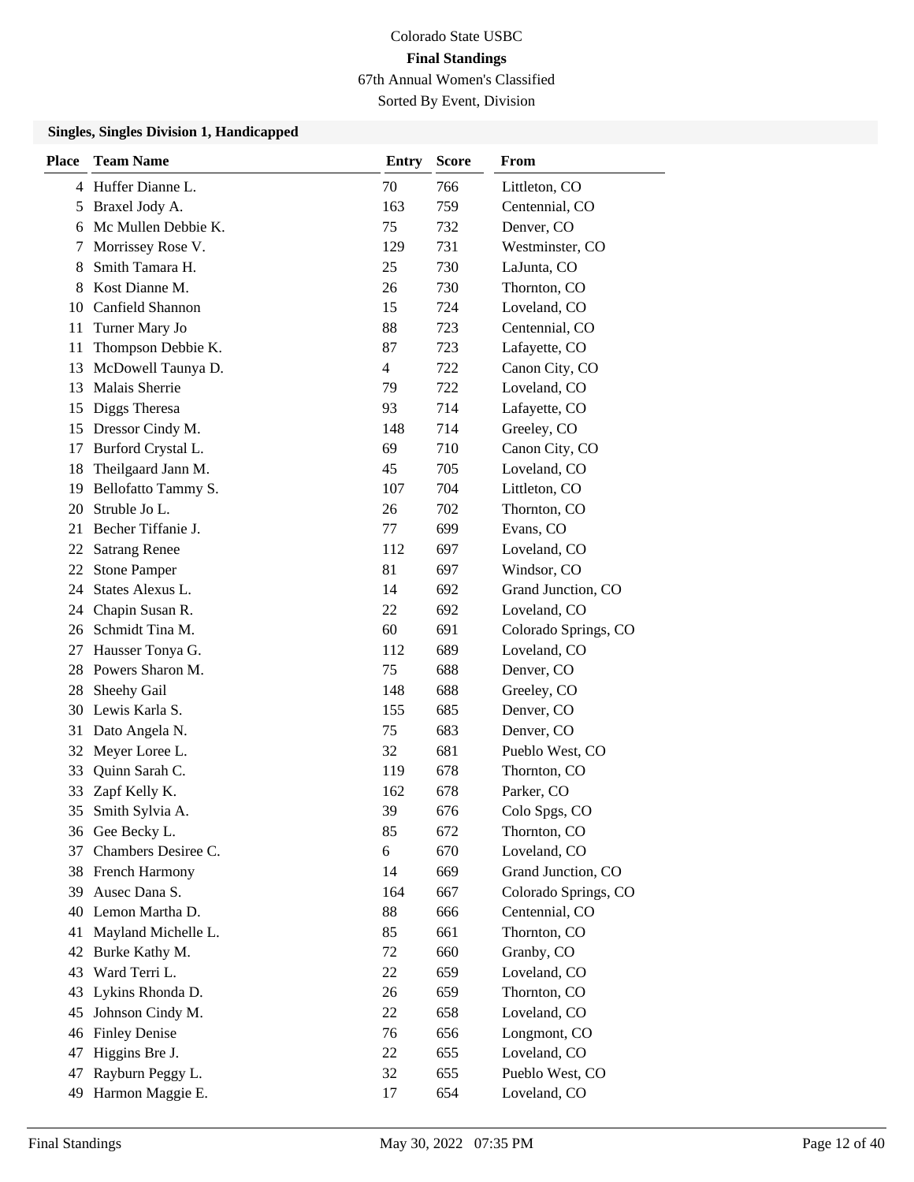Colorado State USBC

**Final Standings**

67th Annual Women's Classified

Sorted By Event, Division

### Singles, Singles Division 1, Handicapped

| Place | Team Name | Entry | Score | From |
|---|---|---|---|---|
| 4 | Huffer Dianne L. | 70 | 766 | Littleton, CO |
| 5 | Braxel Jody A. | 163 | 759 | Centennial, CO |
| 6 | Mc Mullen Debbie K. | 75 | 732 | Denver, CO |
| 7 | Morrissey Rose V. | 129 | 731 | Westminster, CO |
| 8 | Smith Tamara H. | 25 | 730 | LaJunta, CO |
| 8 | Kost Dianne M. | 26 | 730 | Thornton, CO |
| 10 | Canfield Shannon | 15 | 724 | Loveland, CO |
| 11 | Turner Mary Jo | 88 | 723 | Centennial, CO |
| 11 | Thompson Debbie K. | 87 | 723 | Lafayette, CO |
| 13 | McDowell Taunya D. | 4 | 722 | Canon City, CO |
| 13 | Malais Sherrie | 79 | 722 | Loveland, CO |
| 15 | Diggs Theresa | 93 | 714 | Lafayette, CO |
| 15 | Dressor Cindy M. | 148 | 714 | Greeley, CO |
| 17 | Burford Crystal L. | 69 | 710 | Canon City, CO |
| 18 | Theilgaard Jann M. | 45 | 705 | Loveland, CO |
| 19 | Bellofatto Tammy S. | 107 | 704 | Littleton, CO |
| 20 | Struble Jo L. | 26 | 702 | Thornton, CO |
| 21 | Becher Tiffanie J. | 77 | 699 | Evans, CO |
| 22 | Satrang Renee | 112 | 697 | Loveland, CO |
| 22 | Stone Pamper | 81 | 697 | Windsor, CO |
| 24 | States Alexus L. | 14 | 692 | Grand Junction, CO |
| 24 | Chapin Susan R. | 22 | 692 | Loveland, CO |
| 26 | Schmidt Tina M. | 60 | 691 | Colorado Springs, CO |
| 27 | Hausser Tonya G. | 112 | 689 | Loveland, CO |
| 28 | Powers Sharon M. | 75 | 688 | Denver, CO |
| 28 | Sheehy Gail | 148 | 688 | Greeley, CO |
| 30 | Lewis Karla S. | 155 | 685 | Denver, CO |
| 31 | Dato Angela N. | 75 | 683 | Denver, CO |
| 32 | Meyer Loree L. | 32 | 681 | Pueblo West, CO |
| 33 | Quinn Sarah C. | 119 | 678 | Thornton, CO |
| 33 | Zapf Kelly K. | 162 | 678 | Parker, CO |
| 35 | Smith Sylvia A. | 39 | 676 | Colo Spgs, CO |
| 36 | Gee Becky L. | 85 | 672 | Thornton, CO |
| 37 | Chambers Desiree C. | 6 | 670 | Loveland, CO |
| 38 | French Harmony | 14 | 669 | Grand Junction, CO |
| 39 | Ausec Dana S. | 164 | 667 | Colorado Springs, CO |
| 40 | Lemon Martha D. | 88 | 666 | Centennial, CO |
| 41 | Mayland Michelle L. | 85 | 661 | Thornton, CO |
| 42 | Burke Kathy M. | 72 | 660 | Granby, CO |
| 43 | Ward Terri L. | 22 | 659 | Loveland, CO |
| 43 | Lykins Rhonda D. | 26 | 659 | Thornton, CO |
| 45 | Johnson Cindy M. | 22 | 658 | Loveland, CO |
| 46 | Finley Denise | 76 | 656 | Longmont, CO |
| 47 | Higgins Bre J. | 22 | 655 | Loveland, CO |
| 47 | Rayburn Peggy L. | 32 | 655 | Pueblo West, CO |
| 49 | Harmon Maggie E. | 17 | 654 | Loveland, CO |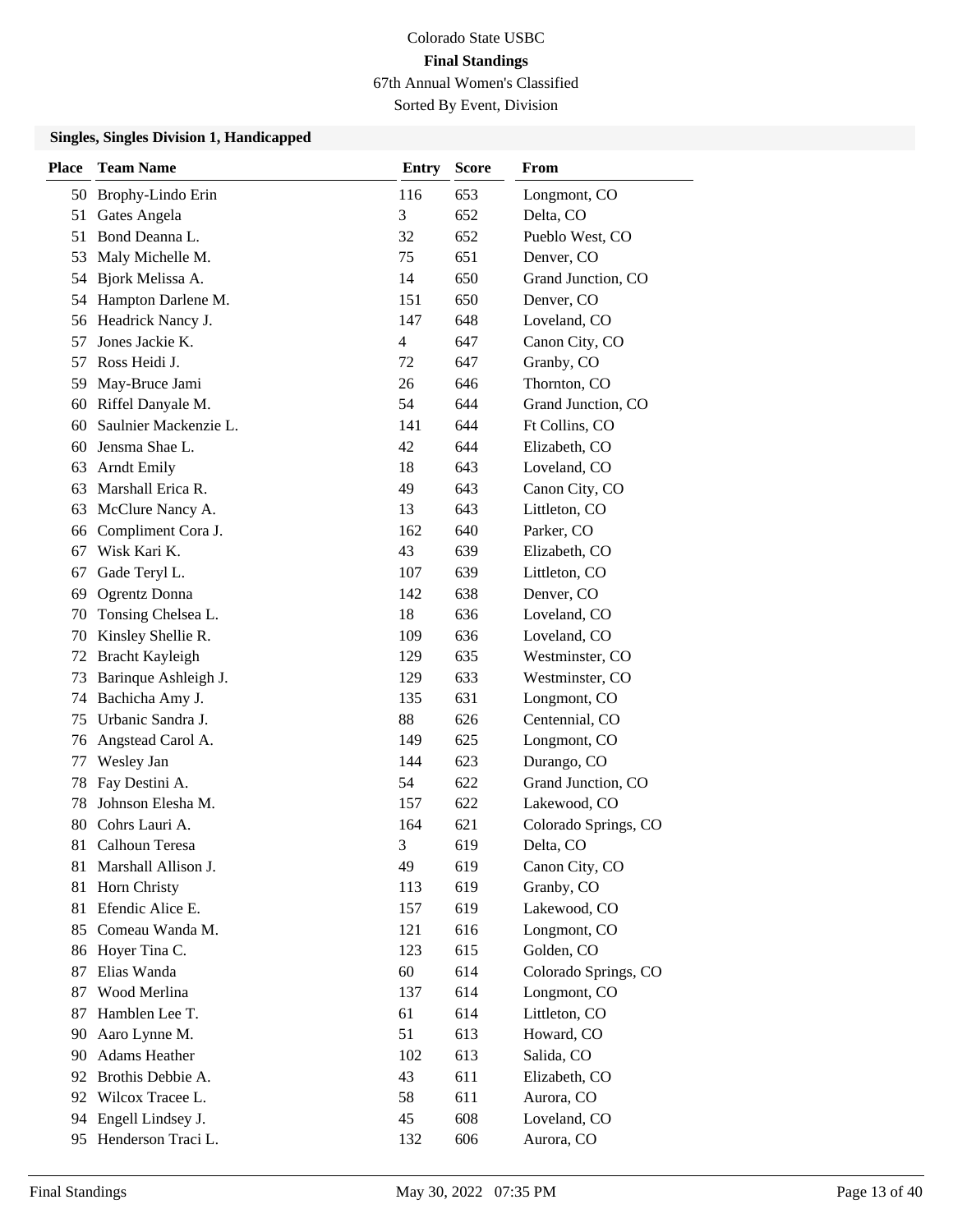Colorado State USBC

**Final Standings**

67th Annual Women's Classified

Sorted By Event, Division

### Singles, Singles Division 1, Handicapped

| Place | Team Name | Entry | Score | From |
|---|---|---|---|---|
| 50 | Brophy-Lindo Erin | 116 | 653 | Longmont, CO |
| 51 | Gates Angela | 3 | 652 | Delta, CO |
| 51 | Bond Deanna L. | 32 | 652 | Pueblo West, CO |
| 53 | Maly Michelle M. | 75 | 651 | Denver, CO |
| 54 | Bjork Melissa A. | 14 | 650 | Grand Junction, CO |
| 54 | Hampton Darlene M. | 151 | 650 | Denver, CO |
| 56 | Headrick Nancy J. | 147 | 648 | Loveland, CO |
| 57 | Jones Jackie K. | 4 | 647 | Canon City, CO |
| 57 | Ross Heidi J. | 72 | 647 | Granby, CO |
| 59 | May-Bruce Jami | 26 | 646 | Thornton, CO |
| 60 | Riffel Danyale M. | 54 | 644 | Grand Junction, CO |
| 60 | Saulnier Mackenzie L. | 141 | 644 | Ft Collins, CO |
| 60 | Jensma Shae L. | 42 | 644 | Elizabeth, CO |
| 63 | Arndt Emily | 18 | 643 | Loveland, CO |
| 63 | Marshall Erica R. | 49 | 643 | Canon City, CO |
| 63 | McClure Nancy A. | 13 | 643 | Littleton, CO |
| 66 | Compliment Cora J. | 162 | 640 | Parker, CO |
| 67 | Wisk Kari K. | 43 | 639 | Elizabeth, CO |
| 67 | Gade Teryl L. | 107 | 639 | Littleton, CO |
| 69 | Ogrentz Donna | 142 | 638 | Denver, CO |
| 70 | Tonsing Chelsea L. | 18 | 636 | Loveland, CO |
| 70 | Kinsley Shellie R. | 109 | 636 | Loveland, CO |
| 72 | Bracht Kayleigh | 129 | 635 | Westminster, CO |
| 73 | Barinque Ashleigh J. | 129 | 633 | Westminster, CO |
| 74 | Bachicha Amy J. | 135 | 631 | Longmont, CO |
| 75 | Urbanic Sandra J. | 88 | 626 | Centennial, CO |
| 76 | Angstead Carol A. | 149 | 625 | Longmont, CO |
| 77 | Wesley Jan | 144 | 623 | Durango, CO |
| 78 | Fay Destini A. | 54 | 622 | Grand Junction, CO |
| 78 | Johnson Elesha M. | 157 | 622 | Lakewood, CO |
| 80 | Cohrs Lauri A. | 164 | 621 | Colorado Springs, CO |
| 81 | Calhoun Teresa | 3 | 619 | Delta, CO |
| 81 | Marshall Allison J. | 49 | 619 | Canon City, CO |
| 81 | Horn Christy | 113 | 619 | Granby, CO |
| 81 | Efendic Alice E. | 157 | 619 | Lakewood, CO |
| 85 | Comeau Wanda M. | 121 | 616 | Longmont, CO |
| 86 | Hoyer Tina C. | 123 | 615 | Golden, CO |
| 87 | Elias Wanda | 60 | 614 | Colorado Springs, CO |
| 87 | Wood Merlina | 137 | 614 | Longmont, CO |
| 87 | Hamblen Lee T. | 61 | 614 | Littleton, CO |
| 90 | Aaro Lynne M. | 51 | 613 | Howard, CO |
| 90 | Adams Heather | 102 | 613 | Salida, CO |
| 92 | Brothis Debbie A. | 43 | 611 | Elizabeth, CO |
| 92 | Wilcox Tracee L. | 58 | 611 | Aurora, CO |
| 94 | Engell Lindsey J. | 45 | 608 | Loveland, CO |
| 95 | Henderson Traci L. | 132 | 606 | Aurora, CO |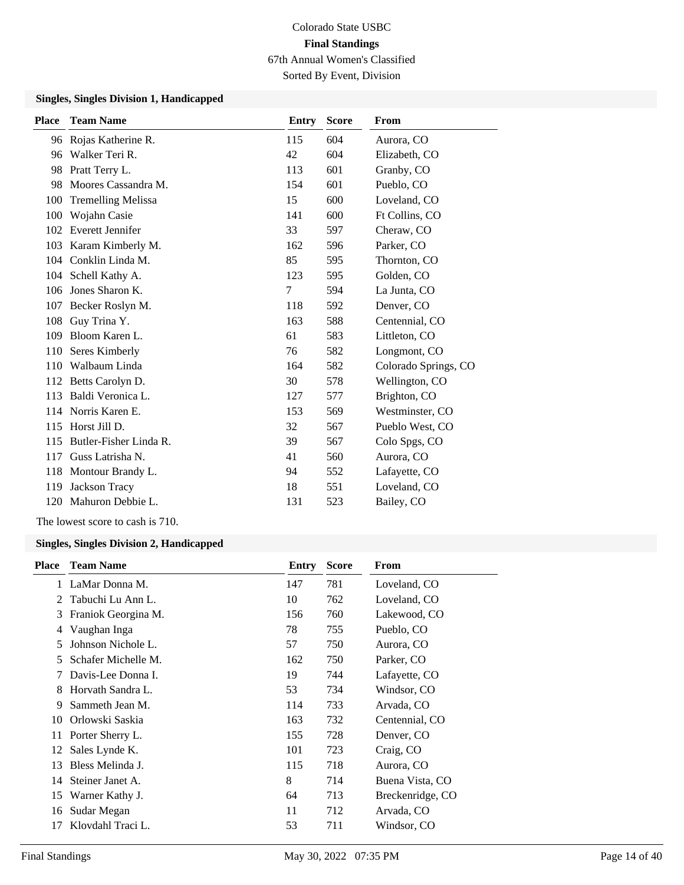Colorado State USBC

**Final Standings**

67th Annual Women's Classified

Sorted By Event, Division

### Singles, Singles Division 1, Handicapped

| Place | Team Name | Entry | Score | From |
|---|---|---|---|---|
| 96 | Rojas Katherine R. | 115 | 604 | Aurora, CO |
| 96 | Walker Teri R. | 42 | 604 | Elizabeth, CO |
| 98 | Pratt Terry L. | 113 | 601 | Granby, CO |
| 98 | Moores Cassandra M. | 154 | 601 | Pueblo, CO |
| 100 | Tremelling Melissa | 15 | 600 | Loveland, CO |
| 100 | Wojahn Casie | 141 | 600 | Ft Collins, CO |
| 102 | Everett Jennifer | 33 | 597 | Cheraw, CO |
| 103 | Karam Kimberly M. | 162 | 596 | Parker, CO |
| 104 | Conklin Linda M. | 85 | 595 | Thornton, CO |
| 104 | Schell Kathy A. | 123 | 595 | Golden, CO |
| 106 | Jones Sharon K. | 7 | 594 | La Junta, CO |
| 107 | Becker Roslyn M. | 118 | 592 | Denver, CO |
| 108 | Guy Trina Y. | 163 | 588 | Centennial, CO |
| 109 | Bloom Karen L. | 61 | 583 | Littleton, CO |
| 110 | Seres Kimberly | 76 | 582 | Longmont, CO |
| 110 | Walbaum Linda | 164 | 582 | Colorado Springs, CO |
| 112 | Betts Carolyn D. | 30 | 578 | Wellington, CO |
| 113 | Baldi Veronica L. | 127 | 577 | Brighton, CO |
| 114 | Norris Karen E. | 153 | 569 | Westminster, CO |
| 115 | Horst Jill D. | 32 | 567 | Pueblo West, CO |
| 115 | Butler-Fisher Linda R. | 39 | 567 | Colo Spgs, CO |
| 117 | Guss Latrisha N. | 41 | 560 | Aurora, CO |
| 118 | Montour Brandy L. | 94 | 552 | Lafayette, CO |
| 119 | Jackson Tracy | 18 | 551 | Loveland, CO |
| 120 | Mahuron Debbie L. | 131 | 523 | Bailey, CO |

The lowest score to cash is 710.

### Singles, Singles Division 2, Handicapped

| Place | Team Name | Entry | Score | From |
|---|---|---|---|---|
| 1 | LaMar Donna M. | 147 | 781 | Loveland, CO |
| 2 | Tabuchi Lu Ann L. | 10 | 762 | Loveland, CO |
| 3 | Franiok Georgina M. | 156 | 760 | Lakewood, CO |
| 4 | Vaughan Inga | 78 | 755 | Pueblo, CO |
| 5 | Johnson Nichole L. | 57 | 750 | Aurora, CO |
| 5 | Schafer Michelle M. | 162 | 750 | Parker, CO |
| 7 | Davis-Lee Donna I. | 19 | 744 | Lafayette, CO |
| 8 | Horvath Sandra L. | 53 | 734 | Windsor, CO |
| 9 | Sammeth Jean M. | 114 | 733 | Arvada, CO |
| 10 | Orlowski Saskia | 163 | 732 | Centennial, CO |
| 11 | Porter Sherry L. | 155 | 728 | Denver, CO |
| 12 | Sales Lynde K. | 101 | 723 | Craig, CO |
| 13 | Bless Melinda J. | 115 | 718 | Aurora, CO |
| 14 | Steiner Janet A. | 8 | 714 | Buena Vista, CO |
| 15 | Warner Kathy J. | 64 | 713 | Breckenridge, CO |
| 16 | Sudar Megan | 11 | 712 | Arvada, CO |
| 17 | Klovdahl Traci L. | 53 | 711 | Windsor, CO |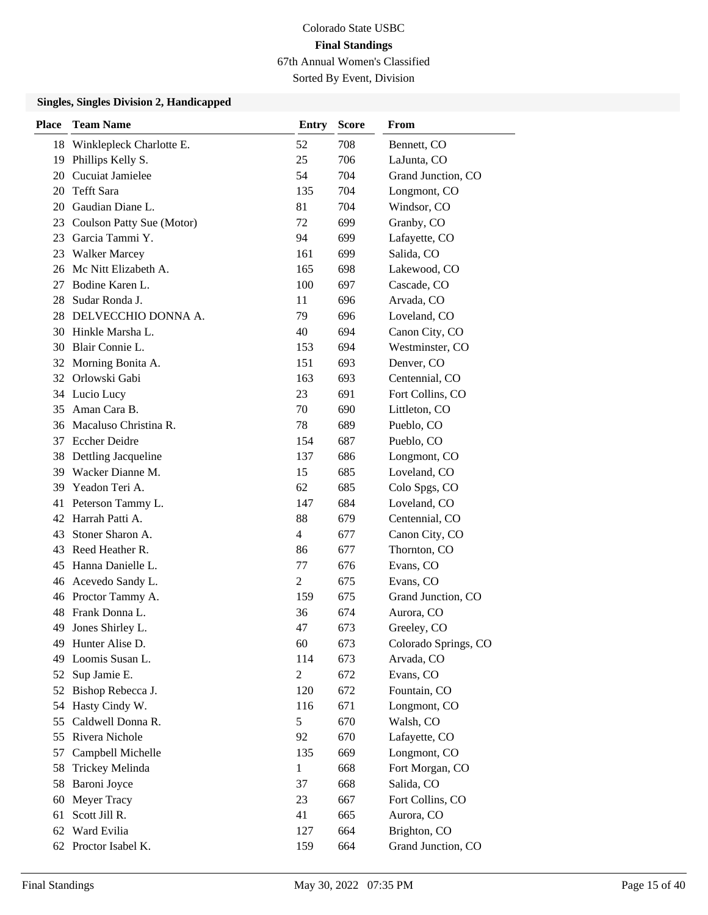Colorado State USBC

**Final Standings**

67th Annual Women's Classified

Sorted By Event, Division

### Singles, Singles Division 2, Handicapped

| Place | Team Name | Entry | Score | From |
|---|---|---|---|---|
| 18 | Winklepleck Charlotte E. | 52 | 708 | Bennett, CO |
| 19 | Phillips Kelly S. | 25 | 706 | LaJunta, CO |
| 20 | Cucuiat Jamielee | 54 | 704 | Grand Junction, CO |
| 20 | Tefft Sara | 135 | 704 | Longmont, CO |
| 20 | Gaudian Diane L. | 81 | 704 | Windsor, CO |
| 23 | Coulson Patty Sue (Motor) | 72 | 699 | Granby, CO |
| 23 | Garcia Tammi Y. | 94 | 699 | Lafayette, CO |
| 23 | Walker Marcey | 161 | 699 | Salida, CO |
| 26 | Mc Nitt Elizabeth A. | 165 | 698 | Lakewood, CO |
| 27 | Bodine Karen L. | 100 | 697 | Cascade, CO |
| 28 | Sudar Ronda J. | 11 | 696 | Arvada, CO |
| 28 | DELVECCHIO DONNA A. | 79 | 696 | Loveland, CO |
| 30 | Hinkle Marsha L. | 40 | 694 | Canon City, CO |
| 30 | Blair Connie L. | 153 | 694 | Westminster, CO |
| 32 | Morning Bonita A. | 151 | 693 | Denver, CO |
| 32 | Orlowski Gabi | 163 | 693 | Centennial, CO |
| 34 | Lucio Lucy | 23 | 691 | Fort Collins, CO |
| 35 | Aman Cara B. | 70 | 690 | Littleton, CO |
| 36 | Macaluso Christina R. | 78 | 689 | Pueblo, CO |
| 37 | Eccher Deidre | 154 | 687 | Pueblo, CO |
| 38 | Dettling Jacqueline | 137 | 686 | Longmont, CO |
| 39 | Wacker Dianne M. | 15 | 685 | Loveland, CO |
| 39 | Yeadon Teri A. | 62 | 685 | Colo Spgs, CO |
| 41 | Peterson Tammy L. | 147 | 684 | Loveland, CO |
| 42 | Harrah Patti A. | 88 | 679 | Centennial, CO |
| 43 | Stoner Sharon A. | 4 | 677 | Canon City, CO |
| 43 | Reed Heather R. | 86 | 677 | Thornton, CO |
| 45 | Hanna Danielle L. | 77 | 676 | Evans, CO |
| 46 | Acevedo Sandy L. | 2 | 675 | Evans, CO |
| 46 | Proctor Tammy A. | 159 | 675 | Grand Junction, CO |
| 48 | Frank Donna L. | 36 | 674 | Aurora, CO |
| 49 | Jones Shirley L. | 47 | 673 | Greeley, CO |
| 49 | Hunter Alise D. | 60 | 673 | Colorado Springs, CO |
| 49 | Loomis Susan L. | 114 | 673 | Arvada, CO |
| 52 | Sup Jamie E. | 2 | 672 | Evans, CO |
| 52 | Bishop Rebecca J. | 120 | 672 | Fountain, CO |
| 54 | Hasty Cindy W. | 116 | 671 | Longmont, CO |
| 55 | Caldwell Donna R. | 5 | 670 | Walsh, CO |
| 55 | Rivera Nichole | 92 | 670 | Lafayette, CO |
| 57 | Campbell Michelle | 135 | 669 | Longmont, CO |
| 58 | Trickey Melinda | 1 | 668 | Fort Morgan, CO |
| 58 | Baroni Joyce | 37 | 668 | Salida, CO |
| 60 | Meyer Tracy | 23 | 667 | Fort Collins, CO |
| 61 | Scott Jill R. | 41 | 665 | Aurora, CO |
| 62 | Ward Evilia | 127 | 664 | Brighton, CO |
| 62 | Proctor Isabel K. | 159 | 664 | Grand Junction, CO |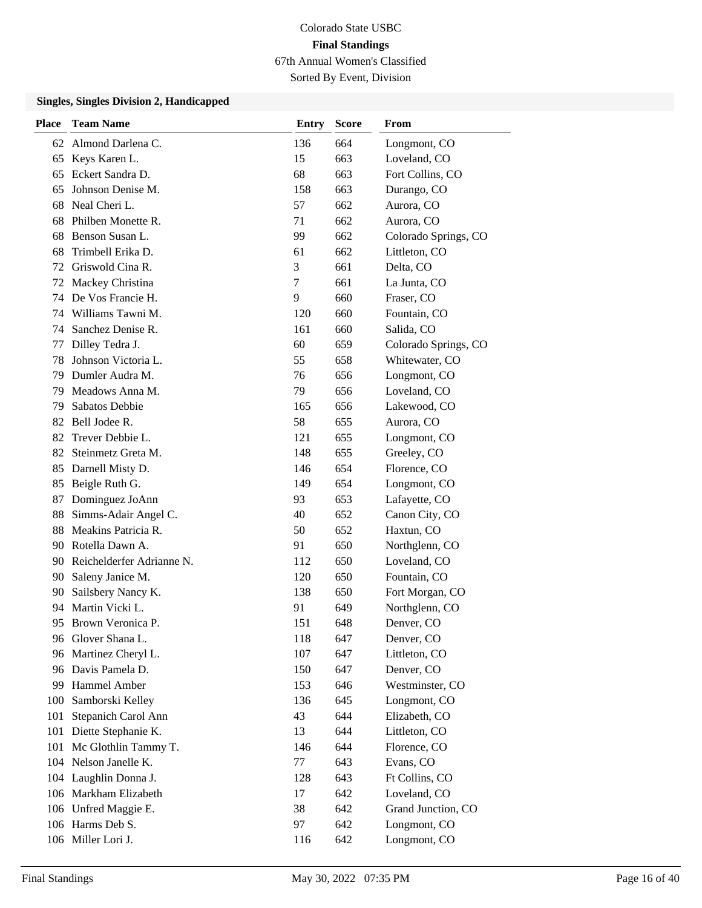Colorado State USBC

**Final Standings**

67th Annual Women's Classified

Sorted By Event, Division

### Singles, Singles Division 2, Handicapped

| Place | Team Name | Entry | Score | From |
|---|---|---|---|---|
| 62 | Almond Darlena C. | 136 | 664 | Longmont, CO |
| 65 | Keys Karen L. | 15 | 663 | Loveland, CO |
| 65 | Eckert Sandra D. | 68 | 663 | Fort Collins, CO |
| 65 | Johnson Denise M. | 158 | 663 | Durango, CO |
| 68 | Neal Cheri L. | 57 | 662 | Aurora, CO |
| 68 | Philben Monette R. | 71 | 662 | Aurora, CO |
| 68 | Benson Susan L. | 99 | 662 | Colorado Springs, CO |
| 68 | Trimbell Erika D. | 61 | 662 | Littleton, CO |
| 72 | Griswold Cina R. | 3 | 661 | Delta, CO |
| 72 | Mackey Christina | 7 | 661 | La Junta, CO |
| 74 | De Vos Francie H. | 9 | 660 | Fraser, CO |
| 74 | Williams Tawni M. | 120 | 660 | Fountain, CO |
| 74 | Sanchez Denise R. | 161 | 660 | Salida, CO |
| 77 | Dilley Tedra J. | 60 | 659 | Colorado Springs, CO |
| 78 | Johnson Victoria L. | 55 | 658 | Whitewater, CO |
| 79 | Dumler Audra M. | 76 | 656 | Longmont, CO |
| 79 | Meadows Anna M. | 79 | 656 | Loveland, CO |
| 79 | Sabatos Debbie | 165 | 656 | Lakewood, CO |
| 82 | Bell Jodee R. | 58 | 655 | Aurora, CO |
| 82 | Trever Debbie L. | 121 | 655 | Longmont, CO |
| 82 | Steinmetz Greta M. | 148 | 655 | Greeley, CO |
| 85 | Darnell Misty D. | 146 | 654 | Florence, CO |
| 85 | Beigle Ruth G. | 149 | 654 | Longmont, CO |
| 87 | Dominguez JoAnn | 93 | 653 | Lafayette, CO |
| 88 | Simms-Adair Angel C. | 40 | 652 | Canon City, CO |
| 88 | Meakins Patricia R. | 50 | 652 | Haxtun, CO |
| 90 | Rotella Dawn A. | 91 | 650 | Northglenn, CO |
| 90 | Reichelderfer Adrianne N. | 112 | 650 | Loveland, CO |
| 90 | Saleny Janice M. | 120 | 650 | Fountain, CO |
| 90 | Sailsbery Nancy K. | 138 | 650 | Fort Morgan, CO |
| 94 | Martin Vicki L. | 91 | 649 | Northglenn, CO |
| 95 | Brown Veronica P. | 151 | 648 | Denver, CO |
| 96 | Glover Shana L. | 118 | 647 | Denver, CO |
| 96 | Martinez Cheryl L. | 107 | 647 | Littleton, CO |
| 96 | Davis Pamela D. | 150 | 647 | Denver, CO |
| 99 | Hammel Amber | 153 | 646 | Westminster, CO |
| 100 | Samborski Kelley | 136 | 645 | Longmont, CO |
| 101 | Stepanich Carol Ann | 43 | 644 | Elizabeth, CO |
| 101 | Diette Stephanie K. | 13 | 644 | Littleton, CO |
| 101 | Mc Glothlin Tammy T. | 146 | 644 | Florence, CO |
| 104 | Nelson Janelle K. | 77 | 643 | Evans, CO |
| 104 | Laughlin Donna J. | 128 | 643 | Ft Collins, CO |
| 106 | Markham Elizabeth | 17 | 642 | Loveland, CO |
| 106 | Unfred Maggie E. | 38 | 642 | Grand Junction, CO |
| 106 | Harms Deb S. | 97 | 642 | Longmont, CO |
| 106 | Miller Lori J. | 116 | 642 | Longmont, CO |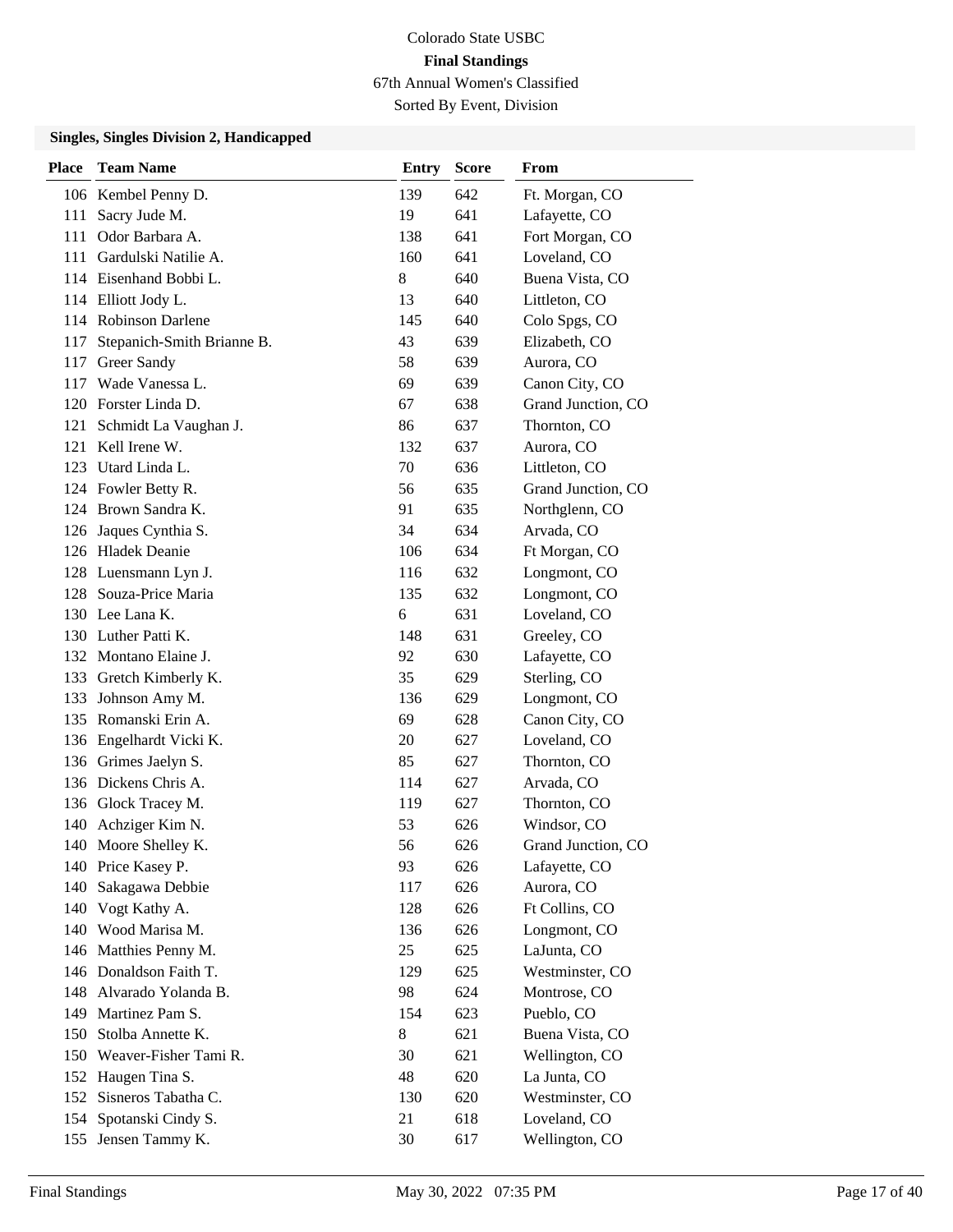Colorado State USBC

**Final Standings**

67th Annual Women's Classified

Sorted By Event, Division

### Singles, Singles Division 2, Handicapped

| Place | Team Name | Entry | Score | From |
|---|---|---|---|---|
| 106 | Kembel Penny D. | 139 | 642 | Ft. Morgan, CO |
| 111 | Sacry Jude M. | 19 | 641 | Lafayette, CO |
| 111 | Odor Barbara A. | 138 | 641 | Fort Morgan, CO |
| 111 | Gardulski Natilie A. | 160 | 641 | Loveland, CO |
| 114 | Eisenhand Bobbi L. | 8 | 640 | Buena Vista, CO |
| 114 | Elliott Jody L. | 13 | 640 | Littleton, CO |
| 114 | Robinson Darlene | 145 | 640 | Colo Spgs, CO |
| 117 | Stepanich-Smith Brianne B. | 43 | 639 | Elizabeth, CO |
| 117 | Greer Sandy | 58 | 639 | Aurora, CO |
| 117 | Wade Vanessa L. | 69 | 639 | Canon City, CO |
| 120 | Forster Linda D. | 67 | 638 | Grand Junction, CO |
| 121 | Schmidt La Vaughan J. | 86 | 637 | Thornton, CO |
| 121 | Kell Irene W. | 132 | 637 | Aurora, CO |
| 123 | Utard Linda L. | 70 | 636 | Littleton, CO |
| 124 | Fowler Betty R. | 56 | 635 | Grand Junction, CO |
| 124 | Brown Sandra K. | 91 | 635 | Northglenn, CO |
| 126 | Jaques Cynthia S. | 34 | 634 | Arvada, CO |
| 126 | Hladek Deanie | 106 | 634 | Ft Morgan, CO |
| 128 | Luensmann Lyn J. | 116 | 632 | Longmont, CO |
| 128 | Souza-Price Maria | 135 | 632 | Longmont, CO |
| 130 | Lee Lana K. | 6 | 631 | Loveland, CO |
| 130 | Luther Patti K. | 148 | 631 | Greeley, CO |
| 132 | Montano Elaine J. | 92 | 630 | Lafayette, CO |
| 133 | Gretch Kimberly K. | 35 | 629 | Sterling, CO |
| 133 | Johnson Amy M. | 136 | 629 | Longmont, CO |
| 135 | Romanski Erin A. | 69 | 628 | Canon City, CO |
| 136 | Engelhardt Vicki K. | 20 | 627 | Loveland, CO |
| 136 | Grimes Jaelyn S. | 85 | 627 | Thornton, CO |
| 136 | Dickens Chris A. | 114 | 627 | Arvada, CO |
| 136 | Glock Tracey M. | 119 | 627 | Thornton, CO |
| 140 | Achziger Kim N. | 53 | 626 | Windsor, CO |
| 140 | Moore Shelley K. | 56 | 626 | Grand Junction, CO |
| 140 | Price Kasey P. | 93 | 626 | Lafayette, CO |
| 140 | Sakagawa Debbie | 117 | 626 | Aurora, CO |
| 140 | Vogt Kathy A. | 128 | 626 | Ft Collins, CO |
| 140 | Wood Marisa M. | 136 | 626 | Longmont, CO |
| 146 | Matthies Penny M. | 25 | 625 | LaJunta, CO |
| 146 | Donaldson Faith T. | 129 | 625 | Westminster, CO |
| 148 | Alvarado Yolanda B. | 98 | 624 | Montrose, CO |
| 149 | Martinez Pam S. | 154 | 623 | Pueblo, CO |
| 150 | Stolba Annette K. | 8 | 621 | Buena Vista, CO |
| 150 | Weaver-Fisher Tami R. | 30 | 621 | Wellington, CO |
| 152 | Haugen Tina S. | 48 | 620 | La Junta, CO |
| 152 | Sisneros Tabatha C. | 130 | 620 | Westminster, CO |
| 154 | Spotanski Cindy S. | 21 | 618 | Loveland, CO |
| 155 | Jensen Tammy K. | 30 | 617 | Wellington, CO |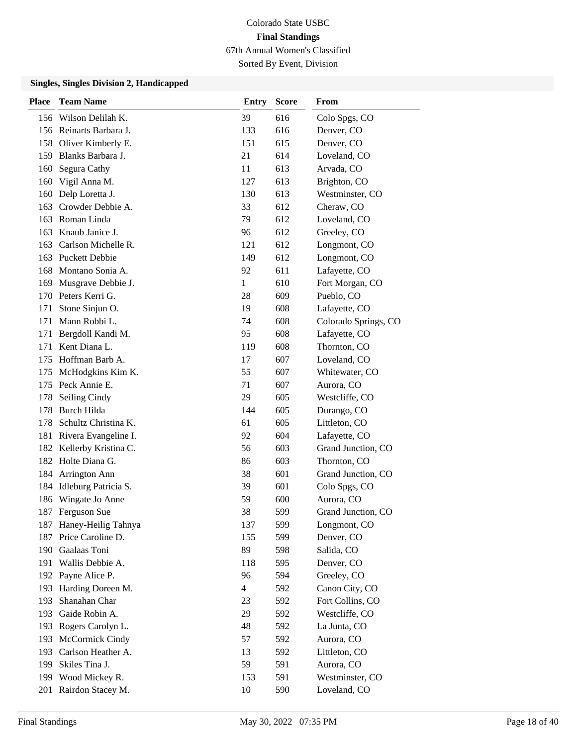Colorado State USBC

**Final Standings**

67th Annual Women's Classified

Sorted By Event, Division

### Singles, Singles Division 2, Handicapped

| Place | Team Name | Entry | Score | From |
|---|---|---|---|---|
| 156 | Wilson Delilah K. | 39 | 616 | Colo Spgs, CO |
| 156 | Reinarts Barbara J. | 133 | 616 | Denver, CO |
| 158 | Oliver Kimberly E. | 151 | 615 | Denver, CO |
| 159 | Blanks Barbara J. | 21 | 614 | Loveland, CO |
| 160 | Segura Cathy | 11 | 613 | Arvada, CO |
| 160 | Vigil Anna M. | 127 | 613 | Brighton, CO |
| 160 | Delp Loretta J. | 130 | 613 | Westminster, CO |
| 163 | Crowder Debbie A. | 33 | 612 | Cheraw, CO |
| 163 | Roman Linda | 79 | 612 | Loveland, CO |
| 163 | Knaub Janice J. | 96 | 612 | Greeley, CO |
| 163 | Carlson Michelle R. | 121 | 612 | Longmont, CO |
| 163 | Puckett Debbie | 149 | 612 | Longmont, CO |
| 168 | Montano Sonia A. | 92 | 611 | Lafayette, CO |
| 169 | Musgrave Debbie J. | 1 | 610 | Fort Morgan, CO |
| 170 | Peters Kerri G. | 28 | 609 | Pueblo, CO |
| 171 | Stone Sinjun O. | 19 | 608 | Lafayette, CO |
| 171 | Mann Robbi L. | 74 | 608 | Colorado Springs, CO |
| 171 | Bergdoll Kandi M. | 95 | 608 | Lafayette, CO |
| 171 | Kent Diana L. | 119 | 608 | Thornton, CO |
| 175 | Hoffman Barb A. | 17 | 607 | Loveland, CO |
| 175 | McHodgkins Kim K. | 55 | 607 | Whitewater, CO |
| 175 | Peck Annie E. | 71 | 607 | Aurora, CO |
| 178 | Seiling Cindy | 29 | 605 | Westcliffe, CO |
| 178 | Burch Hilda | 144 | 605 | Durango, CO |
| 178 | Schultz Christina K. | 61 | 605 | Littleton, CO |
| 181 | Rivera Evangeline I. | 92 | 604 | Lafayette, CO |
| 182 | Kellerby Kristina C. | 56 | 603 | Grand Junction, CO |
| 182 | Holte Diana G. | 86 | 603 | Thornton, CO |
| 184 | Arrington Ann | 38 | 601 | Grand Junction, CO |
| 184 | Idleburg Patricia S. | 39 | 601 | Colo Spgs, CO |
| 186 | Wingate Jo Anne | 59 | 600 | Aurora, CO |
| 187 | Ferguson Sue | 38 | 599 | Grand Junction, CO |
| 187 | Haney-Heilig Tahnya | 137 | 599 | Longmont, CO |
| 187 | Price Caroline D. | 155 | 599 | Denver, CO |
| 190 | Gaalaas Toni | 89 | 598 | Salida, CO |
| 191 | Wallis Debbie A. | 118 | 595 | Denver, CO |
| 192 | Payne Alice P. | 96 | 594 | Greeley, CO |
| 193 | Harding Doreen M. | 4 | 592 | Canon City, CO |
| 193 | Shanahan Char | 23 | 592 | Fort Collins, CO |
| 193 | Gaide Robin A. | 29 | 592 | Westcliffe, CO |
| 193 | Rogers Carolyn L. | 48 | 592 | La Junta, CO |
| 193 | McCormick Cindy | 57 | 592 | Aurora, CO |
| 193 | Carlson Heather A. | 13 | 592 | Littleton, CO |
| 199 | Skiles Tina J. | 59 | 591 | Aurora, CO |
| 199 | Wood Mickey R. | 153 | 591 | Westminster, CO |
| 201 | Rairdon Stacey M. | 10 | 590 | Loveland, CO |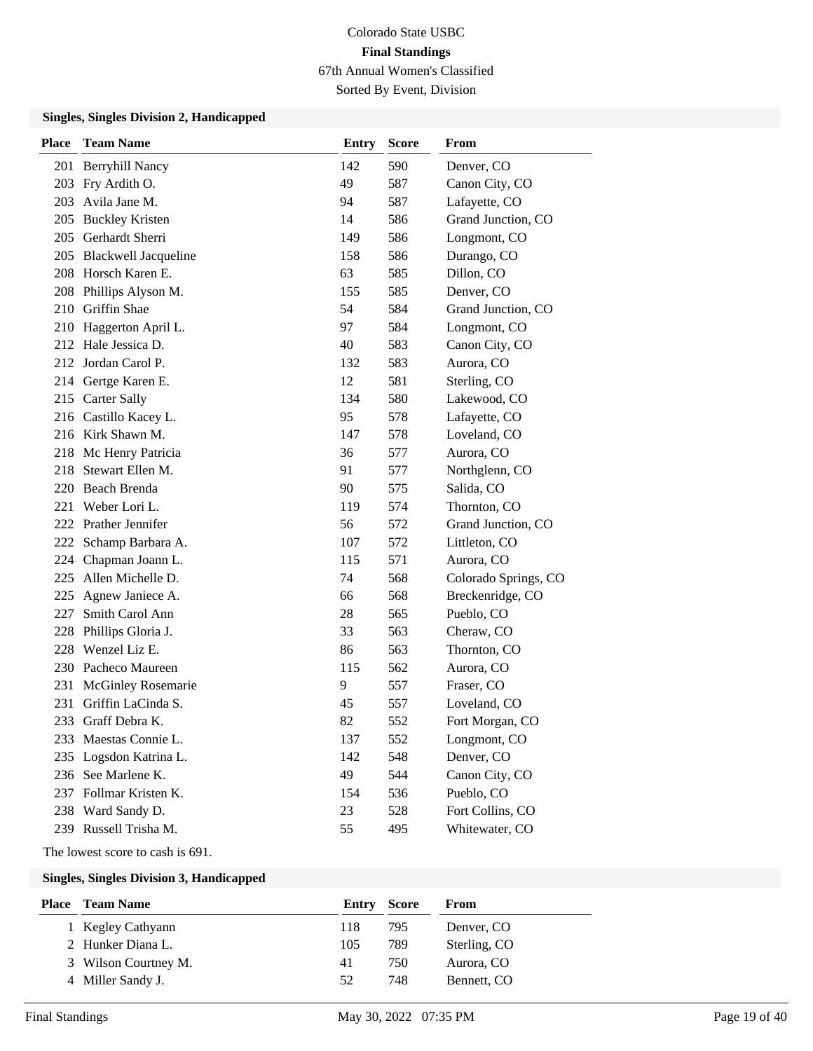Colorado State USBC

**Final Standings**

67th Annual Women's Classified

Sorted By Event, Division

### Singles, Singles Division 2, Handicapped

| Place | Team Name | Entry | Score | From |
|---|---|---|---|---|
| 201 | Berryhill Nancy | 142 | 590 | Denver, CO |
| 203 | Fry Ardith O. | 49 | 587 | Canon City, CO |
| 203 | Avila Jane M. | 94 | 587 | Lafayette, CO |
| 205 | Buckley Kristen | 14 | 586 | Grand Junction, CO |
| 205 | Gerhardt Sherri | 149 | 586 | Longmont, CO |
| 205 | Blackwell Jacqueline | 158 | 586 | Durango, CO |
| 208 | Horsch Karen E. | 63 | 585 | Dillon, CO |
| 208 | Phillips Alyson M. | 155 | 585 | Denver, CO |
| 210 | Griffin Shae | 54 | 584 | Grand Junction, CO |
| 210 | Haggerton April L. | 97 | 584 | Longmont, CO |
| 212 | Hale Jessica D. | 40 | 583 | Canon City, CO |
| 212 | Jordan Carol P. | 132 | 583 | Aurora, CO |
| 214 | Gertge Karen E. | 12 | 581 | Sterling, CO |
| 215 | Carter Sally | 134 | 580 | Lakewood, CO |
| 216 | Castillo Kacey L. | 95 | 578 | Lafayette, CO |
| 216 | Kirk Shawn M. | 147 | 578 | Loveland, CO |
| 218 | Mc Henry Patricia | 36 | 577 | Aurora, CO |
| 218 | Stewart Ellen M. | 91 | 577 | Northglenn, CO |
| 220 | Beach Brenda | 90 | 575 | Salida, CO |
| 221 | Weber Lori L. | 119 | 574 | Thornton, CO |
| 222 | Prather Jennifer | 56 | 572 | Grand Junction, CO |
| 222 | Schamp Barbara A. | 107 | 572 | Littleton, CO |
| 224 | Chapman Joann L. | 115 | 571 | Aurora, CO |
| 225 | Allen Michelle D. | 74 | 568 | Colorado Springs, CO |
| 225 | Agnew Janiece A. | 66 | 568 | Breckenridge, CO |
| 227 | Smith Carol Ann | 28 | 565 | Pueblo, CO |
| 228 | Phillips Gloria J. | 33 | 563 | Cheraw, CO |
| 228 | Wenzel Liz E. | 86 | 563 | Thornton, CO |
| 230 | Pacheco Maureen | 115 | 562 | Aurora, CO |
| 231 | McGinley Rosemarie | 9 | 557 | Fraser, CO |
| 231 | Griffin LaCinda S. | 45 | 557 | Loveland, CO |
| 233 | Graff Debra K. | 82 | 552 | Fort Morgan, CO |
| 233 | Maestas Connie L. | 137 | 552 | Longmont, CO |
| 235 | Logsdon Katrina L. | 142 | 548 | Denver, CO |
| 236 | See Marlene K. | 49 | 544 | Canon City, CO |
| 237 | Follmar Kristen K. | 154 | 536 | Pueblo, CO |
| 238 | Ward Sandy D. | 23 | 528 | Fort Collins, CO |
| 239 | Russell Trisha M. | 55 | 495 | Whitewater, CO |

The lowest score to cash is 691.

### Singles, Singles Division 3, Handicapped

| Place | Team Name | Entry | Score | From |
|---|---|---|---|---|
| 1 | Kegley Cathyann | 118 | 795 | Denver, CO |
| 2 | Hunker Diana L. | 105 | 789 | Sterling, CO |
| 3 | Wilson Courtney M. | 41 | 750 | Aurora, CO |
| 4 | Miller Sandy J. | 52 | 748 | Bennett, CO |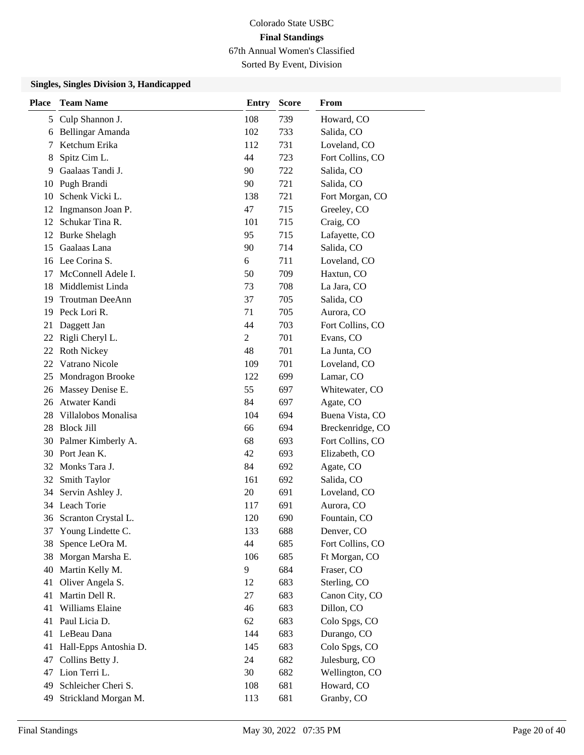Colorado State USBC

**Final Standings**

67th Annual Women's Classified

Sorted By Event, Division

### Singles, Singles Division 3, Handicapped

| Place | Team Name | Entry | Score | From |
|---|---|---|---|---|
| 5 | Culp Shannon J. | 108 | 739 | Howard, CO |
| 6 | Bellingar Amanda | 102 | 733 | Salida, CO |
| 7 | Ketchum Erika | 112 | 731 | Loveland, CO |
| 8 | Spitz Cim L. | 44 | 723 | Fort Collins, CO |
| 9 | Gaalaas Tandi J. | 90 | 722 | Salida, CO |
| 10 | Pugh Brandi | 90 | 721 | Salida, CO |
| 10 | Schenk Vicki L. | 138 | 721 | Fort Morgan, CO |
| 12 | Ingmanson Joan P. | 47 | 715 | Greeley, CO |
| 12 | Schukar Tina R. | 101 | 715 | Craig, CO |
| 12 | Burke Shelagh | 95 | 715 | Lafayette, CO |
| 15 | Gaalaas Lana | 90 | 714 | Salida, CO |
| 16 | Lee Corina S. | 6 | 711 | Loveland, CO |
| 17 | McConnell Adele I. | 50 | 709 | Haxtun, CO |
| 18 | Middlemist Linda | 73 | 708 | La Jara, CO |
| 19 | Troutman DeeAnn | 37 | 705 | Salida, CO |
| 19 | Peck Lori R. | 71 | 705 | Aurora, CO |
| 21 | Daggett Jan | 44 | 703 | Fort Collins, CO |
| 22 | Rigli Cheryl L. | 2 | 701 | Evans, CO |
| 22 | Roth Nickey | 48 | 701 | La Junta, CO |
| 22 | Vatrano Nicole | 109 | 701 | Loveland, CO |
| 25 | Mondragon Brooke | 122 | 699 | Lamar, CO |
| 26 | Massey Denise E. | 55 | 697 | Whitewater, CO |
| 26 | Atwater Kandi | 84 | 697 | Agate, CO |
| 28 | Villalobos Monalisa | 104 | 694 | Buena Vista, CO |
| 28 | Block Jill | 66 | 694 | Breckenridge, CO |
| 30 | Palmer Kimberly A. | 68 | 693 | Fort Collins, CO |
| 30 | Port Jean K. | 42 | 693 | Elizabeth, CO |
| 32 | Monks Tara J. | 84 | 692 | Agate, CO |
| 32 | Smith Taylor | 161 | 692 | Salida, CO |
| 34 | Servin Ashley J. | 20 | 691 | Loveland, CO |
| 34 | Leach Torie | 117 | 691 | Aurora, CO |
| 36 | Scranton Crystal L. | 120 | 690 | Fountain, CO |
| 37 | Young Lindette C. | 133 | 688 | Denver, CO |
| 38 | Spence LeOra M. | 44 | 685 | Fort Collins, CO |
| 38 | Morgan Marsha E. | 106 | 685 | Ft Morgan, CO |
| 40 | Martin Kelly M. | 9 | 684 | Fraser, CO |
| 41 | Oliver Angela S. | 12 | 683 | Sterling, CO |
| 41 | Martin Dell R. | 27 | 683 | Canon City, CO |
| 41 | Williams Elaine | 46 | 683 | Dillon, CO |
| 41 | Paul Licia D. | 62 | 683 | Colo Spgs, CO |
| 41 | LeBeau Dana | 144 | 683 | Durango, CO |
| 41 | Hall-Epps Antoshia D. | 145 | 683 | Colo Spgs, CO |
| 47 | Collins Betty J. | 24 | 682 | Julesburg, CO |
| 47 | Lion Terri L. | 30 | 682 | Wellington, CO |
| 49 | Schleicher Cheri S. | 108 | 681 | Howard, CO |
| 49 | Strickland Morgan M. | 113 | 681 | Granby, CO |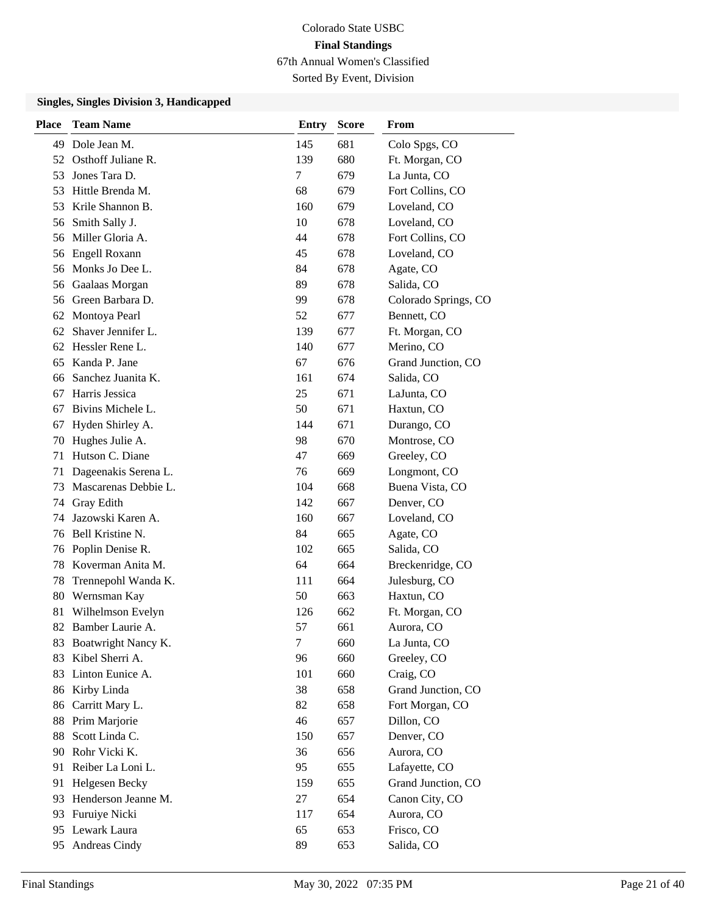Colorado State USBC

**Final Standings**

67th Annual Women's Classified

Sorted By Event, Division

### Singles, Singles Division 3, Handicapped

| Place | Team Name | Entry | Score | From |
|---|---|---|---|---|
| 49 | Dole Jean M. | 145 | 681 | Colo Spgs, CO |
| 52 | Osthoff Juliane R. | 139 | 680 | Ft. Morgan, CO |
| 53 | Jones Tara D. | 7 | 679 | La Junta, CO |
| 53 | Hittle Brenda M. | 68 | 679 | Fort Collins, CO |
| 53 | Krile Shannon B. | 160 | 679 | Loveland, CO |
| 56 | Smith Sally J. | 10 | 678 | Loveland, CO |
| 56 | Miller Gloria A. | 44 | 678 | Fort Collins, CO |
| 56 | Engell Roxann | 45 | 678 | Loveland, CO |
| 56 | Monks Jo Dee L. | 84 | 678 | Agate, CO |
| 56 | Gaalaas Morgan | 89 | 678 | Salida, CO |
| 56 | Green Barbara D. | 99 | 678 | Colorado Springs, CO |
| 62 | Montoya Pearl | 52 | 677 | Bennett, CO |
| 62 | Shaver Jennifer L. | 139 | 677 | Ft. Morgan, CO |
| 62 | Hessler Rene L. | 140 | 677 | Merino, CO |
| 65 | Kanda P. Jane | 67 | 676 | Grand Junction, CO |
| 66 | Sanchez Juanita K. | 161 | 674 | Salida, CO |
| 67 | Harris Jessica | 25 | 671 | LaJunta, CO |
| 67 | Bivins Michele L. | 50 | 671 | Haxtun, CO |
| 67 | Hyden Shirley A. | 144 | 671 | Durango, CO |
| 70 | Hughes Julie A. | 98 | 670 | Montrose, CO |
| 71 | Hutson C. Diane | 47 | 669 | Greeley, CO |
| 71 | Dageenakis Serena L. | 76 | 669 | Longmont, CO |
| 73 | Mascarenas Debbie L. | 104 | 668 | Buena Vista, CO |
| 74 | Gray Edith | 142 | 667 | Denver, CO |
| 74 | Jazowski Karen A. | 160 | 667 | Loveland, CO |
| 76 | Bell Kristine N. | 84 | 665 | Agate, CO |
| 76 | Poplin Denise R. | 102 | 665 | Salida, CO |
| 78 | Koverman Anita M. | 64 | 664 | Breckenridge, CO |
| 78 | Trennepohl Wanda K. | 111 | 664 | Julesburg, CO |
| 80 | Wernsman Kay | 50 | 663 | Haxtun, CO |
| 81 | Wilhelmson Evelyn | 126 | 662 | Ft. Morgan, CO |
| 82 | Bamber Laurie A. | 57 | 661 | Aurora, CO |
| 83 | Boatwright Nancy K. | 7 | 660 | La Junta, CO |
| 83 | Kibel Sherri A. | 96 | 660 | Greeley, CO |
| 83 | Linton Eunice A. | 101 | 660 | Craig, CO |
| 86 | Kirby Linda | 38 | 658 | Grand Junction, CO |
| 86 | Carritt Mary L. | 82 | 658 | Fort Morgan, CO |
| 88 | Prim Marjorie | 46 | 657 | Dillon, CO |
| 88 | Scott Linda C. | 150 | 657 | Denver, CO |
| 90 | Rohr Vicki K. | 36 | 656 | Aurora, CO |
| 91 | Reiber La Loni L. | 95 | 655 | Lafayette, CO |
| 91 | Helgesen Becky | 159 | 655 | Grand Junction, CO |
| 93 | Henderson Jeanne M. | 27 | 654 | Canon City, CO |
| 93 | Furuiye Nicki | 117 | 654 | Aurora, CO |
| 95 | Lewark Laura | 65 | 653 | Frisco, CO |
| 95 | Andreas Cindy | 89 | 653 | Salida, CO |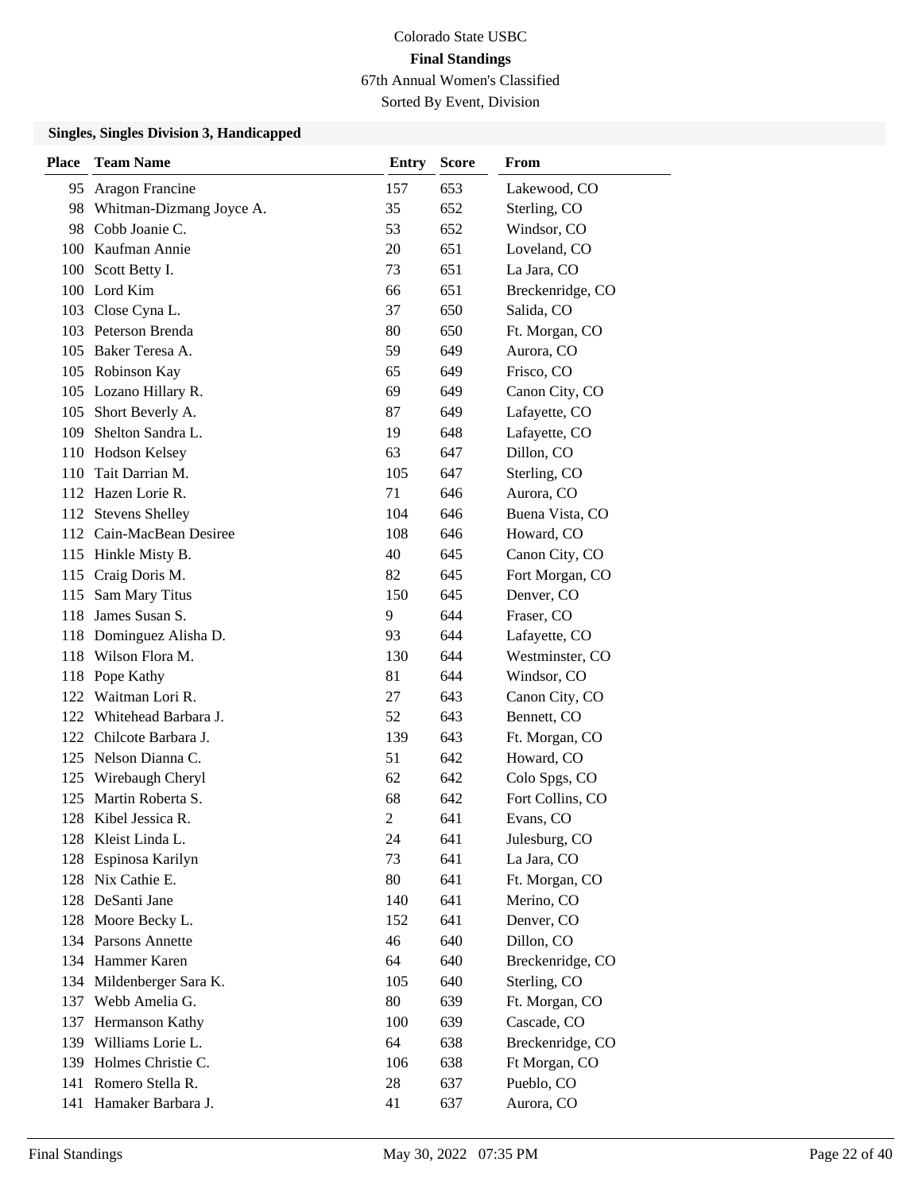Colorado State USBC

**Final Standings**

67th Annual Women's Classified

Sorted By Event, Division

### Singles, Singles Division 3, Handicapped

| Place | Team Name | Entry | Score | From |
|---|---|---|---|---|
| 95 | Aragon Francine | 157 | 653 | Lakewood, CO |
| 98 | Whitman-Dizmang Joyce A. | 35 | 652 | Sterling, CO |
| 98 | Cobb Joanie C. | 53 | 652 | Windsor, CO |
| 100 | Kaufman Annie | 20 | 651 | Loveland, CO |
| 100 | Scott Betty I. | 73 | 651 | La Jara, CO |
| 100 | Lord Kim | 66 | 651 | Breckenridge, CO |
| 103 | Close Cyna L. | 37 | 650 | Salida, CO |
| 103 | Peterson Brenda | 80 | 650 | Ft. Morgan, CO |
| 105 | Baker Teresa A. | 59 | 649 | Aurora, CO |
| 105 | Robinson Kay | 65 | 649 | Frisco, CO |
| 105 | Lozano Hillary R. | 69 | 649 | Canon City, CO |
| 105 | Short Beverly A. | 87 | 649 | Lafayette, CO |
| 109 | Shelton Sandra L. | 19 | 648 | Lafayette, CO |
| 110 | Hodson Kelsey | 63 | 647 | Dillon, CO |
| 110 | Tait Darrian M. | 105 | 647 | Sterling, CO |
| 112 | Hazen Lorie R. | 71 | 646 | Aurora, CO |
| 112 | Stevens Shelley | 104 | 646 | Buena Vista, CO |
| 112 | Cain-MacBean Desiree | 108 | 646 | Howard, CO |
| 115 | Hinkle Misty B. | 40 | 645 | Canon City, CO |
| 115 | Craig Doris M. | 82 | 645 | Fort Morgan, CO |
| 115 | Sam Mary Titus | 150 | 645 | Denver, CO |
| 118 | James Susan S. | 9 | 644 | Fraser, CO |
| 118 | Dominguez Alisha D. | 93 | 644 | Lafayette, CO |
| 118 | Wilson Flora M. | 130 | 644 | Westminster, CO |
| 118 | Pope Kathy | 81 | 644 | Windsor, CO |
| 122 | Waitman Lori R. | 27 | 643 | Canon City, CO |
| 122 | Whitehead Barbara J. | 52 | 643 | Bennett, CO |
| 122 | Chilcote Barbara J. | 139 | 643 | Ft. Morgan, CO |
| 125 | Nelson Dianna C. | 51 | 642 | Howard, CO |
| 125 | Wirebaugh Cheryl | 62 | 642 | Colo Spgs, CO |
| 125 | Martin Roberta S. | 68 | 642 | Fort Collins, CO |
| 128 | Kibel Jessica R. | 2 | 641 | Evans, CO |
| 128 | Kleist Linda L. | 24 | 641 | Julesburg, CO |
| 128 | Espinosa Karilyn | 73 | 641 | La Jara, CO |
| 128 | Nix Cathie E. | 80 | 641 | Ft. Morgan, CO |
| 128 | DeSanti Jane | 140 | 641 | Merino, CO |
| 128 | Moore Becky L. | 152 | 641 | Denver, CO |
| 134 | Parsons Annette | 46 | 640 | Dillon, CO |
| 134 | Hammer Karen | 64 | 640 | Breckenridge, CO |
| 134 | Mildenberger Sara K. | 105 | 640 | Sterling, CO |
| 137 | Webb Amelia G. | 80 | 639 | Ft. Morgan, CO |
| 137 | Hermanson Kathy | 100 | 639 | Cascade, CO |
| 139 | Williams Lorie L. | 64 | 638 | Breckenridge, CO |
| 139 | Holmes Christie C. | 106 | 638 | Ft Morgan, CO |
| 141 | Romero Stella R. | 28 | 637 | Pueblo, CO |
| 141 | Hamaker Barbara J. | 41 | 637 | Aurora, CO |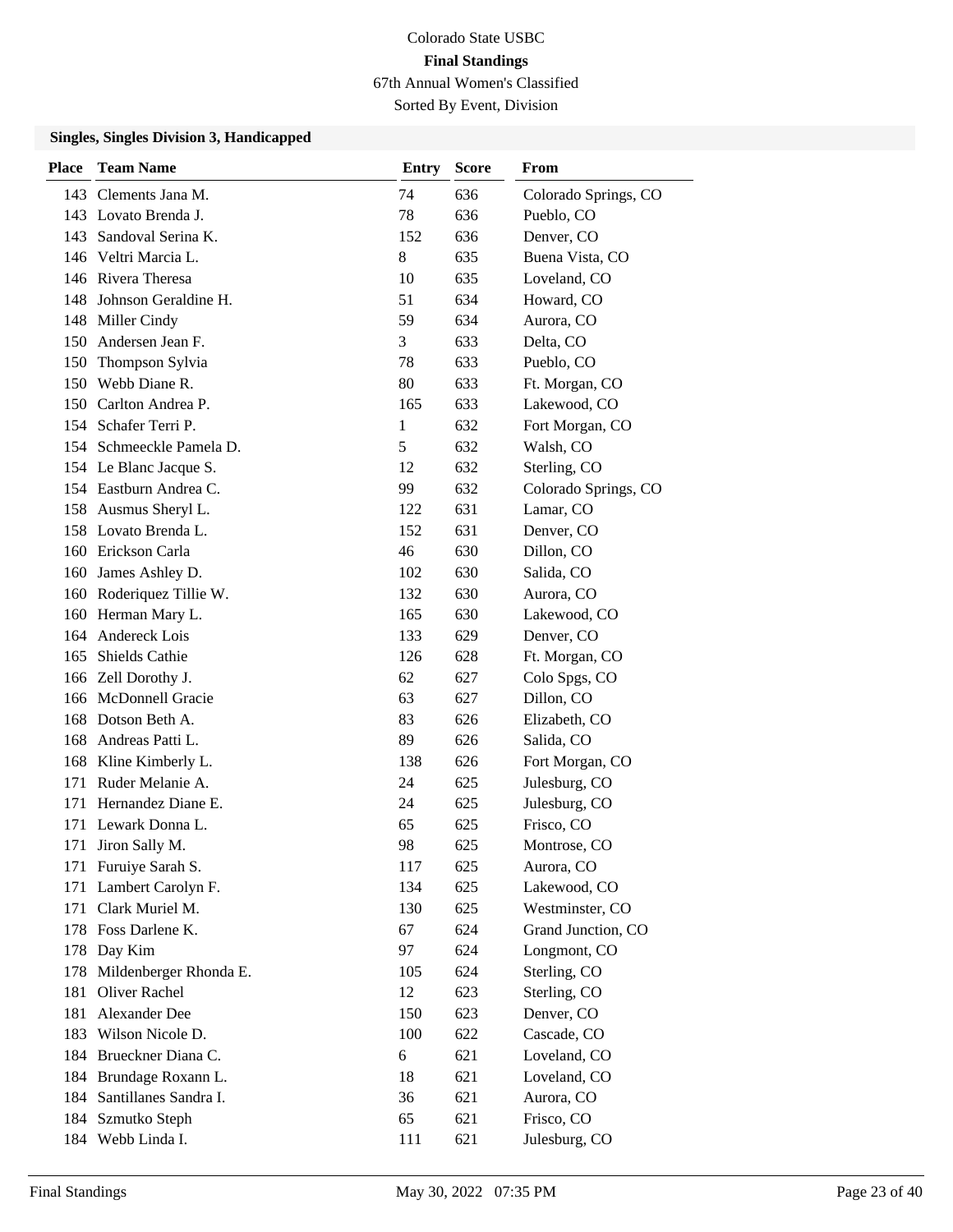Colorado State USBC

**Final Standings**

67th Annual Women's Classified

Sorted By Event, Division

### Singles, Singles Division 3, Handicapped

| Place | Team Name | Entry | Score | From |
|---|---|---|---|---|
| 143 | Clements Jana M. | 74 | 636 | Colorado Springs, CO |
| 143 | Lovato Brenda J. | 78 | 636 | Pueblo, CO |
| 143 | Sandoval Serina K. | 152 | 636 | Denver, CO |
| 146 | Veltri Marcia L. | 8 | 635 | Buena Vista, CO |
| 146 | Rivera Theresa | 10 | 635 | Loveland, CO |
| 148 | Johnson Geraldine H. | 51 | 634 | Howard, CO |
| 148 | Miller Cindy | 59 | 634 | Aurora, CO |
| 150 | Andersen Jean F. | 3 | 633 | Delta, CO |
| 150 | Thompson Sylvia | 78 | 633 | Pueblo, CO |
| 150 | Webb Diane R. | 80 | 633 | Ft. Morgan, CO |
| 150 | Carlton Andrea P. | 165 | 633 | Lakewood, CO |
| 154 | Schafer Terri P. | 1 | 632 | Fort Morgan, CO |
| 154 | Schmeeckle Pamela D. | 5 | 632 | Walsh, CO |
| 154 | Le Blanc Jacque S. | 12 | 632 | Sterling, CO |
| 154 | Eastburn Andrea C. | 99 | 632 | Colorado Springs, CO |
| 158 | Ausmus Sheryl L. | 122 | 631 | Lamar, CO |
| 158 | Lovato Brenda L. | 152 | 631 | Denver, CO |
| 160 | Erickson Carla | 46 | 630 | Dillon, CO |
| 160 | James Ashley D. | 102 | 630 | Salida, CO |
| 160 | Roderiquez Tillie W. | 132 | 630 | Aurora, CO |
| 160 | Herman Mary L. | 165 | 630 | Lakewood, CO |
| 164 | Andereck Lois | 133 | 629 | Denver, CO |
| 165 | Shields Cathie | 126 | 628 | Ft. Morgan, CO |
| 166 | Zell Dorothy J. | 62 | 627 | Colo Spgs, CO |
| 166 | McDonnell Gracie | 63 | 627 | Dillon, CO |
| 168 | Dotson Beth A. | 83 | 626 | Elizabeth, CO |
| 168 | Andreas Patti L. | 89 | 626 | Salida, CO |
| 168 | Kline Kimberly L. | 138 | 626 | Fort Morgan, CO |
| 171 | Ruder Melanie A. | 24 | 625 | Julesburg, CO |
| 171 | Hernandez Diane E. | 24 | 625 | Julesburg, CO |
| 171 | Lewark Donna L. | 65 | 625 | Frisco, CO |
| 171 | Jiron Sally M. | 98 | 625 | Montrose, CO |
| 171 | Furuiye Sarah S. | 117 | 625 | Aurora, CO |
| 171 | Lambert Carolyn F. | 134 | 625 | Lakewood, CO |
| 171 | Clark Muriel M. | 130 | 625 | Westminster, CO |
| 178 | Foss Darlene K. | 67 | 624 | Grand Junction, CO |
| 178 | Day Kim | 97 | 624 | Longmont, CO |
| 178 | Mildenberger Rhonda E. | 105 | 624 | Sterling, CO |
| 181 | Oliver Rachel | 12 | 623 | Sterling, CO |
| 181 | Alexander Dee | 150 | 623 | Denver, CO |
| 183 | Wilson Nicole D. | 100 | 622 | Cascade, CO |
| 184 | Brueckner Diana C. | 6 | 621 | Loveland, CO |
| 184 | Brundage Roxann L. | 18 | 621 | Loveland, CO |
| 184 | Santillanes Sandra I. | 36 | 621 | Aurora, CO |
| 184 | Szmutko Steph | 65 | 621 | Frisco, CO |
| 184 | Webb Linda I. | 111 | 621 | Julesburg, CO |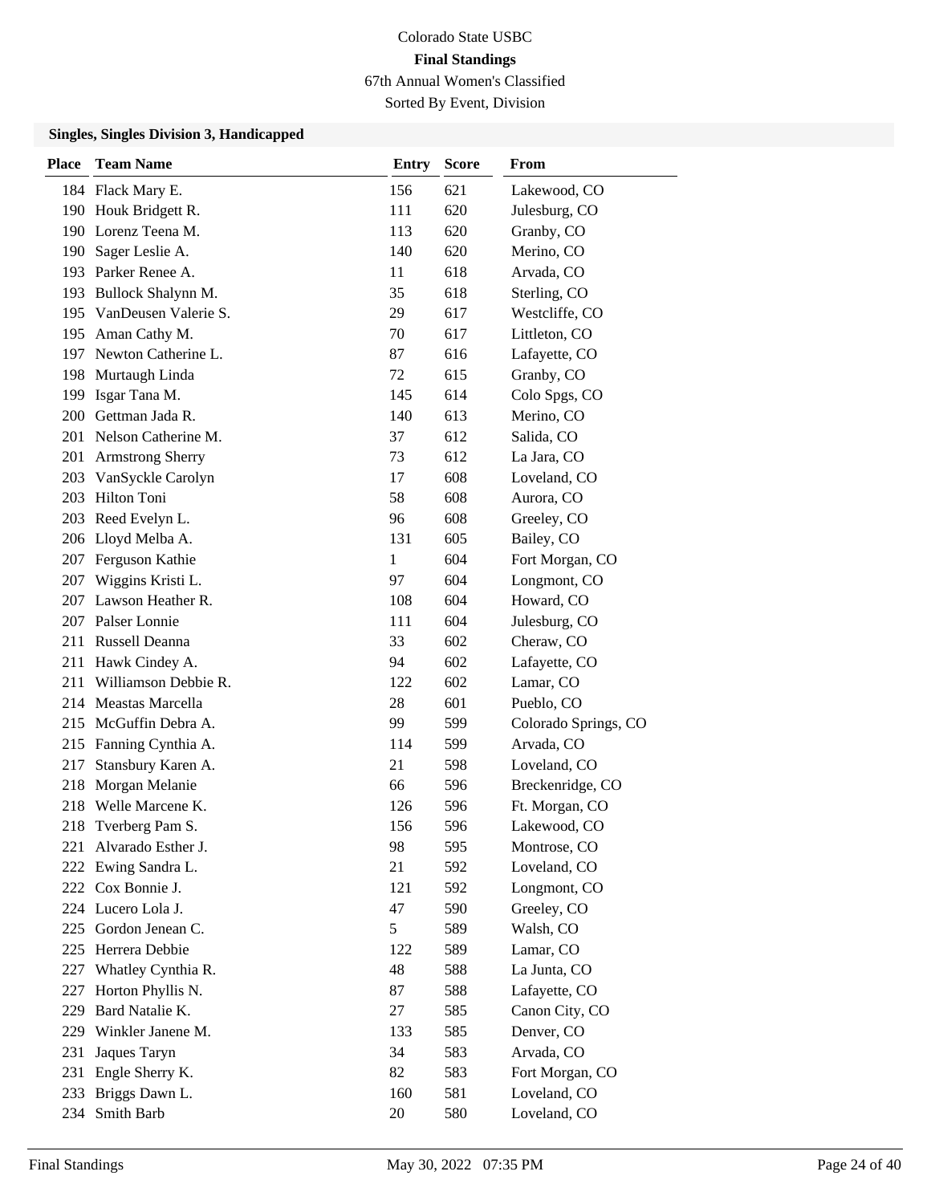Colorado State USBC

**Final Standings**

67th Annual Women's Classified

Sorted By Event, Division

### Singles, Singles Division 3, Handicapped

| Place | Team Name | Entry | Score | From |
|---|---|---|---|---|
| 184 | Flack Mary E. | 156 | 621 | Lakewood, CO |
| 190 | Houk Bridgett R. | 111 | 620 | Julesburg, CO |
| 190 | Lorenz Teena M. | 113 | 620 | Granby, CO |
| 190 | Sager Leslie A. | 140 | 620 | Merino, CO |
| 193 | Parker Renee A. | 11 | 618 | Arvada, CO |
| 193 | Bullock Shalynn M. | 35 | 618 | Sterling, CO |
| 195 | VanDeusen Valerie S. | 29 | 617 | Westcliffe, CO |
| 195 | Aman Cathy M. | 70 | 617 | Littleton, CO |
| 197 | Newton Catherine L. | 87 | 616 | Lafayette, CO |
| 198 | Murtaugh Linda | 72 | 615 | Granby, CO |
| 199 | Isgar Tana M. | 145 | 614 | Colo Spgs, CO |
| 200 | Gettman Jada R. | 140 | 613 | Merino, CO |
| 201 | Nelson Catherine M. | 37 | 612 | Salida, CO |
| 201 | Armstrong Sherry | 73 | 612 | La Jara, CO |
| 203 | VanSyckle Carolyn | 17 | 608 | Loveland, CO |
| 203 | Hilton Toni | 58 | 608 | Aurora, CO |
| 203 | Reed Evelyn L. | 96 | 608 | Greeley, CO |
| 206 | Lloyd Melba A. | 131 | 605 | Bailey, CO |
| 207 | Ferguson Kathie | 1 | 604 | Fort Morgan, CO |
| 207 | Wiggins Kristi L. | 97 | 604 | Longmont, CO |
| 207 | Lawson Heather R. | 108 | 604 | Howard, CO |
| 207 | Palser Lonnie | 111 | 604 | Julesburg, CO |
| 211 | Russell Deanna | 33 | 602 | Cheraw, CO |
| 211 | Hawk Cindey A. | 94 | 602 | Lafayette, CO |
| 211 | Williamson Debbie R. | 122 | 602 | Lamar, CO |
| 214 | Meastas Marcella | 28 | 601 | Pueblo, CO |
| 215 | McGuffin Debra A. | 99 | 599 | Colorado Springs, CO |
| 215 | Fanning Cynthia A. | 114 | 599 | Arvada, CO |
| 217 | Stansbury Karen A. | 21 | 598 | Loveland, CO |
| 218 | Morgan Melanie | 66 | 596 | Breckenridge, CO |
| 218 | Welle Marcene K. | 126 | 596 | Ft. Morgan, CO |
| 218 | Tverberg Pam S. | 156 | 596 | Lakewood, CO |
| 221 | Alvarado Esther J. | 98 | 595 | Montrose, CO |
| 222 | Ewing Sandra L. | 21 | 592 | Loveland, CO |
| 222 | Cox Bonnie J. | 121 | 592 | Longmont, CO |
| 224 | Lucero Lola J. | 47 | 590 | Greeley, CO |
| 225 | Gordon Jenean C. | 5 | 589 | Walsh, CO |
| 225 | Herrera Debbie | 122 | 589 | Lamar, CO |
| 227 | Whatley Cynthia R. | 48 | 588 | La Junta, CO |
| 227 | Horton Phyllis N. | 87 | 588 | Lafayette, CO |
| 229 | Bard Natalie K. | 27 | 585 | Canon City, CO |
| 229 | Winkler Janene M. | 133 | 585 | Denver, CO |
| 231 | Jaques Taryn | 34 | 583 | Arvada, CO |
| 231 | Engle Sherry K. | 82 | 583 | Fort Morgan, CO |
| 233 | Briggs Dawn L. | 160 | 581 | Loveland, CO |
| 234 | Smith Barb | 20 | 580 | Loveland, CO |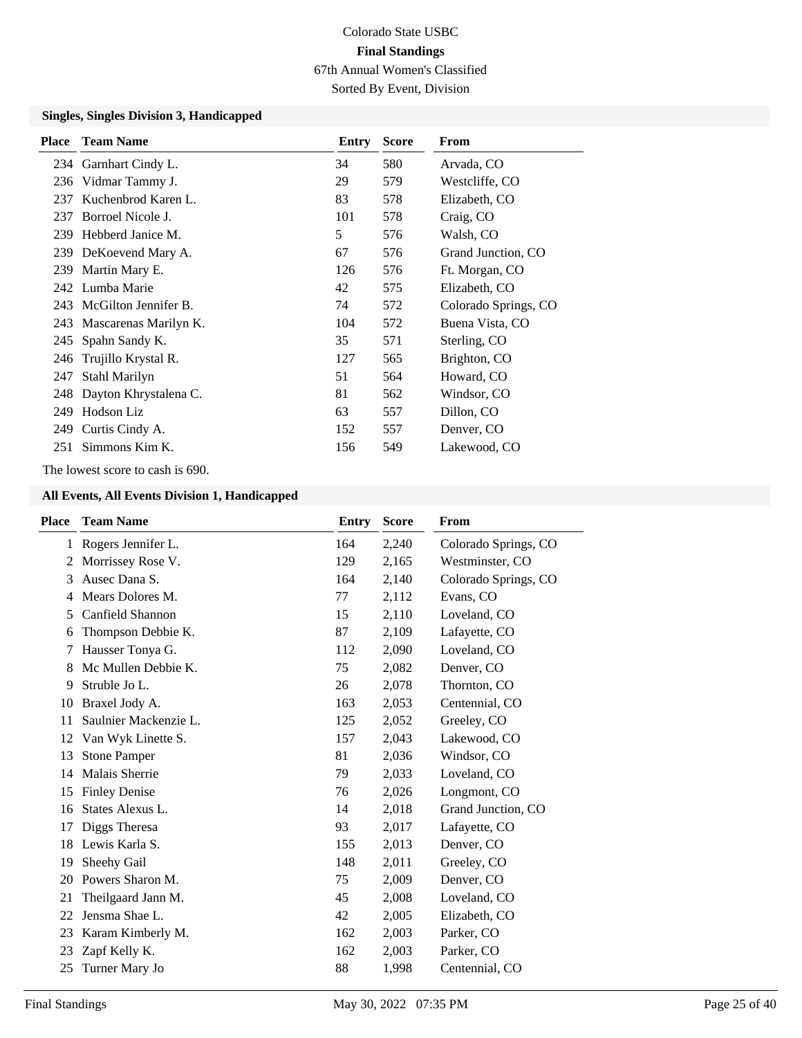Colorado State USBC

**Final Standings**

67th Annual Women's Classified

Sorted By Event, Division

### Singles, Singles Division 3, Handicapped

| Place | Team Name | Entry | Score | From |
|---|---|---|---|---|
| 234 | Garnhart Cindy L. | 34 | 580 | Arvada, CO |
| 236 | Vidmar Tammy J. | 29 | 579 | Westcliffe, CO |
| 237 | Kuchenbrod Karen L. | 83 | 578 | Elizabeth, CO |
| 237 | Borroel Nicole J. | 101 | 578 | Craig, CO |
| 239 | Hebberd Janice M. | 5 | 576 | Walsh, CO |
| 239 | DeKoevend Mary A. | 67 | 576 | Grand Junction, CO |
| 239 | Martin Mary E. | 126 | 576 | Ft. Morgan, CO |
| 242 | Lumba Marie | 42 | 575 | Elizabeth, CO |
| 243 | McGilton Jennifer B. | 74 | 572 | Colorado Springs, CO |
| 243 | Mascarenas Marilyn K. | 104 | 572 | Buena Vista, CO |
| 245 | Spahn Sandy K. | 35 | 571 | Sterling, CO |
| 246 | Trujillo Krystal R. | 127 | 565 | Brighton, CO |
| 247 | Stahl Marilyn | 51 | 564 | Howard, CO |
| 248 | Dayton Khrystalena C. | 81 | 562 | Windsor, CO |
| 249 | Hodson Liz | 63 | 557 | Dillon, CO |
| 249 | Curtis Cindy A. | 152 | 557 | Denver, CO |
| 251 | Simmons Kim K. | 156 | 549 | Lakewood, CO |

The lowest score to cash is 690.

### All Events, All Events Division 1, Handicapped

| Place | Team Name | Entry | Score | From |
|---|---|---|---|---|
| 1 | Rogers Jennifer L. | 164 | 2,240 | Colorado Springs, CO |
| 2 | Morrissey Rose V. | 129 | 2,165 | Westminster, CO |
| 3 | Ausec Dana S. | 164 | 2,140 | Colorado Springs, CO |
| 4 | Mears Dolores M. | 77 | 2,112 | Evans, CO |
| 5 | Canfield Shannon | 15 | 2,110 | Loveland, CO |
| 6 | Thompson Debbie K. | 87 | 2,109 | Lafayette, CO |
| 7 | Hausser Tonya G. | 112 | 2,090 | Loveland, CO |
| 8 | Mc Mullen Debbie K. | 75 | 2,082 | Denver, CO |
| 9 | Struble Jo L. | 26 | 2,078 | Thornton, CO |
| 10 | Braxel Jody A. | 163 | 2,053 | Centennial, CO |
| 11 | Saulnier Mackenzie L. | 125 | 2,052 | Greeley, CO |
| 12 | Van Wyk Linette S. | 157 | 2,043 | Lakewood, CO |
| 13 | Stone Pamper | 81 | 2,036 | Windsor, CO |
| 14 | Malais Sherrie | 79 | 2,033 | Loveland, CO |
| 15 | Finley Denise | 76 | 2,026 | Longmont, CO |
| 16 | States Alexus L. | 14 | 2,018 | Grand Junction, CO |
| 17 | Diggs Theresa | 93 | 2,017 | Lafayette, CO |
| 18 | Lewis Karla S. | 155 | 2,013 | Denver, CO |
| 19 | Sheehy Gail | 148 | 2,011 | Greeley, CO |
| 20 | Powers Sharon M. | 75 | 2,009 | Denver, CO |
| 21 | Theilgaard Jann M. | 45 | 2,008 | Loveland, CO |
| 22 | Jensma Shae L. | 42 | 2,005 | Elizabeth, CO |
| 23 | Karam Kimberly M. | 162 | 2,003 | Parker, CO |
| 23 | Zapf Kelly K. | 162 | 2,003 | Parker, CO |
| 25 | Turner Mary Jo | 88 | 1,998 | Centennial, CO |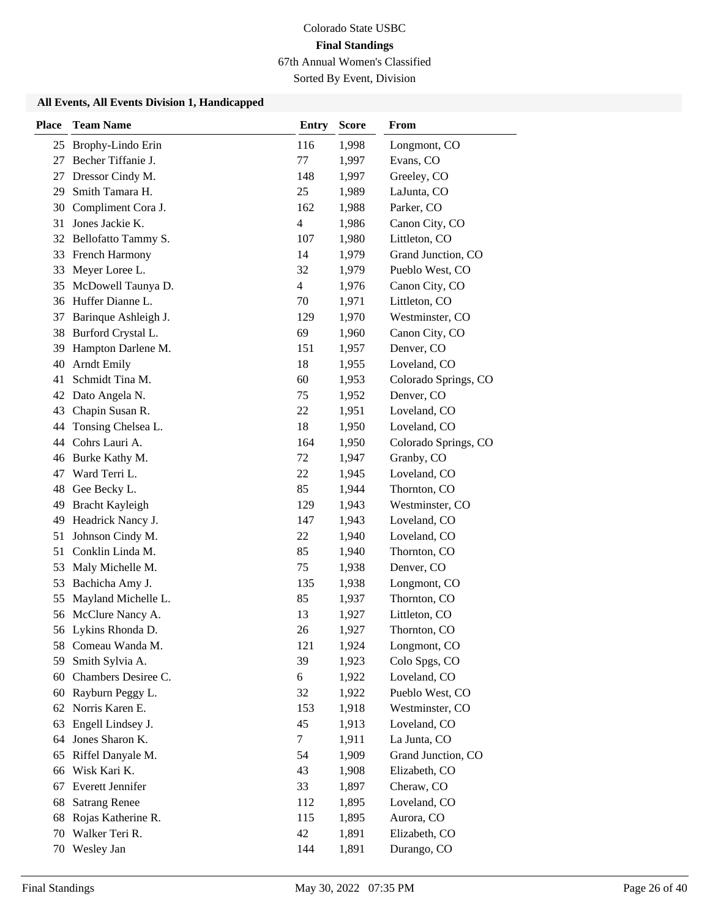Colorado State USBC

**Final Standings**

67th Annual Women's Classified

Sorted By Event, Division

### All Events, All Events Division 1, Handicapped

| Place | Team Name | Entry | Score | From |
|---|---|---|---|---|
| 25 | Brophy-Lindo Erin | 116 | 1,998 | Longmont, CO |
| 27 | Becher Tiffanie J. | 77 | 1,997 | Evans, CO |
| 27 | Dressor Cindy M. | 148 | 1,997 | Greeley, CO |
| 29 | Smith Tamara H. | 25 | 1,989 | LaJunta, CO |
| 30 | Compliment Cora J. | 162 | 1,988 | Parker, CO |
| 31 | Jones Jackie K. | 4 | 1,986 | Canon City, CO |
| 32 | Bellofatto Tammy S. | 107 | 1,980 | Littleton, CO |
| 33 | French Harmony | 14 | 1,979 | Grand Junction, CO |
| 33 | Meyer Loree L. | 32 | 1,979 | Pueblo West, CO |
| 35 | McDowell Taunya D. | 4 | 1,976 | Canon City, CO |
| 36 | Huffer Dianne L. | 70 | 1,971 | Littleton, CO |
| 37 | Barinque Ashleigh J. | 129 | 1,970 | Westminster, CO |
| 38 | Burford Crystal L. | 69 | 1,960 | Canon City, CO |
| 39 | Hampton Darlene M. | 151 | 1,957 | Denver, CO |
| 40 | Arndt Emily | 18 | 1,955 | Loveland, CO |
| 41 | Schmidt Tina M. | 60 | 1,953 | Colorado Springs, CO |
| 42 | Dato Angela N. | 75 | 1,952 | Denver, CO |
| 43 | Chapin Susan R. | 22 | 1,951 | Loveland, CO |
| 44 | Tonsing Chelsea L. | 18 | 1,950 | Loveland, CO |
| 44 | Cohrs Lauri A. | 164 | 1,950 | Colorado Springs, CO |
| 46 | Burke Kathy M. | 72 | 1,947 | Granby, CO |
| 47 | Ward Terri L. | 22 | 1,945 | Loveland, CO |
| 48 | Gee Becky L. | 85 | 1,944 | Thornton, CO |
| 49 | Bracht Kayleigh | 129 | 1,943 | Westminster, CO |
| 49 | Headrick Nancy J. | 147 | 1,943 | Loveland, CO |
| 51 | Johnson Cindy M. | 22 | 1,940 | Loveland, CO |
| 51 | Conklin Linda M. | 85 | 1,940 | Thornton, CO |
| 53 | Maly Michelle M. | 75 | 1,938 | Denver, CO |
| 53 | Bachicha Amy J. | 135 | 1,938 | Longmont, CO |
| 55 | Mayland Michelle L. | 85 | 1,937 | Thornton, CO |
| 56 | McClure Nancy A. | 13 | 1,927 | Littleton, CO |
| 56 | Lykins Rhonda D. | 26 | 1,927 | Thornton, CO |
| 58 | Comeau Wanda M. | 121 | 1,924 | Longmont, CO |
| 59 | Smith Sylvia A. | 39 | 1,923 | Colo Spgs, CO |
| 60 | Chambers Desiree C. | 6 | 1,922 | Loveland, CO |
| 60 | Rayburn Peggy L. | 32 | 1,922 | Pueblo West, CO |
| 62 | Norris Karen E. | 153 | 1,918 | Westminster, CO |
| 63 | Engell Lindsey J. | 45 | 1,913 | Loveland, CO |
| 64 | Jones Sharon K. | 7 | 1,911 | La Junta, CO |
| 65 | Riffel Danyale M. | 54 | 1,909 | Grand Junction, CO |
| 66 | Wisk Kari K. | 43 | 1,908 | Elizabeth, CO |
| 67 | Everett Jennifer | 33 | 1,897 | Cheraw, CO |
| 68 | Satrang Renee | 112 | 1,895 | Loveland, CO |
| 68 | Rojas Katherine R. | 115 | 1,895 | Aurora, CO |
| 70 | Walker Teri R. | 42 | 1,891 | Elizabeth, CO |
| 70 | Wesley Jan | 144 | 1,891 | Durango, CO |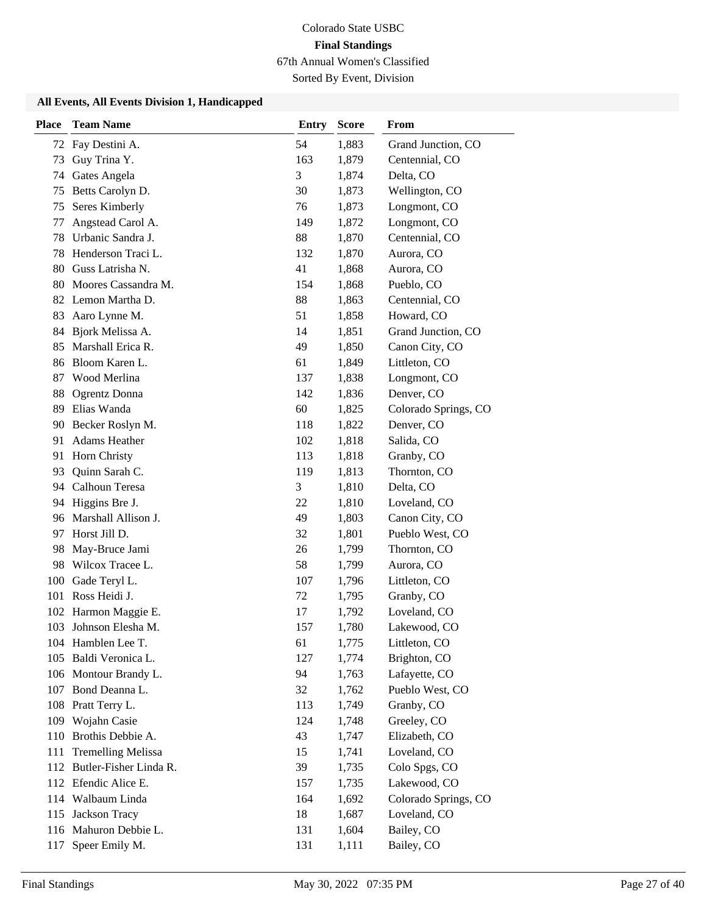Colorado State USBC

**Final Standings**

67th Annual Women's Classified

Sorted By Event, Division

### All Events, All Events Division 1, Handicapped

| Place | Team Name | Entry | Score | From |
|---|---|---|---|---|
| 72 | Fay Destini A. | 54 | 1,883 | Grand Junction, CO |
| 73 | Guy Trina Y. | 163 | 1,879 | Centennial, CO |
| 74 | Gates Angela | 3 | 1,874 | Delta, CO |
| 75 | Betts Carolyn D. | 30 | 1,873 | Wellington, CO |
| 75 | Seres Kimberly | 76 | 1,873 | Longmont, CO |
| 77 | Angstead Carol A. | 149 | 1,872 | Longmont, CO |
| 78 | Urbanic Sandra J. | 88 | 1,870 | Centennial, CO |
| 78 | Henderson Traci L. | 132 | 1,870 | Aurora, CO |
| 80 | Guss Latrisha N. | 41 | 1,868 | Aurora, CO |
| 80 | Moores Cassandra M. | 154 | 1,868 | Pueblo, CO |
| 82 | Lemon Martha D. | 88 | 1,863 | Centennial, CO |
| 83 | Aaro Lynne M. | 51 | 1,858 | Howard, CO |
| 84 | Bjork Melissa A. | 14 | 1,851 | Grand Junction, CO |
| 85 | Marshall Erica R. | 49 | 1,850 | Canon City, CO |
| 86 | Bloom Karen L. | 61 | 1,849 | Littleton, CO |
| 87 | Wood Merlina | 137 | 1,838 | Longmont, CO |
| 88 | Ogrentz Donna | 142 | 1,836 | Denver, CO |
| 89 | Elias Wanda | 60 | 1,825 | Colorado Springs, CO |
| 90 | Becker Roslyn M. | 118 | 1,822 | Denver, CO |
| 91 | Adams Heather | 102 | 1,818 | Salida, CO |
| 91 | Horn Christy | 113 | 1,818 | Granby, CO |
| 93 | Quinn Sarah C. | 119 | 1,813 | Thornton, CO |
| 94 | Calhoun Teresa | 3 | 1,810 | Delta, CO |
| 94 | Higgins Bre J. | 22 | 1,810 | Loveland, CO |
| 96 | Marshall Allison J. | 49 | 1,803 | Canon City, CO |
| 97 | Horst Jill D. | 32 | 1,801 | Pueblo West, CO |
| 98 | May-Bruce Jami | 26 | 1,799 | Thornton, CO |
| 98 | Wilcox Tracee L. | 58 | 1,799 | Aurora, CO |
| 100 | Gade Teryl L. | 107 | 1,796 | Littleton, CO |
| 101 | Ross Heidi J. | 72 | 1,795 | Granby, CO |
| 102 | Harmon Maggie E. | 17 | 1,792 | Loveland, CO |
| 103 | Johnson Elesha M. | 157 | 1,780 | Lakewood, CO |
| 104 | Hamblen Lee T. | 61 | 1,775 | Littleton, CO |
| 105 | Baldi Veronica L. | 127 | 1,774 | Brighton, CO |
| 106 | Montour Brandy L. | 94 | 1,763 | Lafayette, CO |
| 107 | Bond Deanna L. | 32 | 1,762 | Pueblo West, CO |
| 108 | Pratt Terry L. | 113 | 1,749 | Granby, CO |
| 109 | Wojahn Casie | 124 | 1,748 | Greeley, CO |
| 110 | Brothis Debbie A. | 43 | 1,747 | Elizabeth, CO |
| 111 | Tremelling Melissa | 15 | 1,741 | Loveland, CO |
| 112 | Butler-Fisher Linda R. | 39 | 1,735 | Colo Spgs, CO |
| 112 | Efendic Alice E. | 157 | 1,735 | Lakewood, CO |
| 114 | Walbaum Linda | 164 | 1,692 | Colorado Springs, CO |
| 115 | Jackson Tracy | 18 | 1,687 | Loveland, CO |
| 116 | Mahuron Debbie L. | 131 | 1,604 | Bailey, CO |
| 117 | Speer Emily M. | 131 | 1,111 | Bailey, CO |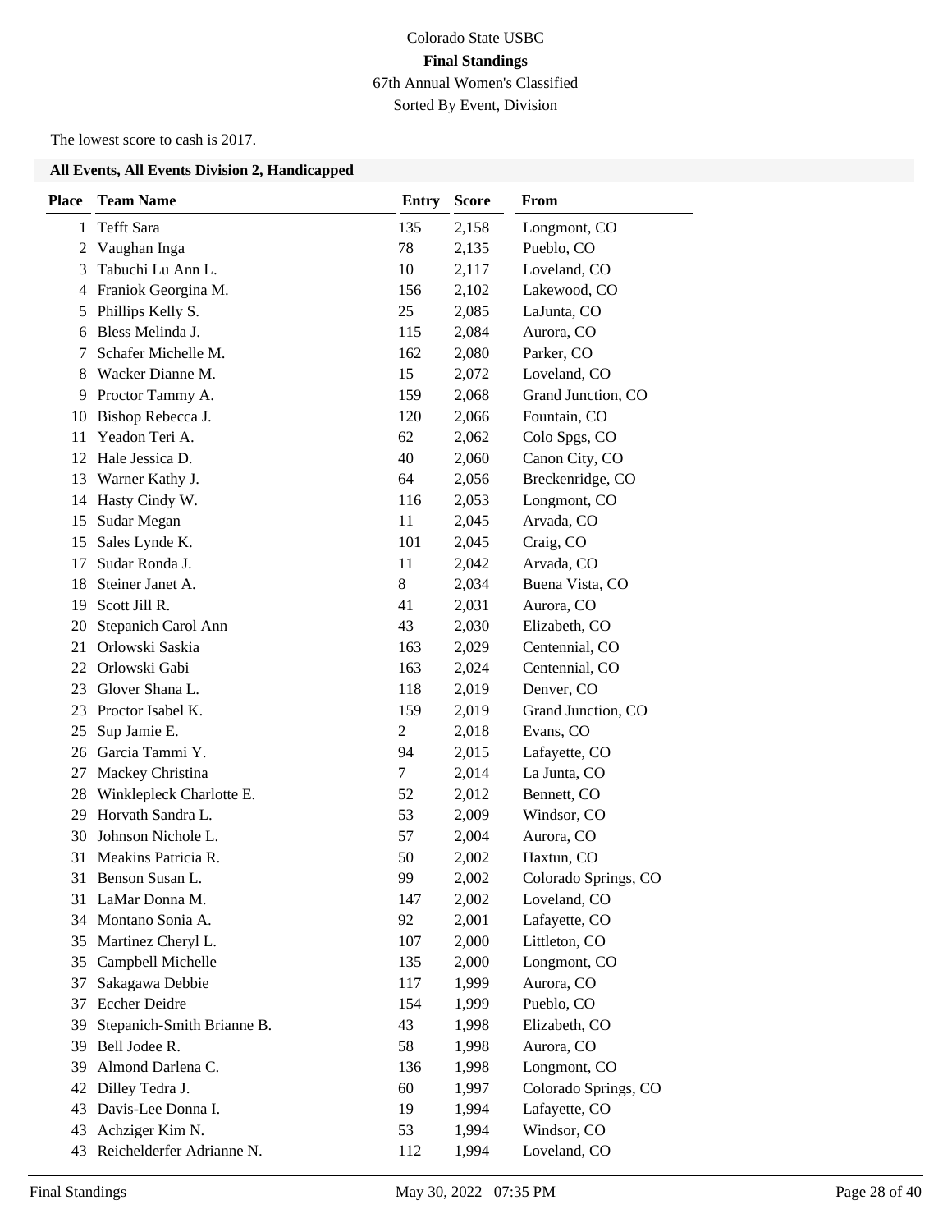Colorado State USBC

**Final Standings**

67th Annual Women's Classified

Sorted By Event, Division

The lowest score to cash is 2017.

**All Events, All Events Division 2, Handicapped**

| Place | Team Name | Entry | Score | From |
|---|---|---|---|---|
| 1 | Tefft Sara | 135 | 2,158 | Longmont, CO |
| 2 | Vaughan Inga | 78 | 2,135 | Pueblo, CO |
| 3 | Tabuchi Lu Ann L. | 10 | 2,117 | Loveland, CO |
| 4 | Franiok Georgina M. | 156 | 2,102 | Lakewood, CO |
| 5 | Phillips Kelly S. | 25 | 2,085 | LaJunta, CO |
| 6 | Bless Melinda J. | 115 | 2,084 | Aurora, CO |
| 7 | Schafer Michelle M. | 162 | 2,080 | Parker, CO |
| 8 | Wacker Dianne M. | 15 | 2,072 | Loveland, CO |
| 9 | Proctor Tammy A. | 159 | 2,068 | Grand Junction, CO |
| 10 | Bishop Rebecca J. | 120 | 2,066 | Fountain, CO |
| 11 | Yeadon Teri A. | 62 | 2,062 | Colo Spgs, CO |
| 12 | Hale Jessica D. | 40 | 2,060 | Canon City, CO |
| 13 | Warner Kathy J. | 64 | 2,056 | Breckenridge, CO |
| 14 | Hasty Cindy W. | 116 | 2,053 | Longmont, CO |
| 15 | Sudar Megan | 11 | 2,045 | Arvada, CO |
| 15 | Sales Lynde K. | 101 | 2,045 | Craig, CO |
| 17 | Sudar Ronda J. | 11 | 2,042 | Arvada, CO |
| 18 | Steiner Janet A. | 8 | 2,034 | Buena Vista, CO |
| 19 | Scott Jill R. | 41 | 2,031 | Aurora, CO |
| 20 | Stepanich Carol Ann | 43 | 2,030 | Elizabeth, CO |
| 21 | Orlowski Saskia | 163 | 2,029 | Centennial, CO |
| 22 | Orlowski Gabi | 163 | 2,024 | Centennial, CO |
| 23 | Glover Shana L. | 118 | 2,019 | Denver, CO |
| 23 | Proctor Isabel K. | 159 | 2,019 | Grand Junction, CO |
| 25 | Sup Jamie E. | 2 | 2,018 | Evans, CO |
| 26 | Garcia Tammi Y. | 94 | 2,015 | Lafayette, CO |
| 27 | Mackey Christina | 7 | 2,014 | La Junta, CO |
| 28 | Winklepleck Charlotte E. | 52 | 2,012 | Bennett, CO |
| 29 | Horvath Sandra L. | 53 | 2,009 | Windsor, CO |
| 30 | Johnson Nichole L. | 57 | 2,004 | Aurora, CO |
| 31 | Meakins Patricia R. | 50 | 2,002 | Haxtun, CO |
| 31 | Benson Susan L. | 99 | 2,002 | Colorado Springs, CO |
| 31 | LaMar Donna M. | 147 | 2,002 | Loveland, CO |
| 34 | Montano Sonia A. | 92 | 2,001 | Lafayette, CO |
| 35 | Martinez Cheryl L. | 107 | 2,000 | Littleton, CO |
| 35 | Campbell Michelle | 135 | 2,000 | Longmont, CO |
| 37 | Sakagawa Debbie | 117 | 1,999 | Aurora, CO |
| 37 | Eccher Deidre | 154 | 1,999 | Pueblo, CO |
| 39 | Stepanich-Smith Brianne B. | 43 | 1,998 | Elizabeth, CO |
| 39 | Bell Jodee R. | 58 | 1,998 | Aurora, CO |
| 39 | Almond Darlena C. | 136 | 1,998 | Longmont, CO |
| 42 | Dilley Tedra J. | 60 | 1,997 | Colorado Springs, CO |
| 43 | Davis-Lee Donna I. | 19 | 1,994 | Lafayette, CO |
| 43 | Achziger Kim N. | 53 | 1,994 | Windsor, CO |
| 43 | Reichelderfer Adrianne N. | 112 | 1,994 | Loveland, CO |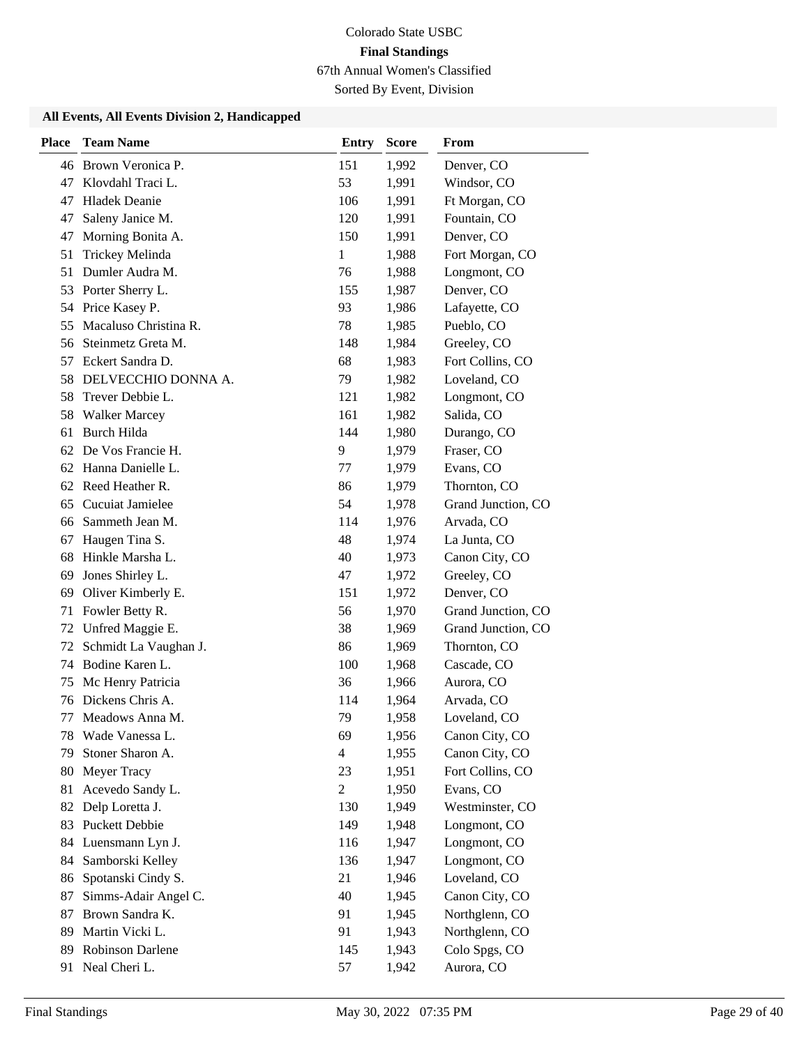Colorado State USBC

**Final Standings**

67th Annual Women's Classified

Sorted By Event, Division

### All Events, All Events Division 2, Handicapped

| Place | Team Name | Entry | Score | From |
|---|---|---|---|---|
| 46 | Brown Veronica P. | 151 | 1,992 | Denver, CO |
| 47 | Klovdahl Traci L. | 53 | 1,991 | Windsor, CO |
| 47 | Hladek Deanie | 106 | 1,991 | Ft Morgan, CO |
| 47 | Saleny Janice M. | 120 | 1,991 | Fountain, CO |
| 47 | Morning Bonita A. | 150 | 1,991 | Denver, CO |
| 51 | Trickey Melinda | 1 | 1,988 | Fort Morgan, CO |
| 51 | Dumler Audra M. | 76 | 1,988 | Longmont, CO |
| 53 | Porter Sherry L. | 155 | 1,987 | Denver, CO |
| 54 | Price Kasey P. | 93 | 1,986 | Lafayette, CO |
| 55 | Macaluso Christina R. | 78 | 1,985 | Pueblo, CO |
| 56 | Steinmetz Greta M. | 148 | 1,984 | Greeley, CO |
| 57 | Eckert Sandra D. | 68 | 1,983 | Fort Collins, CO |
| 58 | DELVECCHIO DONNA A. | 79 | 1,982 | Loveland, CO |
| 58 | Trever Debbie L. | 121 | 1,982 | Longmont, CO |
| 58 | Walker Marcey | 161 | 1,982 | Salida, CO |
| 61 | Burch Hilda | 144 | 1,980 | Durango, CO |
| 62 | De Vos Francie H. | 9 | 1,979 | Fraser, CO |
| 62 | Hanna Danielle L. | 77 | 1,979 | Evans, CO |
| 62 | Reed Heather R. | 86 | 1,979 | Thornton, CO |
| 65 | Cucuiat Jamielee | 54 | 1,978 | Grand Junction, CO |
| 66 | Sammeth Jean M. | 114 | 1,976 | Arvada, CO |
| 67 | Haugen Tina S. | 48 | 1,974 | La Junta, CO |
| 68 | Hinkle Marsha L. | 40 | 1,973 | Canon City, CO |
| 69 | Jones Shirley L. | 47 | 1,972 | Greeley, CO |
| 69 | Oliver Kimberly E. | 151 | 1,972 | Denver, CO |
| 71 | Fowler Betty R. | 56 | 1,970 | Grand Junction, CO |
| 72 | Unfred Maggie E. | 38 | 1,969 | Grand Junction, CO |
| 72 | Schmidt La Vaughan J. | 86 | 1,969 | Thornton, CO |
| 74 | Bodine Karen L. | 100 | 1,968 | Cascade, CO |
| 75 | Mc Henry Patricia | 36 | 1,966 | Aurora, CO |
| 76 | Dickens Chris A. | 114 | 1,964 | Arvada, CO |
| 77 | Meadows Anna M. | 79 | 1,958 | Loveland, CO |
| 78 | Wade Vanessa L. | 69 | 1,956 | Canon City, CO |
| 79 | Stoner Sharon A. | 4 | 1,955 | Canon City, CO |
| 80 | Meyer Tracy | 23 | 1,951 | Fort Collins, CO |
| 81 | Acevedo Sandy L. | 2 | 1,950 | Evans, CO |
| 82 | Delp Loretta J. | 130 | 1,949 | Westminster, CO |
| 83 | Puckett Debbie | 149 | 1,948 | Longmont, CO |
| 84 | Luensmann Lyn J. | 116 | 1,947 | Longmont, CO |
| 84 | Samborski Kelley | 136 | 1,947 | Longmont, CO |
| 86 | Spotanski Cindy S. | 21 | 1,946 | Loveland, CO |
| 87 | Simms-Adair Angel C. | 40 | 1,945 | Canon City, CO |
| 87 | Brown Sandra K. | 91 | 1,945 | Northglenn, CO |
| 89 | Martin Vicki L. | 91 | 1,943 | Northglenn, CO |
| 89 | Robinson Darlene | 145 | 1,943 | Colo Spgs, CO |
| 91 | Neal Cheri L. | 57 | 1,942 | Aurora, CO |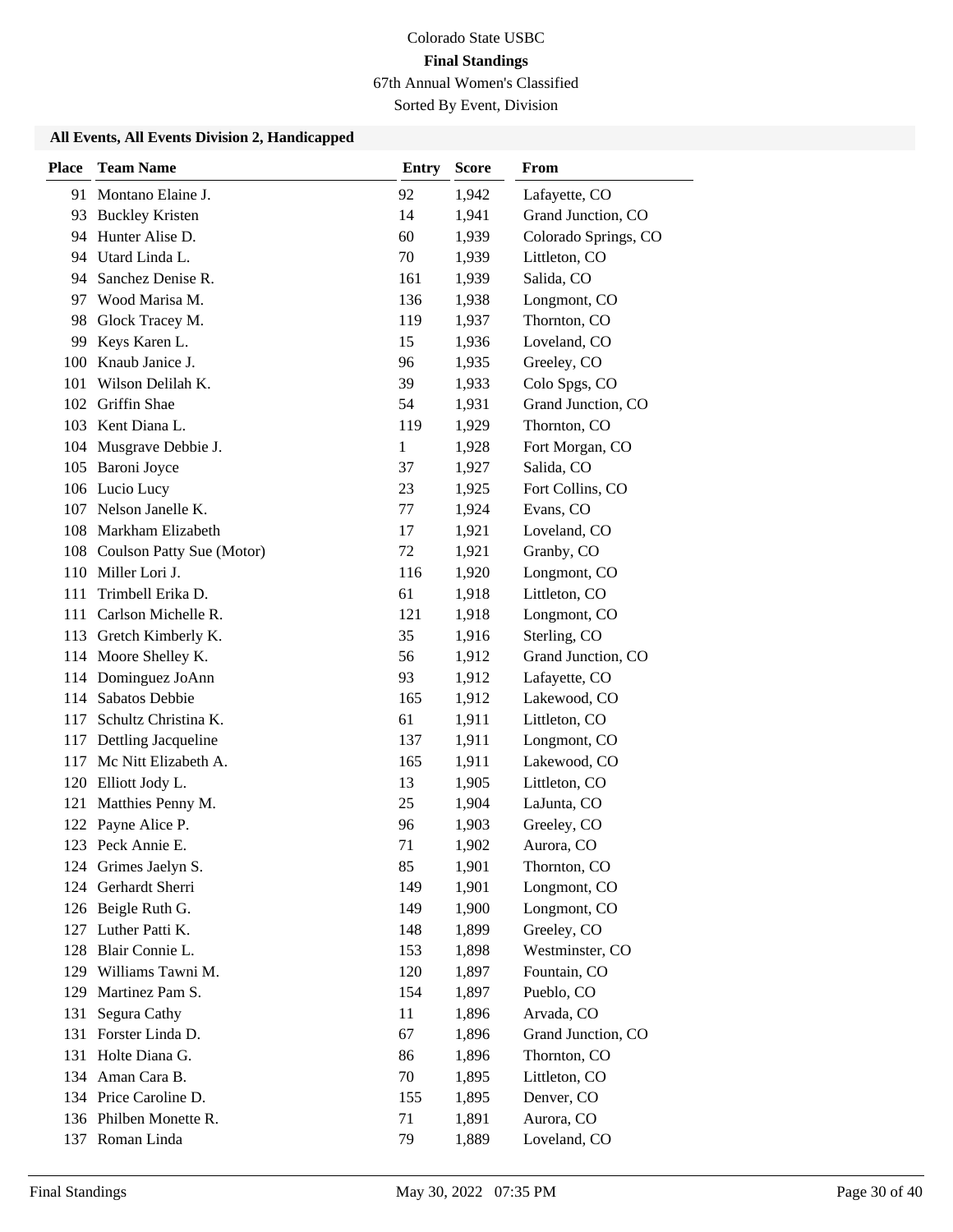Colorado State USBC

**Final Standings**

67th Annual Women's Classified

Sorted By Event, Division

### All Events, All Events Division 2, Handicapped

| Place | Team Name | Entry | Score | From |
|---|---|---|---|---|
| 91 | Montano Elaine J. | 92 | 1,942 | Lafayette, CO |
| 93 | Buckley Kristen | 14 | 1,941 | Grand Junction, CO |
| 94 | Hunter Alise D. | 60 | 1,939 | Colorado Springs, CO |
| 94 | Utard Linda L. | 70 | 1,939 | Littleton, CO |
| 94 | Sanchez Denise R. | 161 | 1,939 | Salida, CO |
| 97 | Wood Marisa M. | 136 | 1,938 | Longmont, CO |
| 98 | Glock Tracey M. | 119 | 1,937 | Thornton, CO |
| 99 | Keys Karen L. | 15 | 1,936 | Loveland, CO |
| 100 | Knaub Janice J. | 96 | 1,935 | Greeley, CO |
| 101 | Wilson Delilah K. | 39 | 1,933 | Colo Spgs, CO |
| 102 | Griffin Shae | 54 | 1,931 | Grand Junction, CO |
| 103 | Kent Diana L. | 119 | 1,929 | Thornton, CO |
| 104 | Musgrave Debbie J. | 1 | 1,928 | Fort Morgan, CO |
| 105 | Baroni Joyce | 37 | 1,927 | Salida, CO |
| 106 | Lucio Lucy | 23 | 1,925 | Fort Collins, CO |
| 107 | Nelson Janelle K. | 77 | 1,924 | Evans, CO |
| 108 | Markham Elizabeth | 17 | 1,921 | Loveland, CO |
| 108 | Coulson Patty Sue (Motor) | 72 | 1,921 | Granby, CO |
| 110 | Miller Lori J. | 116 | 1,920 | Longmont, CO |
| 111 | Trimbell Erika D. | 61 | 1,918 | Littleton, CO |
| 111 | Carlson Michelle R. | 121 | 1,918 | Longmont, CO |
| 113 | Gretch Kimberly K. | 35 | 1,916 | Sterling, CO |
| 114 | Moore Shelley K. | 56 | 1,912 | Grand Junction, CO |
| 114 | Dominguez JoAnn | 93 | 1,912 | Lafayette, CO |
| 114 | Sabatos Debbie | 165 | 1,912 | Lakewood, CO |
| 117 | Schultz Christina K. | 61 | 1,911 | Littleton, CO |
| 117 | Dettling Jacqueline | 137 | 1,911 | Longmont, CO |
| 117 | Mc Nitt Elizabeth A. | 165 | 1,911 | Lakewood, CO |
| 120 | Elliott Jody L. | 13 | 1,905 | Littleton, CO |
| 121 | Matthies Penny M. | 25 | 1,904 | LaJunta, CO |
| 122 | Payne Alice P. | 96 | 1,903 | Greeley, CO |
| 123 | Peck Annie E. | 71 | 1,902 | Aurora, CO |
| 124 | Grimes Jaelyn S. | 85 | 1,901 | Thornton, CO |
| 124 | Gerhardt Sherri | 149 | 1,901 | Longmont, CO |
| 126 | Beigle Ruth G. | 149 | 1,900 | Longmont, CO |
| 127 | Luther Patti K. | 148 | 1,899 | Greeley, CO |
| 128 | Blair Connie L. | 153 | 1,898 | Westminster, CO |
| 129 | Williams Tawni M. | 120 | 1,897 | Fountain, CO |
| 129 | Martinez Pam S. | 154 | 1,897 | Pueblo, CO |
| 131 | Segura Cathy | 11 | 1,896 | Arvada, CO |
| 131 | Forster Linda D. | 67 | 1,896 | Grand Junction, CO |
| 131 | Holte Diana G. | 86 | 1,896 | Thornton, CO |
| 134 | Aman Cara B. | 70 | 1,895 | Littleton, CO |
| 134 | Price Caroline D. | 155 | 1,895 | Denver, CO |
| 136 | Philben Monette R. | 71 | 1,891 | Aurora, CO |
| 137 | Roman Linda | 79 | 1,889 | Loveland, CO |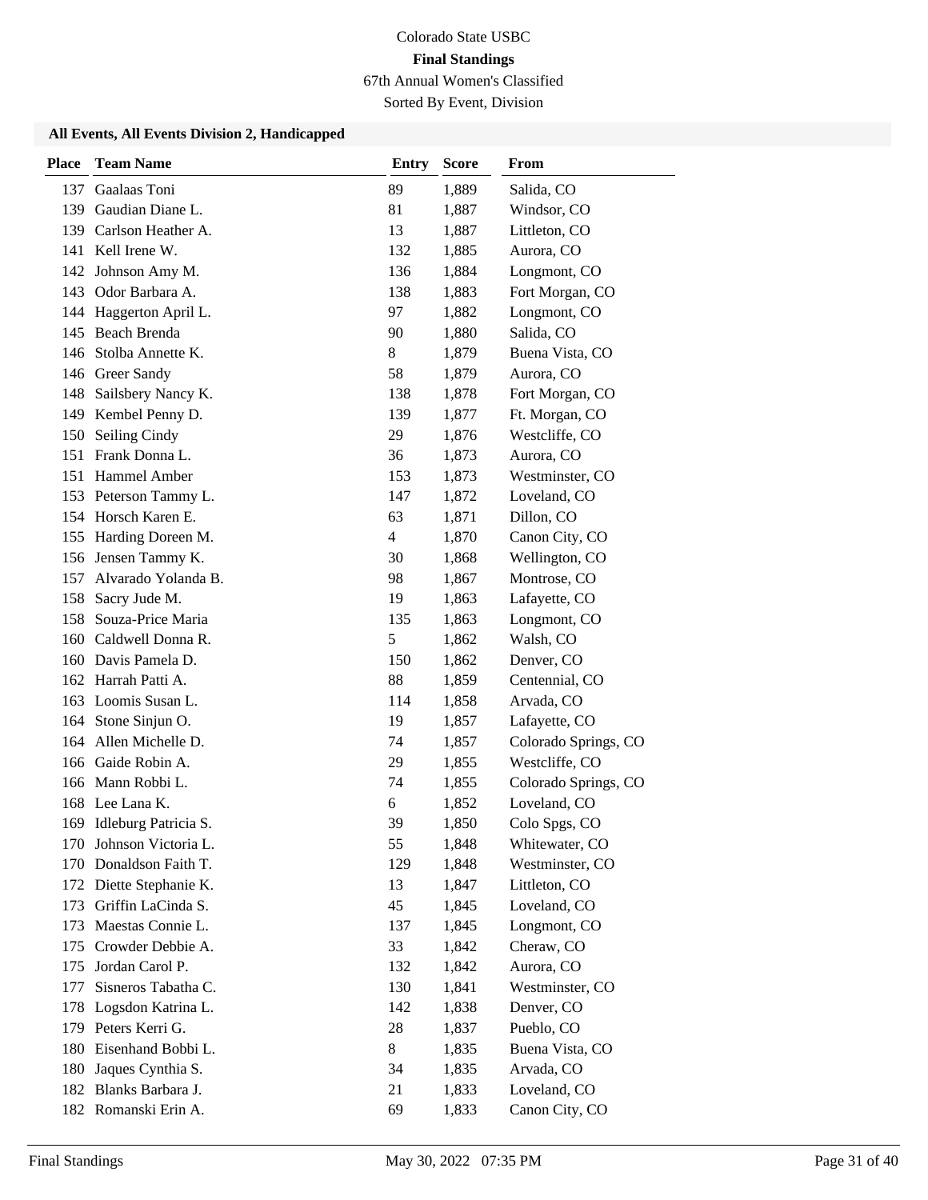Colorado State USBC

**Final Standings**

67th Annual Women's Classified

Sorted By Event, Division

### All Events, All Events Division 2, Handicapped

| Place | Team Name | Entry | Score | From |
|---|---|---|---|---|
| 137 | Gaalaas Toni | 89 | 1,889 | Salida, CO |
| 139 | Gaudian Diane L. | 81 | 1,887 | Windsor, CO |
| 139 | Carlson Heather A. | 13 | 1,887 | Littleton, CO |
| 141 | Kell Irene W. | 132 | 1,885 | Aurora, CO |
| 142 | Johnson Amy M. | 136 | 1,884 | Longmont, CO |
| 143 | Odor Barbara A. | 138 | 1,883 | Fort Morgan, CO |
| 144 | Haggerton April L. | 97 | 1,882 | Longmont, CO |
| 145 | Beach Brenda | 90 | 1,880 | Salida, CO |
| 146 | Stolba Annette K. | 8 | 1,879 | Buena Vista, CO |
| 146 | Greer Sandy | 58 | 1,879 | Aurora, CO |
| 148 | Sailsbery Nancy K. | 138 | 1,878 | Fort Morgan, CO |
| 149 | Kembel Penny D. | 139 | 1,877 | Ft. Morgan, CO |
| 150 | Seiling Cindy | 29 | 1,876 | Westcliffe, CO |
| 151 | Frank Donna L. | 36 | 1,873 | Aurora, CO |
| 151 | Hammel Amber | 153 | 1,873 | Westminster, CO |
| 153 | Peterson Tammy L. | 147 | 1,872 | Loveland, CO |
| 154 | Horsch Karen E. | 63 | 1,871 | Dillon, CO |
| 155 | Harding Doreen M. | 4 | 1,870 | Canon City, CO |
| 156 | Jensen Tammy K. | 30 | 1,868 | Wellington, CO |
| 157 | Alvarado Yolanda B. | 98 | 1,867 | Montrose, CO |
| 158 | Sacry Jude M. | 19 | 1,863 | Lafayette, CO |
| 158 | Souza-Price Maria | 135 | 1,863 | Longmont, CO |
| 160 | Caldwell Donna R. | 5 | 1,862 | Walsh, CO |
| 160 | Davis Pamela D. | 150 | 1,862 | Denver, CO |
| 162 | Harrah Patti A. | 88 | 1,859 | Centennial, CO |
| 163 | Loomis Susan L. | 114 | 1,858 | Arvada, CO |
| 164 | Stone Sinjun O. | 19 | 1,857 | Lafayette, CO |
| 164 | Allen Michelle D. | 74 | 1,857 | Colorado Springs, CO |
| 166 | Gaide Robin A. | 29 | 1,855 | Westcliffe, CO |
| 166 | Mann Robbi L. | 74 | 1,855 | Colorado Springs, CO |
| 168 | Lee Lana K. | 6 | 1,852 | Loveland, CO |
| 169 | Idleburg Patricia S. | 39 | 1,850 | Colo Spgs, CO |
| 170 | Johnson Victoria L. | 55 | 1,848 | Whitewater, CO |
| 170 | Donaldson Faith T. | 129 | 1,848 | Westminster, CO |
| 172 | Diette Stephanie K. | 13 | 1,847 | Littleton, CO |
| 173 | Griffin LaCinda S. | 45 | 1,845 | Loveland, CO |
| 173 | Maestas Connie L. | 137 | 1,845 | Longmont, CO |
| 175 | Crowder Debbie A. | 33 | 1,842 | Cheraw, CO |
| 175 | Jordan Carol P. | 132 | 1,842 | Aurora, CO |
| 177 | Sisneros Tabatha C. | 130 | 1,841 | Westminster, CO |
| 178 | Logsdon Katrina L. | 142 | 1,838 | Denver, CO |
| 179 | Peters Kerri G. | 28 | 1,837 | Pueblo, CO |
| 180 | Eisenhand Bobbi L. | 8 | 1,835 | Buena Vista, CO |
| 180 | Jaques Cynthia S. | 34 | 1,835 | Arvada, CO |
| 182 | Blanks Barbara J. | 21 | 1,833 | Loveland, CO |
| 182 | Romanski Erin A. | 69 | 1,833 | Canon City, CO |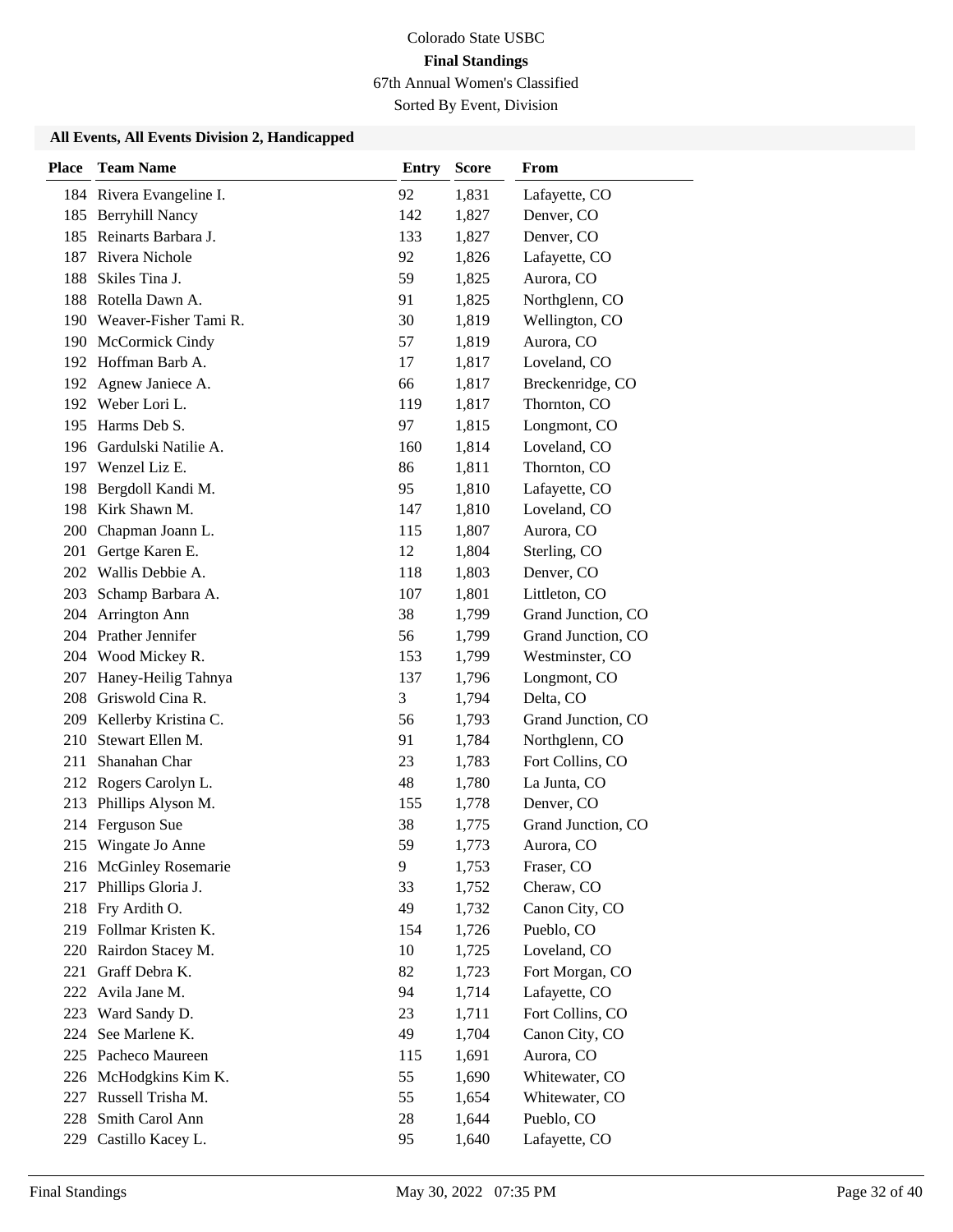Colorado State USBC

**Final Standings**

67th Annual Women's Classified

Sorted By Event, Division

### All Events, All Events Division 2, Handicapped

| Place | Team Name | Entry | Score | From |
|---|---|---|---|---|
| 184 | Rivera Evangeline I. | 92 | 1,831 | Lafayette, CO |
| 185 | Berryhill Nancy | 142 | 1,827 | Denver, CO |
| 185 | Reinarts Barbara J. | 133 | 1,827 | Denver, CO |
| 187 | Rivera Nichole | 92 | 1,826 | Lafayette, CO |
| 188 | Skiles Tina J. | 59 | 1,825 | Aurora, CO |
| 188 | Rotella Dawn A. | 91 | 1,825 | Northglenn, CO |
| 190 | Weaver-Fisher Tami R. | 30 | 1,819 | Wellington, CO |
| 190 | McCormick Cindy | 57 | 1,819 | Aurora, CO |
| 192 | Hoffman Barb A. | 17 | 1,817 | Loveland, CO |
| 192 | Agnew Janiece A. | 66 | 1,817 | Breckenridge, CO |
| 192 | Weber Lori L. | 119 | 1,817 | Thornton, CO |
| 195 | Harms Deb S. | 97 | 1,815 | Longmont, CO |
| 196 | Gardulski Natilie A. | 160 | 1,814 | Loveland, CO |
| 197 | Wenzel Liz E. | 86 | 1,811 | Thornton, CO |
| 198 | Bergdoll Kandi M. | 95 | 1,810 | Lafayette, CO |
| 198 | Kirk Shawn M. | 147 | 1,810 | Loveland, CO |
| 200 | Chapman Joann L. | 115 | 1,807 | Aurora, CO |
| 201 | Gertge Karen E. | 12 | 1,804 | Sterling, CO |
| 202 | Wallis Debbie A. | 118 | 1,803 | Denver, CO |
| 203 | Schamp Barbara A. | 107 | 1,801 | Littleton, CO |
| 204 | Arrington Ann | 38 | 1,799 | Grand Junction, CO |
| 204 | Prather Jennifer | 56 | 1,799 | Grand Junction, CO |
| 204 | Wood Mickey R. | 153 | 1,799 | Westminster, CO |
| 207 | Haney-Heilig Tahnya | 137 | 1,796 | Longmont, CO |
| 208 | Griswold Cina R. | 3 | 1,794 | Delta, CO |
| 209 | Kellerby Kristina C. | 56 | 1,793 | Grand Junction, CO |
| 210 | Stewart Ellen M. | 91 | 1,784 | Northglenn, CO |
| 211 | Shanahan Char | 23 | 1,783 | Fort Collins, CO |
| 212 | Rogers Carolyn L. | 48 | 1,780 | La Junta, CO |
| 213 | Phillips Alyson M. | 155 | 1,778 | Denver, CO |
| 214 | Ferguson Sue | 38 | 1,775 | Grand Junction, CO |
| 215 | Wingate Jo Anne | 59 | 1,773 | Aurora, CO |
| 216 | McGinley Rosemarie | 9 | 1,753 | Fraser, CO |
| 217 | Phillips Gloria J. | 33 | 1,752 | Cheraw, CO |
| 218 | Fry Ardith O. | 49 | 1,732 | Canon City, CO |
| 219 | Follmar Kristen K. | 154 | 1,726 | Pueblo, CO |
| 220 | Rairdon Stacey M. | 10 | 1,725 | Loveland, CO |
| 221 | Graff Debra K. | 82 | 1,723 | Fort Morgan, CO |
| 222 | Avila Jane M. | 94 | 1,714 | Lafayette, CO |
| 223 | Ward Sandy D. | 23 | 1,711 | Fort Collins, CO |
| 224 | See Marlene K. | 49 | 1,704 | Canon City, CO |
| 225 | Pacheco Maureen | 115 | 1,691 | Aurora, CO |
| 226 | McHodgkins Kim K. | 55 | 1,690 | Whitewater, CO |
| 227 | Russell Trisha M. | 55 | 1,654 | Whitewater, CO |
| 228 | Smith Carol Ann | 28 | 1,644 | Pueblo, CO |
| 229 | Castillo Kacey L. | 95 | 1,640 | Lafayette, CO |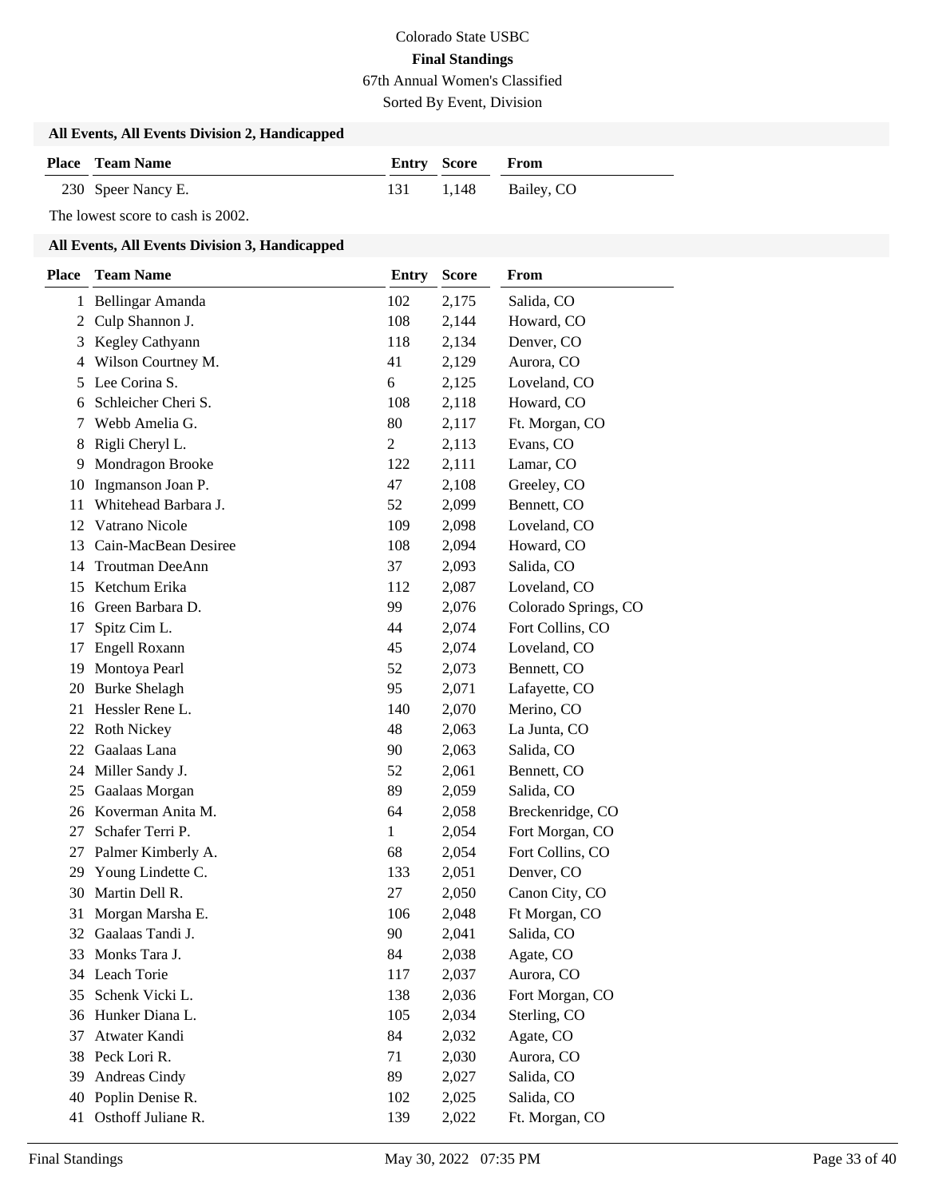Colorado State USBC

**Final Standings**

67th Annual Women's Classified

Sorted By Event, Division

### All Events, All Events Division 2, Handicapped

| Place | Team Name | Entry | Score | From |
|---|---|---|---|---|
| 230 | Speer Nancy E. | 131 | 1,148 | Bailey, CO |

The lowest score to cash is 2002.

### All Events, All Events Division 3, Handicapped

| Place | Team Name | Entry | Score | From |
|---|---|---|---|---|
| 1 | Bellingar Amanda | 102 | 2,175 | Salida, CO |
| 2 | Culp Shannon J. | 108 | 2,144 | Howard, CO |
| 3 | Kegley Cathyann | 118 | 2,134 | Denver, CO |
| 4 | Wilson Courtney M. | 41 | 2,129 | Aurora, CO |
| 5 | Lee Corina S. | 6 | 2,125 | Loveland, CO |
| 6 | Schleicher Cheri S. | 108 | 2,118 | Howard, CO |
| 7 | Webb Amelia G. | 80 | 2,117 | Ft. Morgan, CO |
| 8 | Rigli Cheryl L. | 2 | 2,113 | Evans, CO |
| 9 | Mondragon Brooke | 122 | 2,111 | Lamar, CO |
| 10 | Ingmanson Joan P. | 47 | 2,108 | Greeley, CO |
| 11 | Whitehead Barbara J. | 52 | 2,099 | Bennett, CO |
| 12 | Vatrano Nicole | 109 | 2,098 | Loveland, CO |
| 13 | Cain-MacBean Desiree | 108 | 2,094 | Howard, CO |
| 14 | Troutman DeeAnn | 37 | 2,093 | Salida, CO |
| 15 | Ketchum Erika | 112 | 2,087 | Loveland, CO |
| 16 | Green Barbara D. | 99 | 2,076 | Colorado Springs, CO |
| 17 | Spitz Cim L. | 44 | 2,074 | Fort Collins, CO |
| 17 | Engell Roxann | 45 | 2,074 | Loveland, CO |
| 19 | Montoya Pearl | 52 | 2,073 | Bennett, CO |
| 20 | Burke Shelagh | 95 | 2,071 | Lafayette, CO |
| 21 | Hessler Rene L. | 140 | 2,070 | Merino, CO |
| 22 | Roth Nickey | 48 | 2,063 | La Junta, CO |
| 22 | Gaalaas Lana | 90 | 2,063 | Salida, CO |
| 24 | Miller Sandy J. | 52 | 2,061 | Bennett, CO |
| 25 | Gaalaas Morgan | 89 | 2,059 | Salida, CO |
| 26 | Koverman Anita M. | 64 | 2,058 | Breckenridge, CO |
| 27 | Schafer Terri P. | 1 | 2,054 | Fort Morgan, CO |
| 27 | Palmer Kimberly A. | 68 | 2,054 | Fort Collins, CO |
| 29 | Young Lindette C. | 133 | 2,051 | Denver, CO |
| 30 | Martin Dell R. | 27 | 2,050 | Canon City, CO |
| 31 | Morgan Marsha E. | 106 | 2,048 | Ft Morgan, CO |
| 32 | Gaalaas Tandi J. | 90 | 2,041 | Salida, CO |
| 33 | Monks Tara J. | 84 | 2,038 | Agate, CO |
| 34 | Leach Torie | 117 | 2,037 | Aurora, CO |
| 35 | Schenk Vicki L. | 138 | 2,036 | Fort Morgan, CO |
| 36 | Hunker Diana L. | 105 | 2,034 | Sterling, CO |
| 37 | Atwater Kandi | 84 | 2,032 | Agate, CO |
| 38 | Peck Lori R. | 71 | 2,030 | Aurora, CO |
| 39 | Andreas Cindy | 89 | 2,027 | Salida, CO |
| 40 | Poplin Denise R. | 102 | 2,025 | Salida, CO |
| 41 | Osthoff Juliane R. | 139 | 2,022 | Ft. Morgan, CO |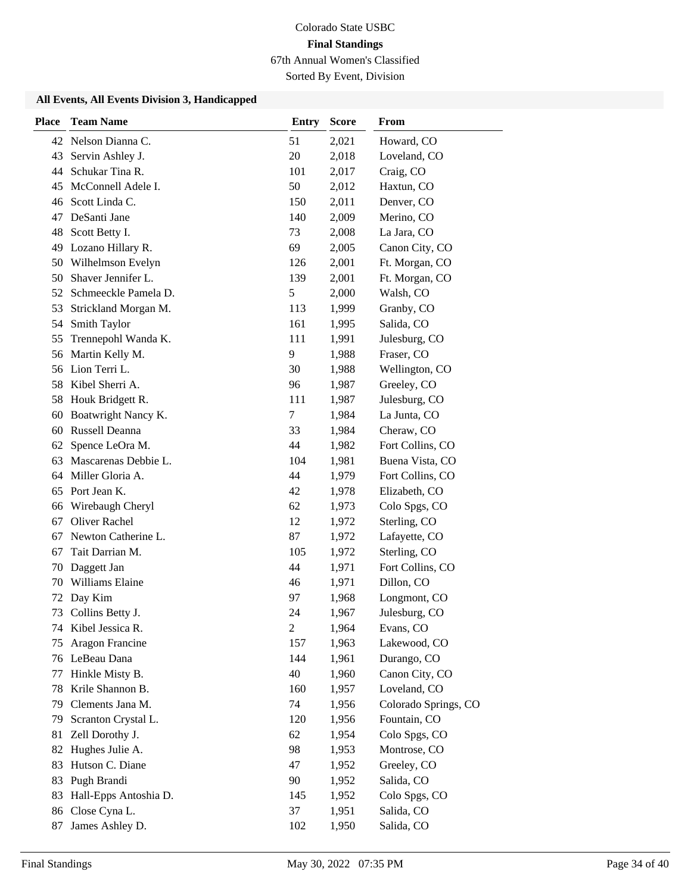Colorado State USBC

**Final Standings**

67th Annual Women's Classified

Sorted By Event, Division

### All Events, All Events Division 3, Handicapped

| Place | Team Name | Entry | Score | From |
|---|---|---|---|---|
| 42 | Nelson Dianna C. | 51 | 2,021 | Howard, CO |
| 43 | Servin Ashley J. | 20 | 2,018 | Loveland, CO |
| 44 | Schukar Tina R. | 101 | 2,017 | Craig, CO |
| 45 | McConnell Adele I. | 50 | 2,012 | Haxtun, CO |
| 46 | Scott Linda C. | 150 | 2,011 | Denver, CO |
| 47 | DeSanti Jane | 140 | 2,009 | Merino, CO |
| 48 | Scott Betty I. | 73 | 2,008 | La Jara, CO |
| 49 | Lozano Hillary R. | 69 | 2,005 | Canon City, CO |
| 50 | Wilhelmson Evelyn | 126 | 2,001 | Ft. Morgan, CO |
| 50 | Shaver Jennifer L. | 139 | 2,001 | Ft. Morgan, CO |
| 52 | Schmeeckle Pamela D. | 5 | 2,000 | Walsh, CO |
| 53 | Strickland Morgan M. | 113 | 1,999 | Granby, CO |
| 54 | Smith Taylor | 161 | 1,995 | Salida, CO |
| 55 | Trennepohl Wanda K. | 111 | 1,991 | Julesburg, CO |
| 56 | Martin Kelly M. | 9 | 1,988 | Fraser, CO |
| 56 | Lion Terri L. | 30 | 1,988 | Wellington, CO |
| 58 | Kibel Sherri A. | 96 | 1,987 | Greeley, CO |
| 58 | Houk Bridgett R. | 111 | 1,987 | Julesburg, CO |
| 60 | Boatwright Nancy K. | 7 | 1,984 | La Junta, CO |
| 60 | Russell Deanna | 33 | 1,984 | Cheraw, CO |
| 62 | Spence LeOra M. | 44 | 1,982 | Fort Collins, CO |
| 63 | Mascarenas Debbie L. | 104 | 1,981 | Buena Vista, CO |
| 64 | Miller Gloria A. | 44 | 1,979 | Fort Collins, CO |
| 65 | Port Jean K. | 42 | 1,978 | Elizabeth, CO |
| 66 | Wirebaugh Cheryl | 62 | 1,973 | Colo Spgs, CO |
| 67 | Oliver Rachel | 12 | 1,972 | Sterling, CO |
| 67 | Newton Catherine L. | 87 | 1,972 | Lafayette, CO |
| 67 | Tait Darrian M. | 105 | 1,972 | Sterling, CO |
| 70 | Daggett Jan | 44 | 1,971 | Fort Collins, CO |
| 70 | Williams Elaine | 46 | 1,971 | Dillon, CO |
| 72 | Day Kim | 97 | 1,968 | Longmont, CO |
| 73 | Collins Betty J. | 24 | 1,967 | Julesburg, CO |
| 74 | Kibel Jessica R. | 2 | 1,964 | Evans, CO |
| 75 | Aragon Francine | 157 | 1,963 | Lakewood, CO |
| 76 | LeBeau Dana | 144 | 1,961 | Durango, CO |
| 77 | Hinkle Misty B. | 40 | 1,960 | Canon City, CO |
| 78 | Krile Shannon B. | 160 | 1,957 | Loveland, CO |
| 79 | Clements Jana M. | 74 | 1,956 | Colorado Springs, CO |
| 79 | Scranton Crystal L. | 120 | 1,956 | Fountain, CO |
| 81 | Zell Dorothy J. | 62 | 1,954 | Colo Spgs, CO |
| 82 | Hughes Julie A. | 98 | 1,953 | Montrose, CO |
| 83 | Hutson C. Diane | 47 | 1,952 | Greeley, CO |
| 83 | Pugh Brandi | 90 | 1,952 | Salida, CO |
| 83 | Hall-Epps Antoshia D. | 145 | 1,952 | Colo Spgs, CO |
| 86 | Close Cyna L. | 37 | 1,951 | Salida, CO |
| 87 | James Ashley D. | 102 | 1,950 | Salida, CO |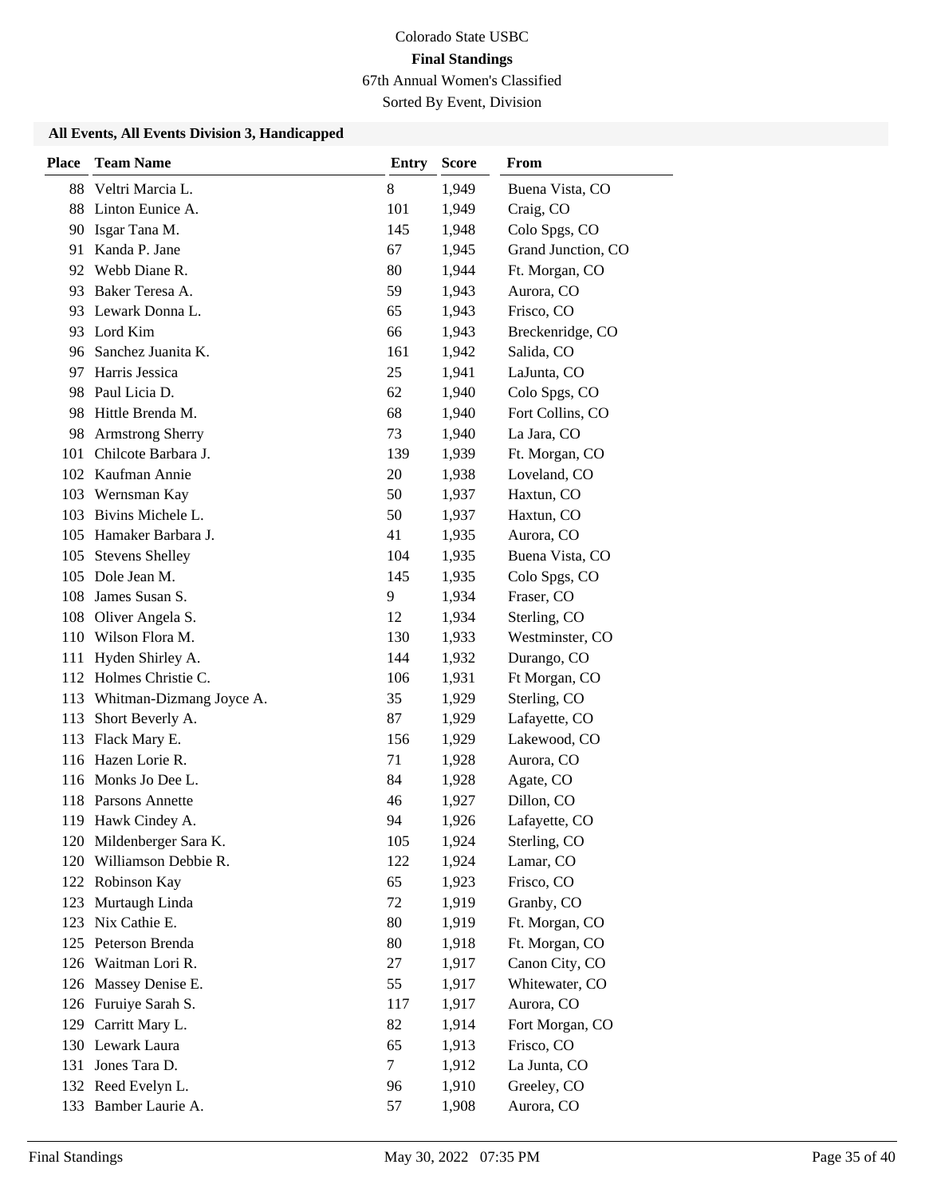Colorado State USBC

**Final Standings**

67th Annual Women's Classified

Sorted By Event, Division

### All Events, All Events Division 3, Handicapped

| Place | Team Name | Entry | Score | From |
|---|---|---|---|---|
| 88 | Veltri Marcia L. | 8 | 1,949 | Buena Vista, CO |
| 88 | Linton Eunice A. | 101 | 1,949 | Craig, CO |
| 90 | Isgar Tana M. | 145 | 1,948 | Colo Spgs, CO |
| 91 | Kanda P. Jane | 67 | 1,945 | Grand Junction, CO |
| 92 | Webb Diane R. | 80 | 1,944 | Ft. Morgan, CO |
| 93 | Baker Teresa A. | 59 | 1,943 | Aurora, CO |
| 93 | Lewark Donna L. | 65 | 1,943 | Frisco, CO |
| 93 | Lord Kim | 66 | 1,943 | Breckenridge, CO |
| 96 | Sanchez Juanita K. | 161 | 1,942 | Salida, CO |
| 97 | Harris Jessica | 25 | 1,941 | LaJunta, CO |
| 98 | Paul Licia D. | 62 | 1,940 | Colo Spgs, CO |
| 98 | Hittle Brenda M. | 68 | 1,940 | Fort Collins, CO |
| 98 | Armstrong Sherry | 73 | 1,940 | La Jara, CO |
| 101 | Chilcote Barbara J. | 139 | 1,939 | Ft. Morgan, CO |
| 102 | Kaufman Annie | 20 | 1,938 | Loveland, CO |
| 103 | Wernsman Kay | 50 | 1,937 | Haxtun, CO |
| 103 | Bivins Michele L. | 50 | 1,937 | Haxtun, CO |
| 105 | Hamaker Barbara J. | 41 | 1,935 | Aurora, CO |
| 105 | Stevens Shelley | 104 | 1,935 | Buena Vista, CO |
| 105 | Dole Jean M. | 145 | 1,935 | Colo Spgs, CO |
| 108 | James Susan S. | 9 | 1,934 | Fraser, CO |
| 108 | Oliver Angela S. | 12 | 1,934 | Sterling, CO |
| 110 | Wilson Flora M. | 130 | 1,933 | Westminster, CO |
| 111 | Hyden Shirley A. | 144 | 1,932 | Durango, CO |
| 112 | Holmes Christie C. | 106 | 1,931 | Ft Morgan, CO |
| 113 | Whitman-Dizmang Joyce A. | 35 | 1,929 | Sterling, CO |
| 113 | Short Beverly A. | 87 | 1,929 | Lafayette, CO |
| 113 | Flack Mary E. | 156 | 1,929 | Lakewood, CO |
| 116 | Hazen Lorie R. | 71 | 1,928 | Aurora, CO |
| 116 | Monks Jo Dee L. | 84 | 1,928 | Agate, CO |
| 118 | Parsons Annette | 46 | 1,927 | Dillon, CO |
| 119 | Hawk Cindey A. | 94 | 1,926 | Lafayette, CO |
| 120 | Mildenberger Sara K. | 105 | 1,924 | Sterling, CO |
| 120 | Williamson Debbie R. | 122 | 1,924 | Lamar, CO |
| 122 | Robinson Kay | 65 | 1,923 | Frisco, CO |
| 123 | Murtaugh Linda | 72 | 1,919 | Granby, CO |
| 123 | Nix Cathie E. | 80 | 1,919 | Ft. Morgan, CO |
| 125 | Peterson Brenda | 80 | 1,918 | Ft. Morgan, CO |
| 126 | Waitman Lori R. | 27 | 1,917 | Canon City, CO |
| 126 | Massey Denise E. | 55 | 1,917 | Whitewater, CO |
| 126 | Furuiye Sarah S. | 117 | 1,917 | Aurora, CO |
| 129 | Carritt Mary L. | 82 | 1,914 | Fort Morgan, CO |
| 130 | Lewark Laura | 65 | 1,913 | Frisco, CO |
| 131 | Jones Tara D. | 7 | 1,912 | La Junta, CO |
| 132 | Reed Evelyn L. | 96 | 1,910 | Greeley, CO |
| 133 | Bamber Laurie A. | 57 | 1,908 | Aurora, CO |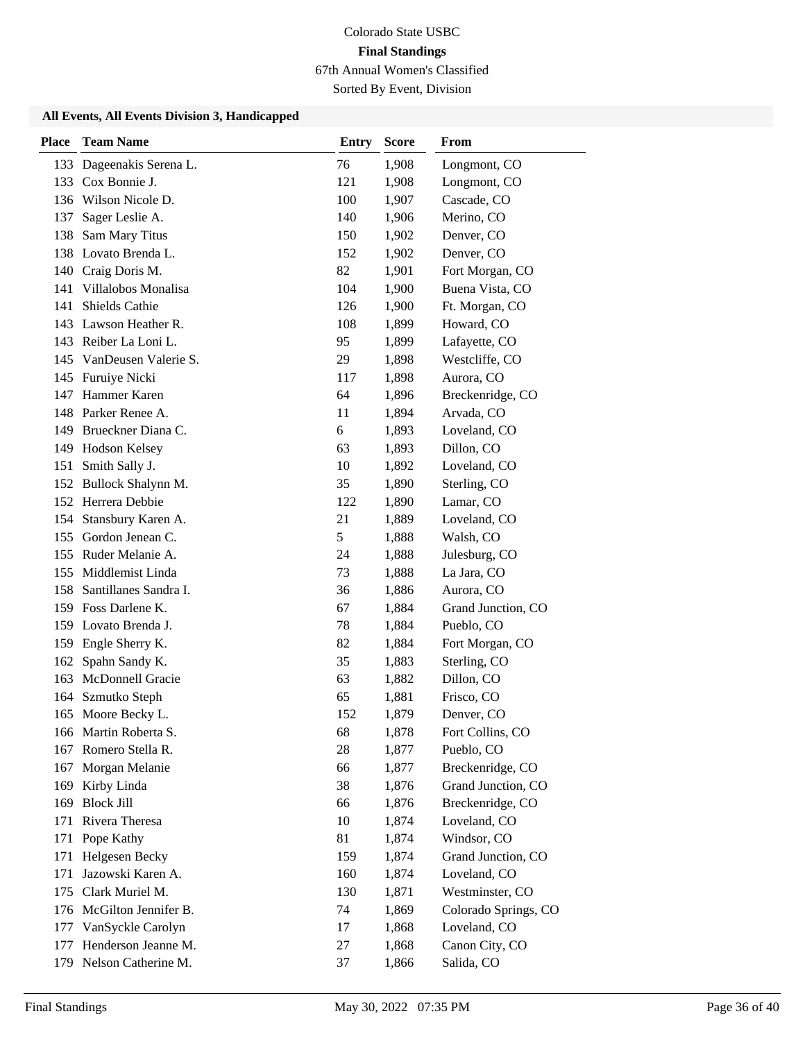Colorado State USBC

**Final Standings**

67th Annual Women's Classified

Sorted By Event, Division

### All Events, All Events Division 3, Handicapped

| Place | Team Name | Entry | Score | From |
|---|---|---|---|---|
| 133 | Dageenakis Serena L. | 76 | 1,908 | Longmont, CO |
| 133 | Cox Bonnie J. | 121 | 1,908 | Longmont, CO |
| 136 | Wilson Nicole D. | 100 | 1,907 | Cascade, CO |
| 137 | Sager Leslie A. | 140 | 1,906 | Merino, CO |
| 138 | Sam Mary Titus | 150 | 1,902 | Denver, CO |
| 138 | Lovato Brenda L. | 152 | 1,902 | Denver, CO |
| 140 | Craig Doris M. | 82 | 1,901 | Fort Morgan, CO |
| 141 | Villalobos Monalisa | 104 | 1,900 | Buena Vista, CO |
| 141 | Shields Cathie | 126 | 1,900 | Ft. Morgan, CO |
| 143 | Lawson Heather R. | 108 | 1,899 | Howard, CO |
| 143 | Reiber La Loni L. | 95 | 1,899 | Lafayette, CO |
| 145 | VanDeusen Valerie S. | 29 | 1,898 | Westcliffe, CO |
| 145 | Furuiye Nicki | 117 | 1,898 | Aurora, CO |
| 147 | Hammer Karen | 64 | 1,896 | Breckenridge, CO |
| 148 | Parker Renee A. | 11 | 1,894 | Arvada, CO |
| 149 | Brueckner Diana C. | 6 | 1,893 | Loveland, CO |
| 149 | Hodson Kelsey | 63 | 1,893 | Dillon, CO |
| 151 | Smith Sally J. | 10 | 1,892 | Loveland, CO |
| 152 | Bullock Shalynn M. | 35 | 1,890 | Sterling, CO |
| 152 | Herrera Debbie | 122 | 1,890 | Lamar, CO |
| 154 | Stansbury Karen A. | 21 | 1,889 | Loveland, CO |
| 155 | Gordon Jenean C. | 5 | 1,888 | Walsh, CO |
| 155 | Ruder Melanie A. | 24 | 1,888 | Julesburg, CO |
| 155 | Middlemist Linda | 73 | 1,888 | La Jara, CO |
| 158 | Santillanes Sandra I. | 36 | 1,886 | Aurora, CO |
| 159 | Foss Darlene K. | 67 | 1,884 | Grand Junction, CO |
| 159 | Lovato Brenda J. | 78 | 1,884 | Pueblo, CO |
| 159 | Engle Sherry K. | 82 | 1,884 | Fort Morgan, CO |
| 162 | Spahn Sandy K. | 35 | 1,883 | Sterling, CO |
| 163 | McDonnell Gracie | 63 | 1,882 | Dillon, CO |
| 164 | Szmutko Steph | 65 | 1,881 | Frisco, CO |
| 165 | Moore Becky L. | 152 | 1,879 | Denver, CO |
| 166 | Martin Roberta S. | 68 | 1,878 | Fort Collins, CO |
| 167 | Romero Stella R. | 28 | 1,877 | Pueblo, CO |
| 167 | Morgan Melanie | 66 | 1,877 | Breckenridge, CO |
| 169 | Kirby Linda | 38 | 1,876 | Grand Junction, CO |
| 169 | Block Jill | 66 | 1,876 | Breckenridge, CO |
| 171 | Rivera Theresa | 10 | 1,874 | Loveland, CO |
| 171 | Pope Kathy | 81 | 1,874 | Windsor, CO |
| 171 | Helgesen Becky | 159 | 1,874 | Grand Junction, CO |
| 171 | Jazowski Karen A. | 160 | 1,874 | Loveland, CO |
| 175 | Clark Muriel M. | 130 | 1,871 | Westminster, CO |
| 176 | McGilton Jennifer B. | 74 | 1,869 | Colorado Springs, CO |
| 177 | VanSyckle Carolyn | 17 | 1,868 | Loveland, CO |
| 177 | Henderson Jeanne M. | 27 | 1,868 | Canon City, CO |
| 179 | Nelson Catherine M. | 37 | 1,866 | Salida, CO |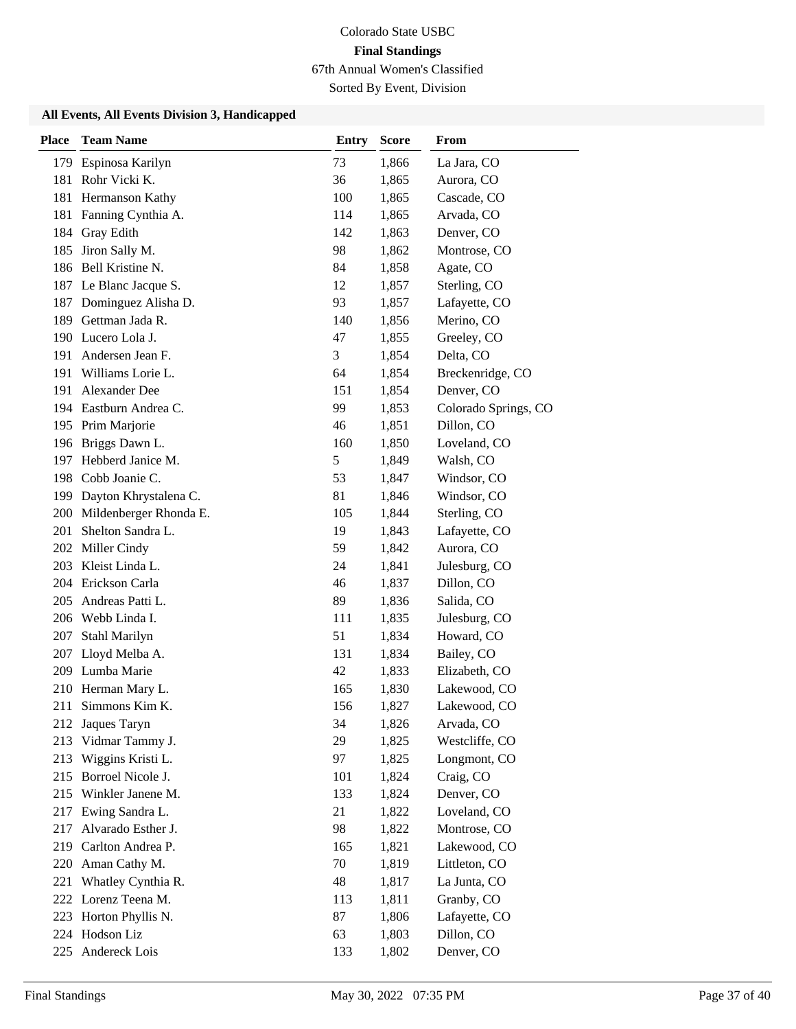Colorado State USBC

**Final Standings**

67th Annual Women's Classified

Sorted By Event, Division

### All Events, All Events Division 3, Handicapped

| Place | Team Name | Entry | Score | From |
|---|---|---|---|---|
| 179 | Espinosa Karilyn | 73 | 1,866 | La Jara, CO |
| 181 | Rohr Vicki K. | 36 | 1,865 | Aurora, CO |
| 181 | Hermanson Kathy | 100 | 1,865 | Cascade, CO |
| 181 | Fanning Cynthia A. | 114 | 1,865 | Arvada, CO |
| 184 | Gray Edith | 142 | 1,863 | Denver, CO |
| 185 | Jiron Sally M. | 98 | 1,862 | Montrose, CO |
| 186 | Bell Kristine N. | 84 | 1,858 | Agate, CO |
| 187 | Le Blanc Jacque S. | 12 | 1,857 | Sterling, CO |
| 187 | Dominguez Alisha D. | 93 | 1,857 | Lafayette, CO |
| 189 | Gettman Jada R. | 140 | 1,856 | Merino, CO |
| 190 | Lucero Lola J. | 47 | 1,855 | Greeley, CO |
| 191 | Andersen Jean F. | 3 | 1,854 | Delta, CO |
| 191 | Williams Lorie L. | 64 | 1,854 | Breckenridge, CO |
| 191 | Alexander Dee | 151 | 1,854 | Denver, CO |
| 194 | Eastburn Andrea C. | 99 | 1,853 | Colorado Springs, CO |
| 195 | Prim Marjorie | 46 | 1,851 | Dillon, CO |
| 196 | Briggs Dawn L. | 160 | 1,850 | Loveland, CO |
| 197 | Hebberd Janice M. | 5 | 1,849 | Walsh, CO |
| 198 | Cobb Joanie C. | 53 | 1,847 | Windsor, CO |
| 199 | Dayton Khrystalena C. | 81 | 1,846 | Windsor, CO |
| 200 | Mildenberger Rhonda E. | 105 | 1,844 | Sterling, CO |
| 201 | Shelton Sandra L. | 19 | 1,843 | Lafayette, CO |
| 202 | Miller Cindy | 59 | 1,842 | Aurora, CO |
| 203 | Kleist Linda L. | 24 | 1,841 | Julesburg, CO |
| 204 | Erickson Carla | 46 | 1,837 | Dillon, CO |
| 205 | Andreas Patti L. | 89 | 1,836 | Salida, CO |
| 206 | Webb Linda I. | 111 | 1,835 | Julesburg, CO |
| 207 | Stahl Marilyn | 51 | 1,834 | Howard, CO |
| 207 | Lloyd Melba A. | 131 | 1,834 | Bailey, CO |
| 209 | Lumba Marie | 42 | 1,833 | Elizabeth, CO |
| 210 | Herman Mary L. | 165 | 1,830 | Lakewood, CO |
| 211 | Simmons Kim K. | 156 | 1,827 | Lakewood, CO |
| 212 | Jaques Taryn | 34 | 1,826 | Arvada, CO |
| 213 | Vidmar Tammy J. | 29 | 1,825 | Westcliffe, CO |
| 213 | Wiggins Kristi L. | 97 | 1,825 | Longmont, CO |
| 215 | Borroel Nicole J. | 101 | 1,824 | Craig, CO |
| 215 | Winkler Janene M. | 133 | 1,824 | Denver, CO |
| 217 | Ewing Sandra L. | 21 | 1,822 | Loveland, CO |
| 217 | Alvarado Esther J. | 98 | 1,822 | Montrose, CO |
| 219 | Carlton Andrea P. | 165 | 1,821 | Lakewood, CO |
| 220 | Aman Cathy M. | 70 | 1,819 | Littleton, CO |
| 221 | Whatley Cynthia R. | 48 | 1,817 | La Junta, CO |
| 222 | Lorenz Teena M. | 113 | 1,811 | Granby, CO |
| 223 | Horton Phyllis N. | 87 | 1,806 | Lafayette, CO |
| 224 | Hodson Liz | 63 | 1,803 | Dillon, CO |
| 225 | Andereck Lois | 133 | 1,802 | Denver, CO |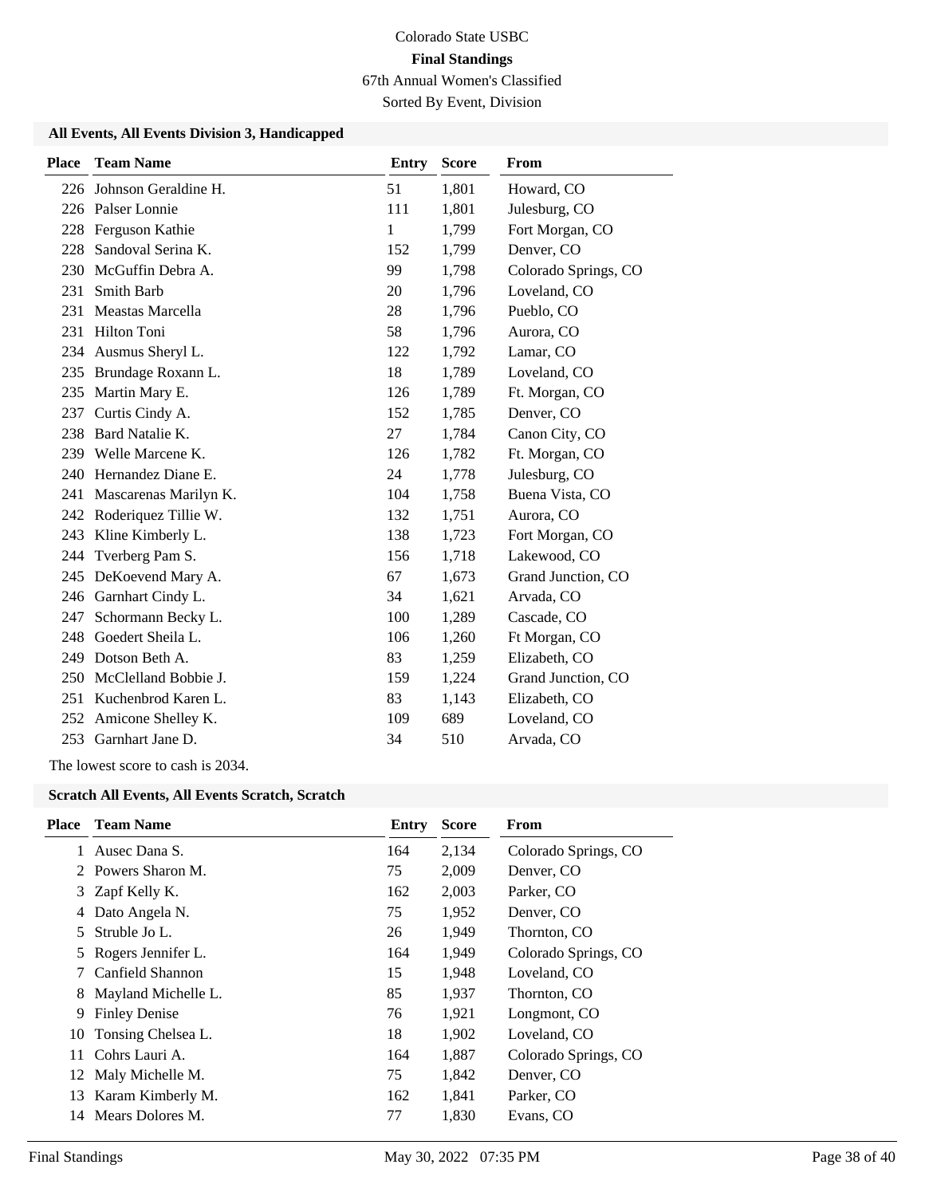Colorado State USBC

**Final Standings**

67th Annual Women's Classified

Sorted By Event, Division

### All Events, All Events Division 3, Handicapped

| Place | Team Name | Entry | Score | From |
|---|---|---|---|---|
| 226 | Johnson Geraldine H. | 51 | 1,801 | Howard, CO |
| 226 | Palser Lonnie | 111 | 1,801 | Julesburg, CO |
| 228 | Ferguson Kathie | 1 | 1,799 | Fort Morgan, CO |
| 228 | Sandoval Serina K. | 152 | 1,799 | Denver, CO |
| 230 | McGuffin Debra A. | 99 | 1,798 | Colorado Springs, CO |
| 231 | Smith Barb | 20 | 1,796 | Loveland, CO |
| 231 | Meastas Marcella | 28 | 1,796 | Pueblo, CO |
| 231 | Hilton Toni | 58 | 1,796 | Aurora, CO |
| 234 | Ausmus Sheryl L. | 122 | 1,792 | Lamar, CO |
| 235 | Brundage Roxann L. | 18 | 1,789 | Loveland, CO |
| 235 | Martin Mary E. | 126 | 1,789 | Ft. Morgan, CO |
| 237 | Curtis Cindy A. | 152 | 1,785 | Denver, CO |
| 238 | Bard Natalie K. | 27 | 1,784 | Canon City, CO |
| 239 | Welle Marcene K. | 126 | 1,782 | Ft. Morgan, CO |
| 240 | Hernandez Diane E. | 24 | 1,778 | Julesburg, CO |
| 241 | Mascarenas Marilyn K. | 104 | 1,758 | Buena Vista, CO |
| 242 | Roderiquez Tillie W. | 132 | 1,751 | Aurora, CO |
| 243 | Kline Kimberly L. | 138 | 1,723 | Fort Morgan, CO |
| 244 | Tverberg Pam S. | 156 | 1,718 | Lakewood, CO |
| 245 | DeKoevend Mary A. | 67 | 1,673 | Grand Junction, CO |
| 246 | Garnhart Cindy L. | 34 | 1,621 | Arvada, CO |
| 247 | Schormann Becky L. | 100 | 1,289 | Cascade, CO |
| 248 | Goedert Sheila L. | 106 | 1,260 | Ft Morgan, CO |
| 249 | Dotson Beth A. | 83 | 1,259 | Elizabeth, CO |
| 250 | McClelland Bobbie J. | 159 | 1,224 | Grand Junction, CO |
| 251 | Kuchenbrod Karen L. | 83 | 1,143 | Elizabeth, CO |
| 252 | Amicone Shelley K. | 109 | 689 | Loveland, CO |
| 253 | Garnhart Jane D. | 34 | 510 | Arvada, CO |

The lowest score to cash is 2034.

### Scratch All Events, All Events Scratch, Scratch

| Place | Team Name | Entry | Score | From |
|---|---|---|---|---|
| 1 | Ausec Dana S. | 164 | 2,134 | Colorado Springs, CO |
| 2 | Powers Sharon M. | 75 | 2,009 | Denver, CO |
| 3 | Zapf Kelly K. | 162 | 2,003 | Parker, CO |
| 4 | Dato Angela N. | 75 | 1,952 | Denver, CO |
| 5 | Struble Jo L. | 26 | 1,949 | Thornton, CO |
| 5 | Rogers Jennifer L. | 164 | 1,949 | Colorado Springs, CO |
| 7 | Canfield Shannon | 15 | 1,948 | Loveland, CO |
| 8 | Mayland Michelle L. | 85 | 1,937 | Thornton, CO |
| 9 | Finley Denise | 76 | 1,921 | Longmont, CO |
| 10 | Tonsing Chelsea L. | 18 | 1,902 | Loveland, CO |
| 11 | Cohrs Lauri A. | 164 | 1,887 | Colorado Springs, CO |
| 12 | Maly Michelle M. | 75 | 1,842 | Denver, CO |
| 13 | Karam Kimberly M. | 162 | 1,841 | Parker, CO |
| 14 | Mears Dolores M. | 77 | 1,830 | Evans, CO |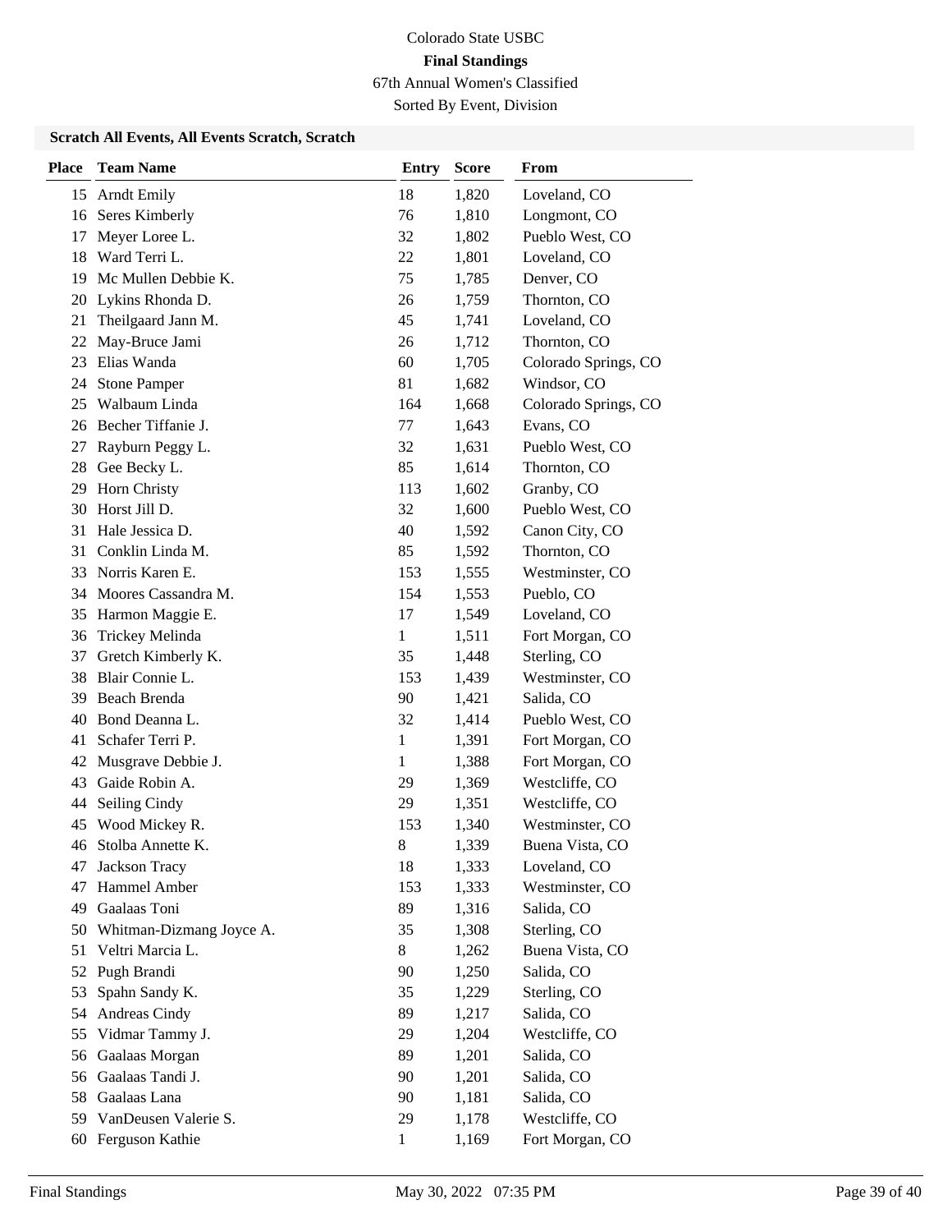Colorado State USBC

**Final Standings**

67th Annual Women's Classified

Sorted By Event, Division

### Scratch All Events, All Events Scratch, Scratch

| Place | Team Name | Entry | Score | From |
|---|---|---|---|---|
| 15 | Arndt Emily | 18 | 1,820 | Loveland, CO |
| 16 | Seres Kimberly | 76 | 1,810 | Longmont, CO |
| 17 | Meyer Loree L. | 32 | 1,802 | Pueblo West, CO |
| 18 | Ward Terri L. | 22 | 1,801 | Loveland, CO |
| 19 | Mc Mullen Debbie K. | 75 | 1,785 | Denver, CO |
| 20 | Lykins Rhonda D. | 26 | 1,759 | Thornton, CO |
| 21 | Theilgaard Jann M. | 45 | 1,741 | Loveland, CO |
| 22 | May-Bruce Jami | 26 | 1,712 | Thornton, CO |
| 23 | Elias Wanda | 60 | 1,705 | Colorado Springs, CO |
| 24 | Stone Pamper | 81 | 1,682 | Windsor, CO |
| 25 | Walbaum Linda | 164 | 1,668 | Colorado Springs, CO |
| 26 | Becher Tiffanie J. | 77 | 1,643 | Evans, CO |
| 27 | Rayburn Peggy L. | 32 | 1,631 | Pueblo West, CO |
| 28 | Gee Becky L. | 85 | 1,614 | Thornton, CO |
| 29 | Horn Christy | 113 | 1,602 | Granby, CO |
| 30 | Horst Jill D. | 32 | 1,600 | Pueblo West, CO |
| 31 | Hale Jessica D. | 40 | 1,592 | Canon City, CO |
| 31 | Conklin Linda M. | 85 | 1,592 | Thornton, CO |
| 33 | Norris Karen E. | 153 | 1,555 | Westminster, CO |
| 34 | Moores Cassandra M. | 154 | 1,553 | Pueblo, CO |
| 35 | Harmon Maggie E. | 17 | 1,549 | Loveland, CO |
| 36 | Trickey Melinda | 1 | 1,511 | Fort Morgan, CO |
| 37 | Gretch Kimberly K. | 35 | 1,448 | Sterling, CO |
| 38 | Blair Connie L. | 153 | 1,439 | Westminster, CO |
| 39 | Beach Brenda | 90 | 1,421 | Salida, CO |
| 40 | Bond Deanna L. | 32 | 1,414 | Pueblo West, CO |
| 41 | Schafer Terri P. | 1 | 1,391 | Fort Morgan, CO |
| 42 | Musgrave Debbie J. | 1 | 1,388 | Fort Morgan, CO |
| 43 | Gaide Robin A. | 29 | 1,369 | Westcliffe, CO |
| 44 | Seiling Cindy | 29 | 1,351 | Westcliffe, CO |
| 45 | Wood Mickey R. | 153 | 1,340 | Westminster, CO |
| 46 | Stolba Annette K. | 8 | 1,339 | Buena Vista, CO |
| 47 | Jackson Tracy | 18 | 1,333 | Loveland, CO |
| 47 | Hammel Amber | 153 | 1,333 | Westminster, CO |
| 49 | Gaalaas Toni | 89 | 1,316 | Salida, CO |
| 50 | Whitman-Dizmang Joyce A. | 35 | 1,308 | Sterling, CO |
| 51 | Veltri Marcia L. | 8 | 1,262 | Buena Vista, CO |
| 52 | Pugh Brandi | 90 | 1,250 | Salida, CO |
| 53 | Spahn Sandy K. | 35 | 1,229 | Sterling, CO |
| 54 | Andreas Cindy | 89 | 1,217 | Salida, CO |
| 55 | Vidmar Tammy J. | 29 | 1,204 | Westcliffe, CO |
| 56 | Gaalaas Morgan | 89 | 1,201 | Salida, CO |
| 56 | Gaalaas Tandi J. | 90 | 1,201 | Salida, CO |
| 58 | Gaalaas Lana | 90 | 1,181 | Salida, CO |
| 59 | VanDeusen Valerie S. | 29 | 1,178 | Westcliffe, CO |
| 60 | Ferguson Kathie | 1 | 1,169 | Fort Morgan, CO |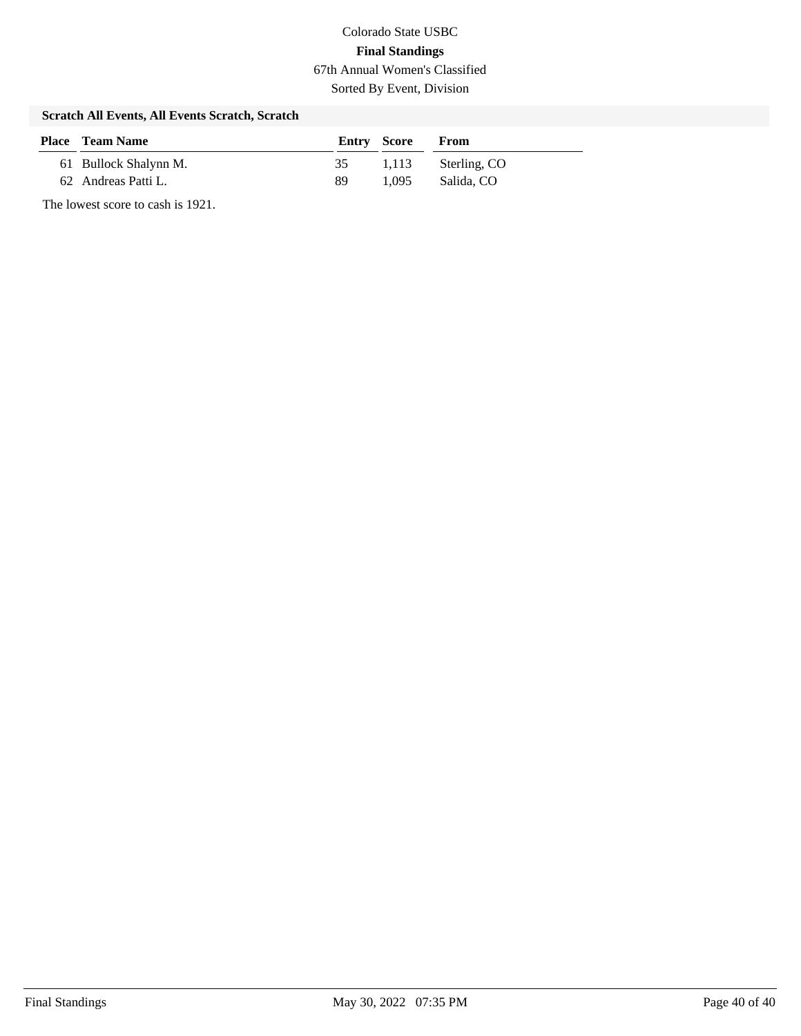Colorado State USBC

**Final Standings**

67th Annual Women's Classified

Sorted By Event, Division

### Scratch All Events, All Events Scratch, Scratch

| Place | Team Name | Entry | Score | From |
|---|---|---|---|---|
| 61 | Bullock Shalynn M. | 35 | 1,113 | Sterling, CO |
| 62 | Andreas Patti L. | 89 | 1,095 | Salida, CO |

The lowest score to cash is 1921.